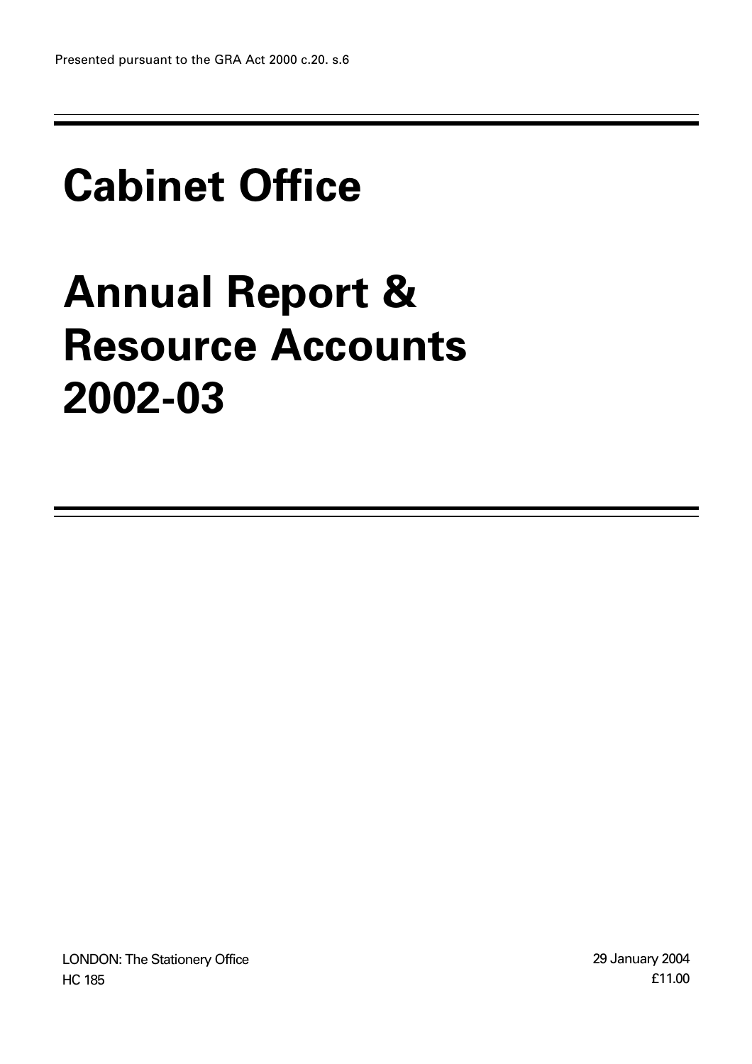Presented pursuant to the GRA Act 2000 c.20. s.6

# Cabinet Office

# Annual Report & Resource Accounts 2002-03

LONDON: The Stationery Office
HC 185

29 January 2004
£11.00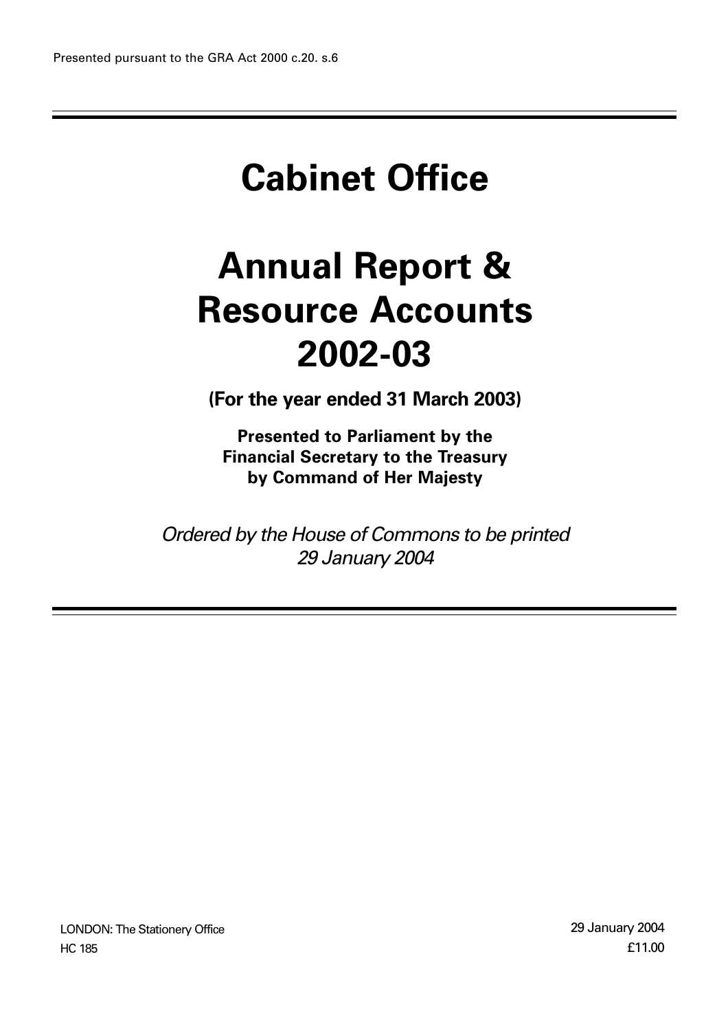Presented pursuant to the GRA Act 2000 c.20. s.6

# Cabinet Office

# Annual Report & Resource Accounts 2002-03

**(For the year ended 31 March 2003)**

**Presented to Parliament by the Financial Secretary to the Treasury by Command of Her Majesty**

*Ordered by the House of Commons to be printed 29 January 2004*

LONDON: The Stationery Office
HC 185

29 January 2004
£11.00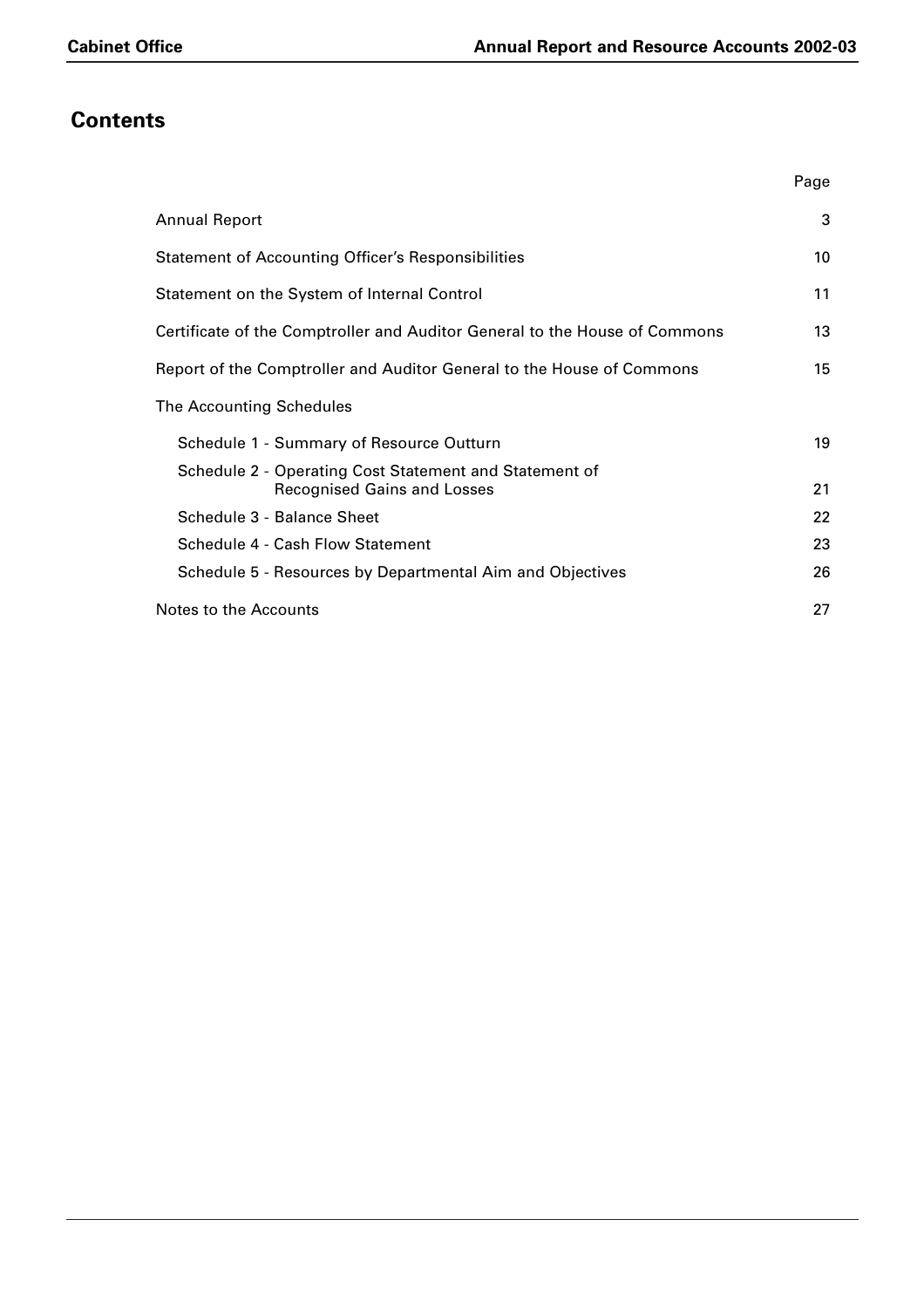## Contents

| | Page |
|---|---|
| Annual Report | 3 |
| Statement of Accounting Officer's Responsibilities | 10 |
| Statement on the System of Internal Control | 11 |
| Certificate of the Comptroller and Auditor General to the House of Commons | 13 |
| Report of the Comptroller and Auditor General to the House of Commons | 15 |
| The Accounting Schedules | |
| Schedule 1 - Summary of Resource Outturn | 19 |
| Schedule 2 - Operating Cost Statement and Statement of Recognised Gains and Losses | 21 |
| Schedule 3 - Balance Sheet | 22 |
| Schedule 4 - Cash Flow Statement | 23 |
| Schedule 5 - Resources by Departmental Aim and Objectives | 26 |
| Notes to the Accounts | 27 |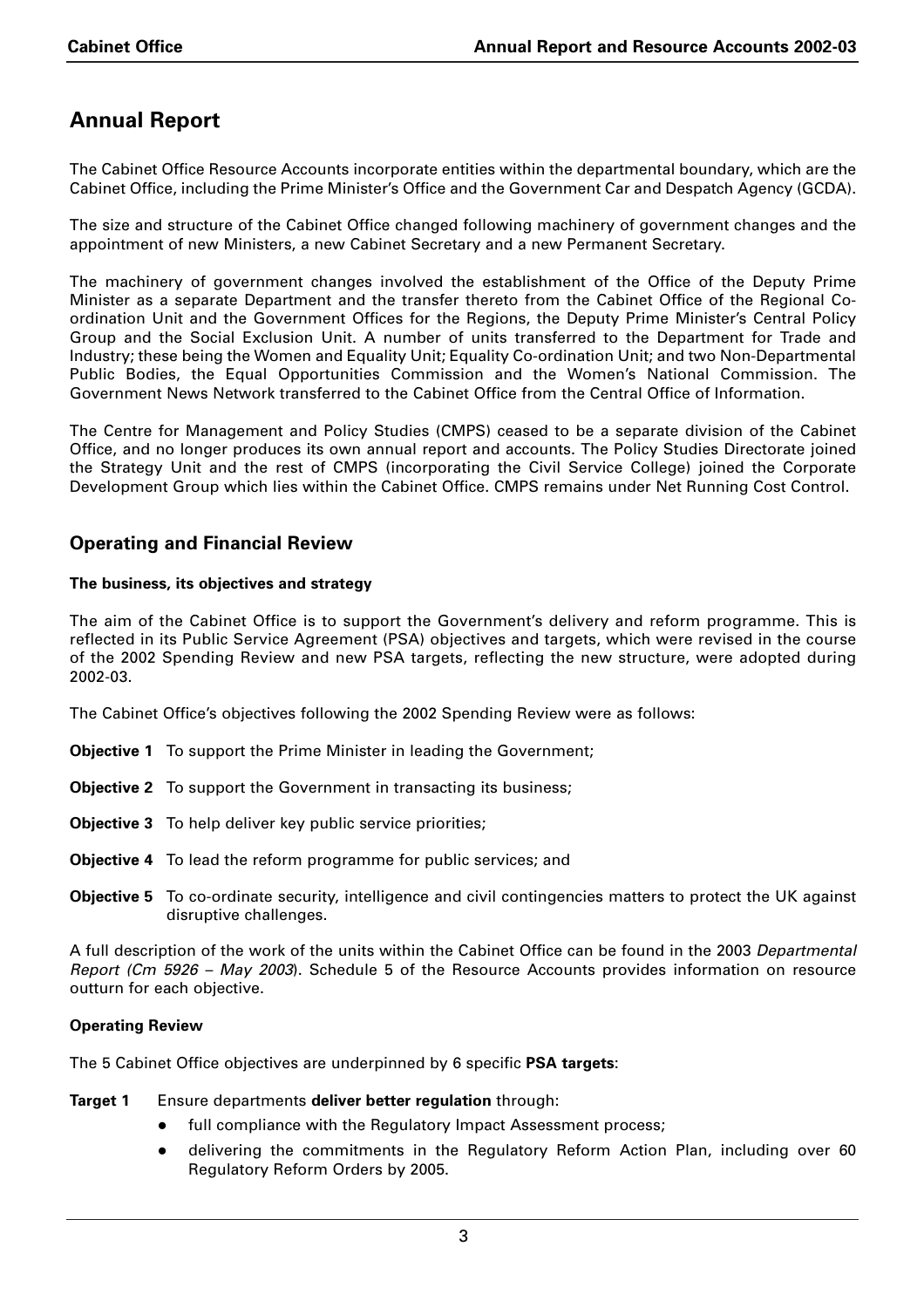# Annual Report

The Cabinet Office Resource Accounts incorporate entities within the departmental boundary, which are the Cabinet Office, including the Prime Minister's Office and the Government Car and Despatch Agency (GCDA).

The size and structure of the Cabinet Office changed following machinery of government changes and the appointment of new Ministers, a new Cabinet Secretary and a new Permanent Secretary.

The machinery of government changes involved the establishment of the Office of the Deputy Prime Minister as a separate Department and the transfer thereto from the Cabinet Office of the Regional Co-ordination Unit and the Government Offices for the Regions, the Deputy Prime Minister's Central Policy Group and the Social Exclusion Unit. A number of units transferred to the Department for Trade and Industry; these being the Women and Equality Unit; Equality Co-ordination Unit; and two Non-Departmental Public Bodies, the Equal Opportunities Commission and the Women's National Commission. The Government News Network transferred to the Cabinet Office from the Central Office of Information.

The Centre for Management and Policy Studies (CMPS) ceased to be a separate division of the Cabinet Office, and no longer produces its own annual report and accounts. The Policy Studies Directorate joined the Strategy Unit and the rest of CMPS (incorporating the Civil Service College) joined the Corporate Development Group which lies within the Cabinet Office. CMPS remains under Net Running Cost Control.

## Operating and Financial Review

### The business, its objectives and strategy

The aim of the Cabinet Office is to support the Government's delivery and reform programme. This is reflected in its Public Service Agreement (PSA) objectives and targets, which were revised in the course of the 2002 Spending Review and new PSA targets, reflecting the new structure, were adopted during 2002-03.

The Cabinet Office's objectives following the 2002 Spending Review were as follows:

**Objective 1** To support the Prime Minister in leading the Government;

**Objective 2** To support the Government in transacting its business;

**Objective 3** To help deliver key public service priorities;

**Objective 4** To lead the reform programme for public services; and

**Objective 5** To co-ordinate security, intelligence and civil contingencies matters to protect the UK against disruptive challenges.

A full description of the work of the units within the Cabinet Office can be found in the 2003 *Departmental Report (Cm 5926 – May 2003*). Schedule 5 of the Resource Accounts provides information on resource outturn for each objective.

### Operating Review

The 5 Cabinet Office objectives are underpinned by 6 specific **PSA targets**:

**Target 1** Ensure departments **deliver better regulation** through:

- full compliance with the Regulatory Impact Assessment process;
- delivering the commitments in the Regulatory Reform Action Plan, including over 60 Regulatory Reform Orders by 2005.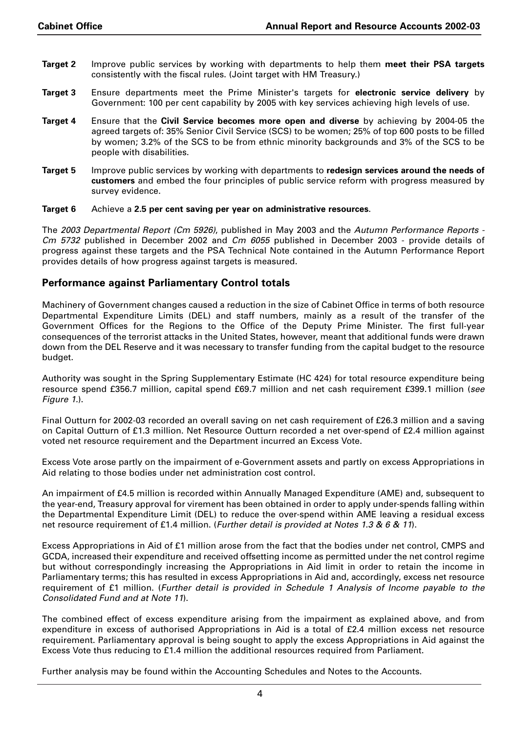**Target 2** Improve public services by working with departments to help them **meet their PSA targets** consistently with the fiscal rules. (Joint target with HM Treasury.)

**Target 3** Ensure departments meet the Prime Minister's targets for **electronic service delivery** by Government: 100 per cent capability by 2005 with key services achieving high levels of use.

**Target 4** Ensure that the **Civil Service becomes more open and diverse** by achieving by 2004-05 the agreed targets of: 35% Senior Civil Service (SCS) to be women; 25% of top 600 posts to be filled by women; 3.2% of the SCS to be from ethnic minority backgrounds and 3% of the SCS to be people with disabilities.

**Target 5** Improve public services by working with departments to **redesign services around the needs of customers** and embed the four principles of public service reform with progress measured by survey evidence.

**Target 6** Achieve a **2.5 per cent saving per year on administrative resources**.

The *2003 Departmental Report (Cm 5926)*, published in May 2003 and the *Autumn Performance Reports - Cm 5732* published in December 2002 and *Cm 6055* published in December 2003 - provide details of progress against these targets and the PSA Technical Note contained in the Autumn Performance Report provides details of how progress against targets is measured.

## Performance against Parliamentary Control totals

Machinery of Government changes caused a reduction in the size of Cabinet Office in terms of both resource Departmental Expenditure Limits (DEL) and staff numbers, mainly as a result of the transfer of the Government Offices for the Regions to the Office of the Deputy Prime Minister. The first full-year consequences of the terrorist attacks in the United States, however, meant that additional funds were drawn down from the DEL Reserve and it was necessary to transfer funding from the capital budget to the resource budget.

Authority was sought in the Spring Supplementary Estimate (HC 424) for total resource expenditure being resource spend £356.7 million, capital spend £69.7 million and net cash requirement £399.1 million (*see Figure 1.*).

Final Outturn for 2002-03 recorded an overall saving on net cash requirement of £26.3 million and a saving on Capital Outturn of £1.3 million. Net Resource Outturn recorded a net over-spend of £2.4 million against voted net resource requirement and the Department incurred an Excess Vote.

Excess Vote arose partly on the impairment of e-Government assets and partly on excess Appropriations in Aid relating to those bodies under net administration cost control.

An impairment of £4.5 million is recorded within Annually Managed Expenditure (AME) and, subsequent to the year-end, Treasury approval for virement has been obtained in order to apply under-spends falling within the Departmental Expenditure Limit (DEL) to reduce the over-spend within AME leaving a residual excess net resource requirement of £1.4 million. (*Further detail is provided at Notes 1.3 & 6 & 11*).

Excess Appropriations in Aid of £1 million arose from the fact that the bodies under net control, CMPS and GCDA, increased their expenditure and received offsetting income as permitted under the net control regime but without correspondingly increasing the Appropriations in Aid limit in order to retain the income in Parliamentary terms; this has resulted in excess Appropriations in Aid and, accordingly, excess net resource requirement of £1 million. (*Further detail is provided in Schedule 1 Analysis of Income payable to the Consolidated Fund and at Note 11*).

The combined effect of excess expenditure arising from the impairment as explained above, and from expenditure in excess of authorised Appropriations in Aid is a total of £2.4 million excess net resource requirement. Parliamentary approval is being sought to apply the excess Appropriations in Aid against the Excess Vote thus reducing to £1.4 million the additional resources required from Parliament.

Further analysis may be found within the Accounting Schedules and Notes to the Accounts.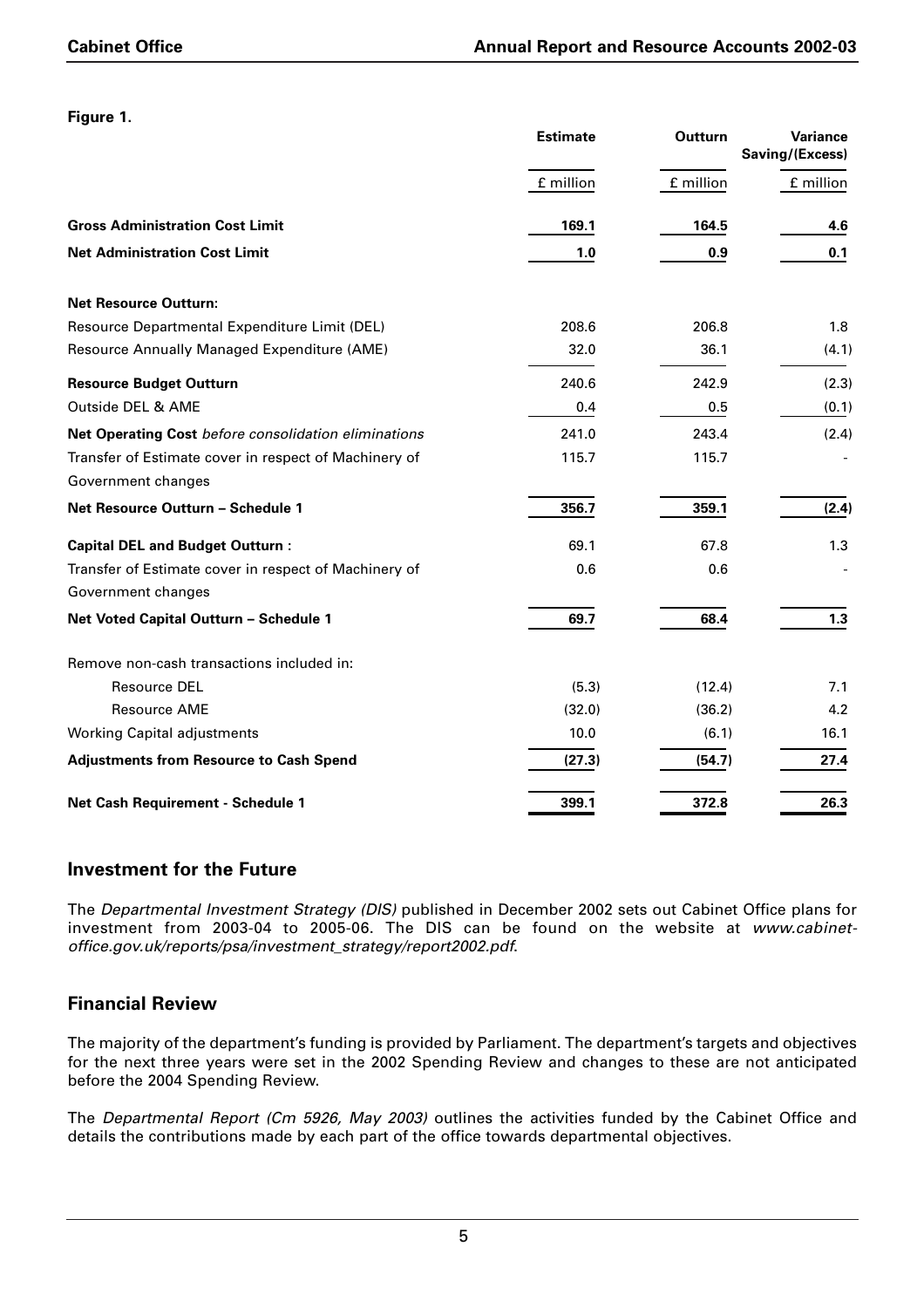**Figure 1.**

| | Estimate | Outturn | Variance Saving/(Excess) |
|---|---|---|---|
| | £ million | £ million | £ million |
| **Gross Administration Cost Limit** | **169.1** | **164.5** | **4.6** |
| **Net Administration Cost Limit** | **1.0** | **0.9** | **0.1** |
| **Net Resource Outturn:** | | | |
| Resource Departmental Expenditure Limit (DEL) | 208.6 | 206.8 | 1.8 |
| Resource Annually Managed Expenditure (AME) | 32.0 | 36.1 | (4.1) |
| **Resource Budget Outturn** | 240.6 | 242.9 | (2.3) |
| Outside DEL & AME | 0.4 | 0.5 | (0.1) |
| **Net Operating Cost** *before consolidation eliminations* | 241.0 | 243.4 | (2.4) |
| Transfer of Estimate cover in respect of Machinery of Government changes | 115.7 | 115.7 | - |
| **Net Resource Outturn – Schedule 1** | **356.7** | **359.1** | **(2.4)** |
| **Capital DEL and Budget Outturn :** | 69.1 | 67.8 | 1.3 |
| Transfer of Estimate cover in respect of Machinery of Government changes | 0.6 | 0.6 | - |
| **Net Voted Capital Outturn – Schedule 1** | **69.7** | **68.4** | **1.3** |
| Remove non-cash transactions included in: | | | |
| Resource DEL | (5.3) | (12.4) | 7.1 |
| Resource AME | (32.0) | (36.2) | 4.2 |
| Working Capital adjustments | 10.0 | (6.1) | 16.1 |
| **Adjustments from Resource to Cash Spend** | **(27.3)** | **(54.7)** | **27.4** |
| **Net Cash Requirement - Schedule 1** | **399.1** | **372.8** | **26.3** |

## Investment for the Future

The *Departmental Investment Strategy (DIS)* published in December 2002 sets out Cabinet Office plans for investment from 2003-04 to 2005-06. The DIS can be found on the website at *www.cabinet-office.gov.uk/reports/psa/investment_strategy/report2002.pdf*.

## Financial Review

The majority of the department's funding is provided by Parliament. The department's targets and objectives for the next three years were set in the 2002 Spending Review and changes to these are not anticipated before the 2004 Spending Review.

The *Departmental Report (Cm 5926, May 2003)* outlines the activities funded by the Cabinet Office and details the contributions made by each part of the office towards departmental objectives.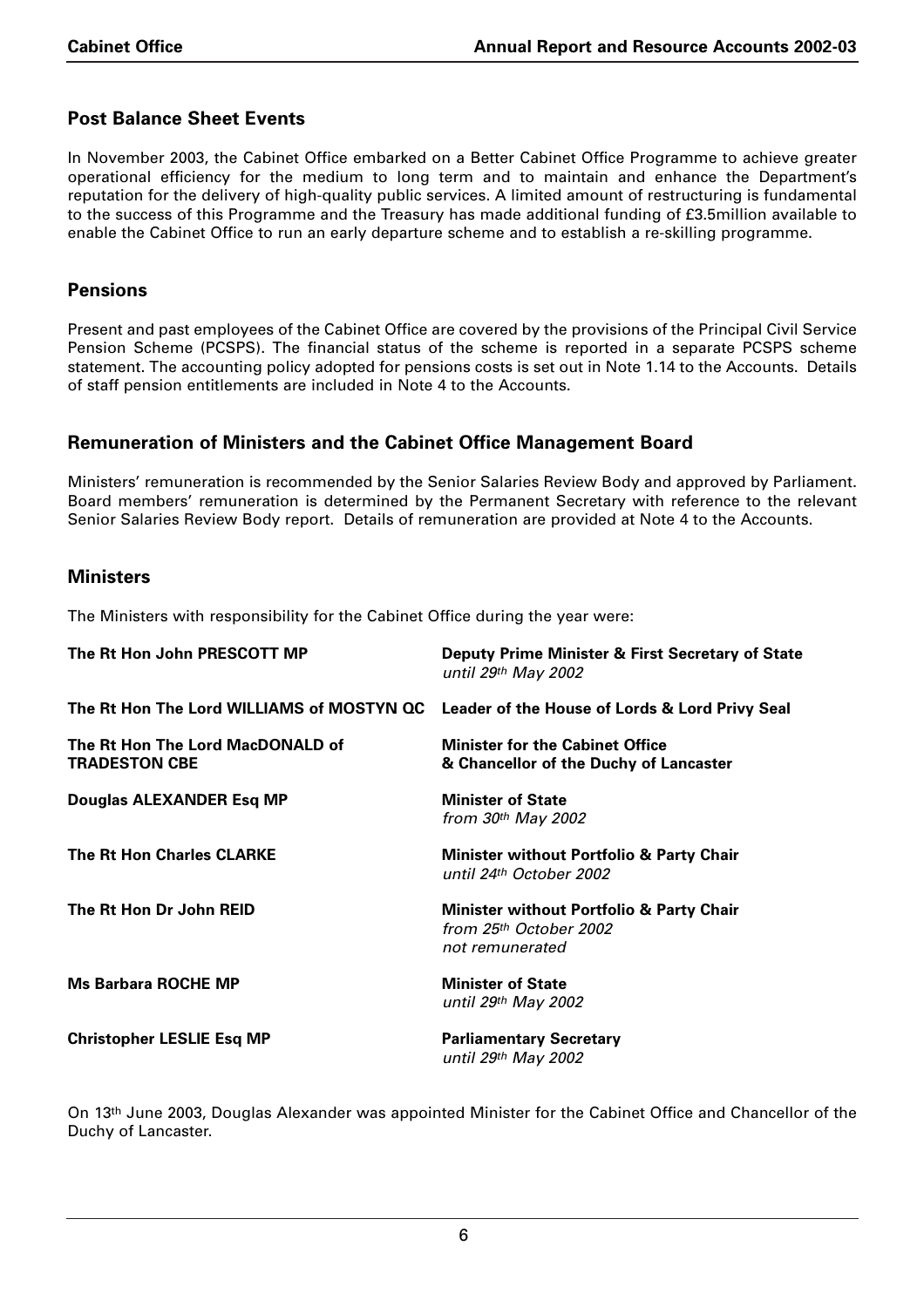## Post Balance Sheet Events

In November 2003, the Cabinet Office embarked on a Better Cabinet Office Programme to achieve greater operational efficiency for the medium to long term and to maintain and enhance the Department's reputation for the delivery of high-quality public services. A limited amount of restructuring is fundamental to the success of this Programme and the Treasury has made additional funding of £3.5million available to enable the Cabinet Office to run an early departure scheme and to establish a re-skilling programme.

## Pensions

Present and past employees of the Cabinet Office are covered by the provisions of the Principal Civil Service Pension Scheme (PCSPS). The financial status of the scheme is reported in a separate PCSPS scheme statement. The accounting policy adopted for pensions costs is set out in Note 1.14 to the Accounts. Details of staff pension entitlements are included in Note 4 to the Accounts.

## Remuneration of Ministers and the Cabinet Office Management Board

Ministers' remuneration is recommended by the Senior Salaries Review Body and approved by Parliament. Board members' remuneration is determined by the Permanent Secretary with reference to the relevant Senior Salaries Review Body report. Details of remuneration are provided at Note 4 to the Accounts.

## Ministers

The Ministers with responsibility for the Cabinet Office during the year were:

| | |
|---|---|
| **The Rt Hon John PRESCOTT MP** | **Deputy Prime Minister & First Secretary of State** *until 29th May 2002* |
| **The Rt Hon The Lord WILLIAMS of MOSTYN QC** | **Leader of the House of Lords & Lord Privy Seal** |
| **The Rt Hon The Lord MacDONALD of TRADESTON CBE** | **Minister for the Cabinet Office & Chancellor of the Duchy of Lancaster** |
| **Douglas ALEXANDER Esq MP** | **Minister of State** *from 30th May 2002* |
| **The Rt Hon Charles CLARKE** | **Minister without Portfolio & Party Chair** *until 24th October 2002* |
| **The Rt Hon Dr John REID** | **Minister without Portfolio & Party Chair** *from 25th October 2002* *not remunerated* |
| **Ms Barbara ROCHE MP** | **Minister of State** *until 29th May 2002* |
| **Christopher LESLIE Esq MP** | **Parliamentary Secretary** *until 29th May 2002* |

On 13th June 2003, Douglas Alexander was appointed Minister for the Cabinet Office and Chancellor of the Duchy of Lancaster.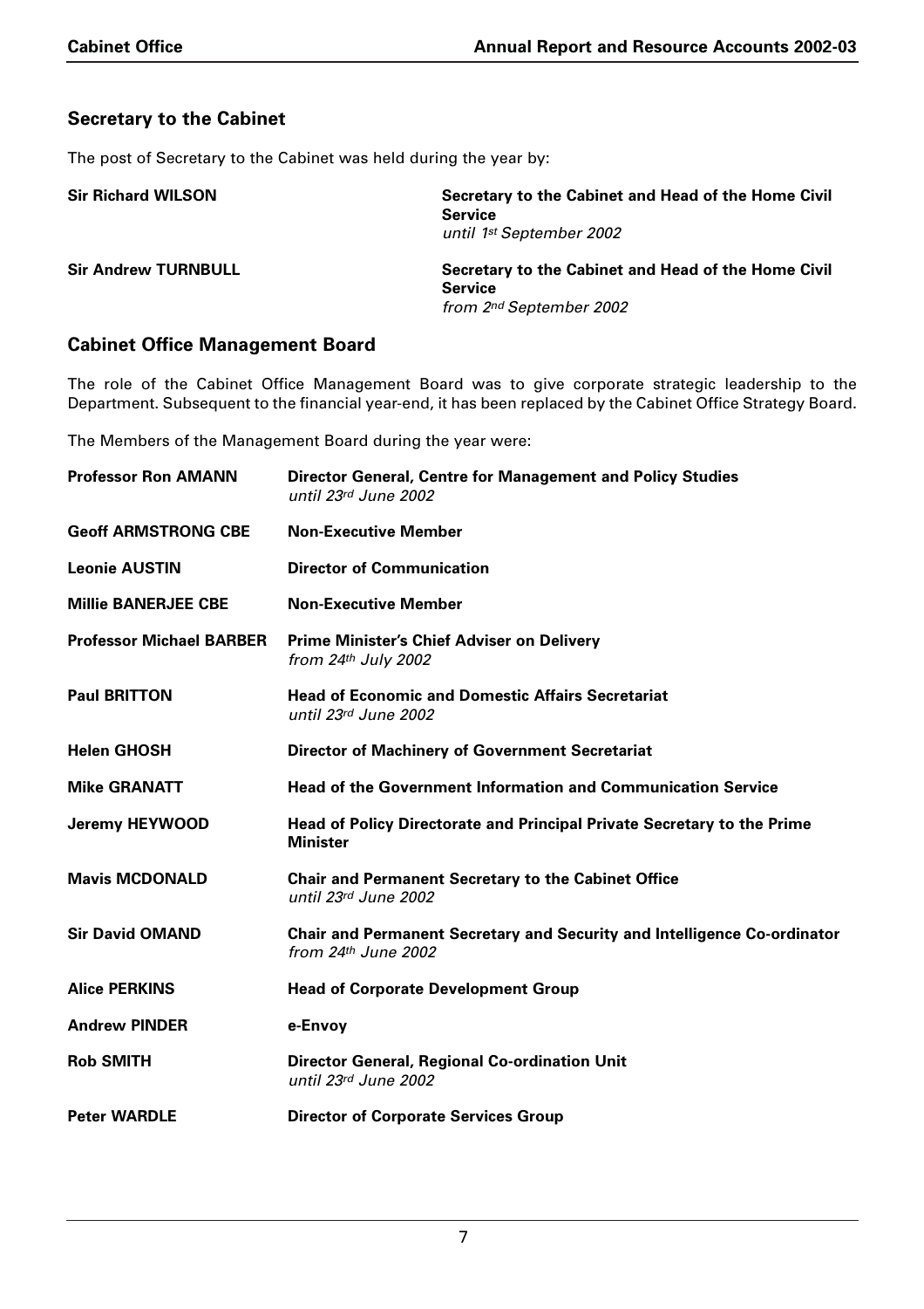## Secretary to the Cabinet

The post of Secretary to the Cabinet was held during the year by:

| | |
|---|---|
| **Sir Richard WILSON** | **Secretary to the Cabinet and Head of the Home Civil Service** *until 1st September 2002* |
| **Sir Andrew TURNBULL** | **Secretary to the Cabinet and Head of the Home Civil Service** *from 2nd September 2002* |

## Cabinet Office Management Board

The role of the Cabinet Office Management Board was to give corporate strategic leadership to the Department. Subsequent to the financial year-end, it has been replaced by the Cabinet Office Strategy Board.

The Members of the Management Board during the year were:

| | |
|---|---|
| **Professor Ron AMANN** | **Director General, Centre for Management and Policy Studies** *until 23rd June 2002* |
| **Geoff ARMSTRONG CBE** | **Non-Executive Member** |
| **Leonie AUSTIN** | **Director of Communication** |
| **Millie BANERJEE CBE** | **Non-Executive Member** |
| **Professor Michael BARBER** | **Prime Minister's Chief Adviser on Delivery** *from 24th July 2002* |
| **Paul BRITTON** | **Head of Economic and Domestic Affairs Secretariat** *until 23rd June 2002* |
| **Helen GHOSH** | **Director of Machinery of Government Secretariat** |
| **Mike GRANATT** | **Head of the Government Information and Communication Service** |
| **Jeremy HEYWOOD** | **Head of Policy Directorate and Principal Private Secretary to the Prime Minister** |
| **Mavis MCDONALD** | **Chair and Permanent Secretary to the Cabinet Office** *until 23rd June 2002* |
| **Sir David OMAND** | **Chair and Permanent Secretary and Security and Intelligence Co-ordinator** *from 24th June 2002* |
| **Alice PERKINS** | **Head of Corporate Development Group** |
| **Andrew PINDER** | **e-Envoy** |
| **Rob SMITH** | **Director General, Regional Co-ordination Unit** *until 23rd June 2002* |
| **Peter WARDLE** | **Director of Corporate Services Group** |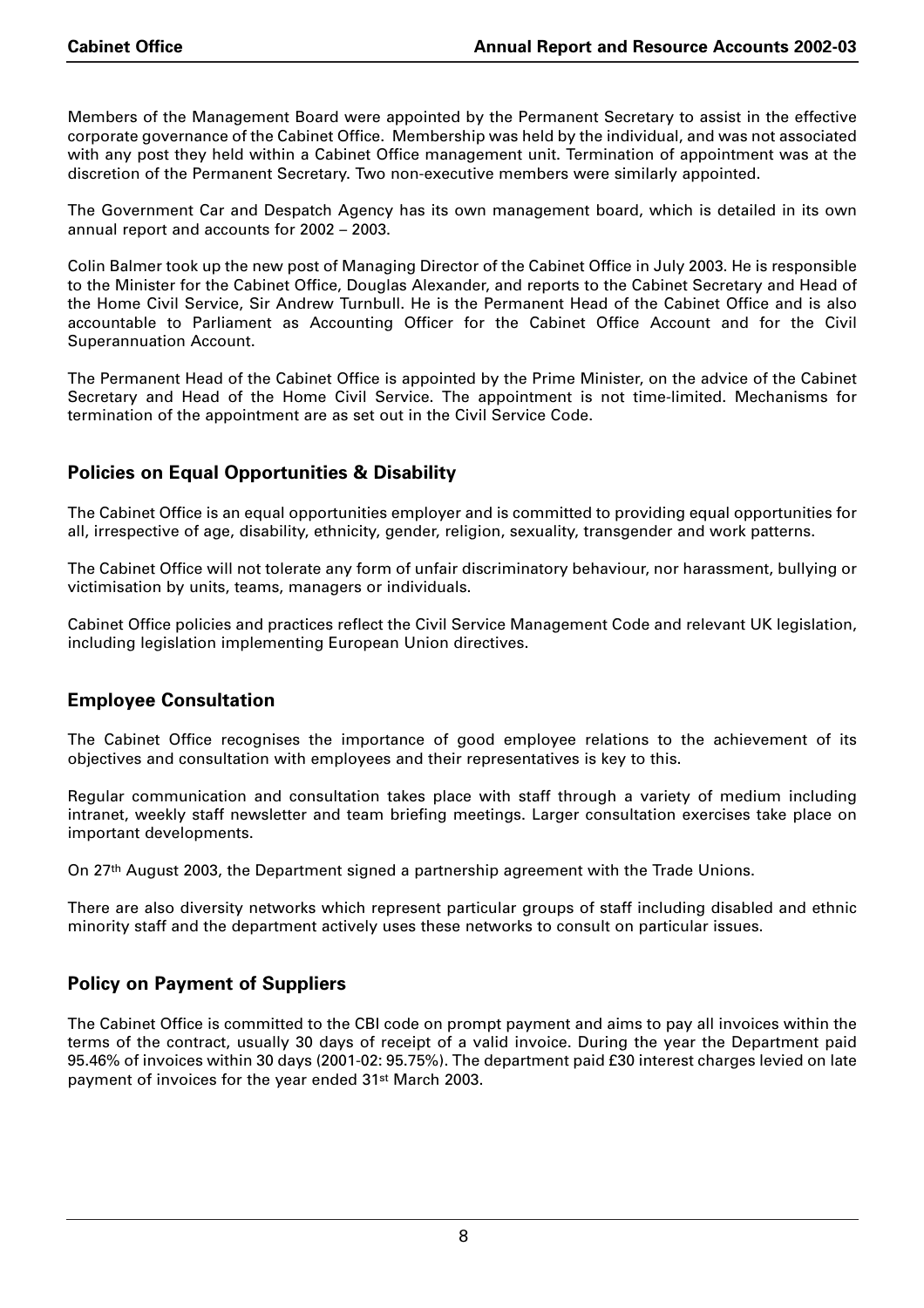Members of the Management Board were appointed by the Permanent Secretary to assist in the effective corporate governance of the Cabinet Office. Membership was held by the individual, and was not associated with any post they held within a Cabinet Office management unit. Termination of appointment was at the discretion of the Permanent Secretary. Two non-executive members were similarly appointed.

The Government Car and Despatch Agency has its own management board, which is detailed in its own annual report and accounts for 2002 – 2003.

Colin Balmer took up the new post of Managing Director of the Cabinet Office in July 2003. He is responsible to the Minister for the Cabinet Office, Douglas Alexander, and reports to the Cabinet Secretary and Head of the Home Civil Service, Sir Andrew Turnbull. He is the Permanent Head of the Cabinet Office and is also accountable to Parliament as Accounting Officer for the Cabinet Office Account and for the Civil Superannuation Account.

The Permanent Head of the Cabinet Office is appointed by the Prime Minister, on the advice of the Cabinet Secretary and Head of the Home Civil Service. The appointment is not time-limited. Mechanisms for termination of the appointment are as set out in the Civil Service Code.

## Policies on Equal Opportunities & Disability

The Cabinet Office is an equal opportunities employer and is committed to providing equal opportunities for all, irrespective of age, disability, ethnicity, gender, religion, sexuality, transgender and work patterns.

The Cabinet Office will not tolerate any form of unfair discriminatory behaviour, nor harassment, bullying or victimisation by units, teams, managers or individuals.

Cabinet Office policies and practices reflect the Civil Service Management Code and relevant UK legislation, including legislation implementing European Union directives.

## Employee Consultation

The Cabinet Office recognises the importance of good employee relations to the achievement of its objectives and consultation with employees and their representatives is key to this.

Regular communication and consultation takes place with staff through a variety of medium including intranet, weekly staff newsletter and team briefing meetings. Larger consultation exercises take place on important developments.

On 27th August 2003, the Department signed a partnership agreement with the Trade Unions.

There are also diversity networks which represent particular groups of staff including disabled and ethnic minority staff and the department actively uses these networks to consult on particular issues.

## Policy on Payment of Suppliers

The Cabinet Office is committed to the CBI code on prompt payment and aims to pay all invoices within the terms of the contract, usually 30 days of receipt of a valid invoice. During the year the Department paid 95.46% of invoices within 30 days (2001-02: 95.75%). The department paid £30 interest charges levied on late payment of invoices for the year ended 31st March 2003.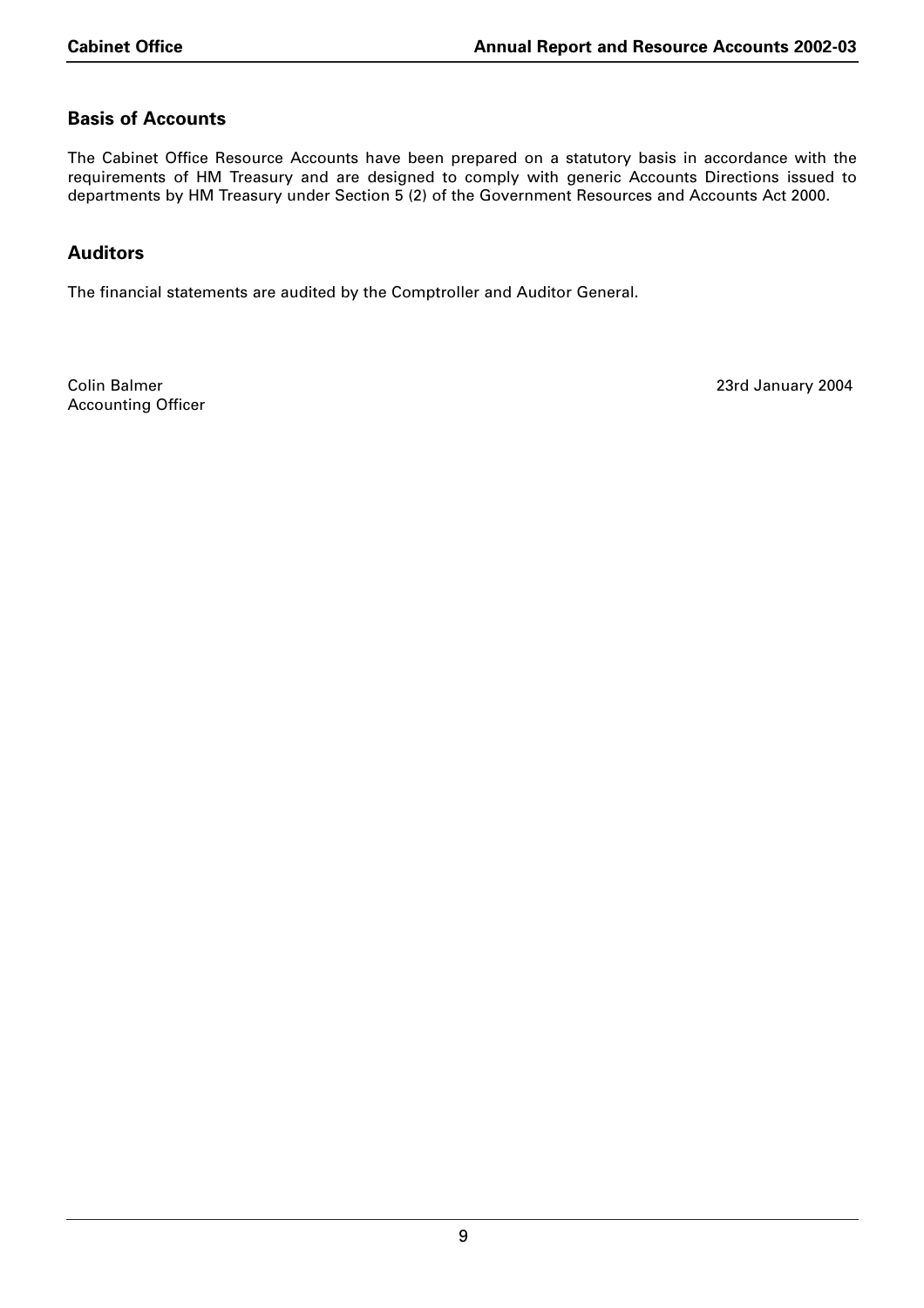## Basis of Accounts

The Cabinet Office Resource Accounts have been prepared on a statutory basis in accordance with the requirements of HM Treasury and are designed to comply with generic Accounts Directions issued to departments by HM Treasury under Section 5 (2) of the Government Resources and Accounts Act 2000.

## Auditors

The financial statements are audited by the Comptroller and Auditor General.

Colin Balmer
Accounting Officer

23rd January 2004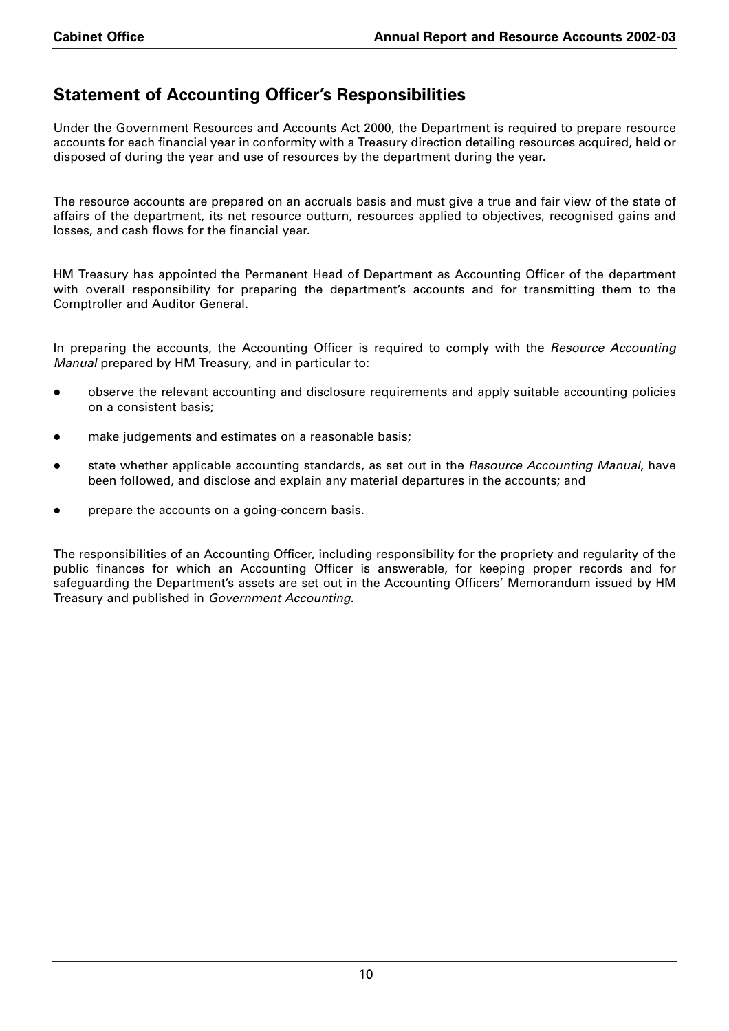## Statement of Accounting Officer's Responsibilities

Under the Government Resources and Accounts Act 2000, the Department is required to prepare resource accounts for each financial year in conformity with a Treasury direction detailing resources acquired, held or disposed of during the year and use of resources by the department during the year.

The resource accounts are prepared on an accruals basis and must give a true and fair view of the state of affairs of the department, its net resource outturn, resources applied to objectives, recognised gains and losses, and cash flows for the financial year.

HM Treasury has appointed the Permanent Head of Department as Accounting Officer of the department with overall responsibility for preparing the department's accounts and for transmitting them to the Comptroller and Auditor General.

In preparing the accounts, the Accounting Officer is required to comply with the *Resource Accounting Manual* prepared by HM Treasury, and in particular to:

- observe the relevant accounting and disclosure requirements and apply suitable accounting policies on a consistent basis;
- make judgements and estimates on a reasonable basis;
- state whether applicable accounting standards, as set out in the *Resource Accounting Manual*, have been followed, and disclose and explain any material departures in the accounts; and
- prepare the accounts on a going-concern basis.

The responsibilities of an Accounting Officer, including responsibility for the propriety and regularity of the public finances for which an Accounting Officer is answerable, for keeping proper records and for safeguarding the Department's assets are set out in the Accounting Officers' Memorandum issued by HM Treasury and published in *Government Accounting*.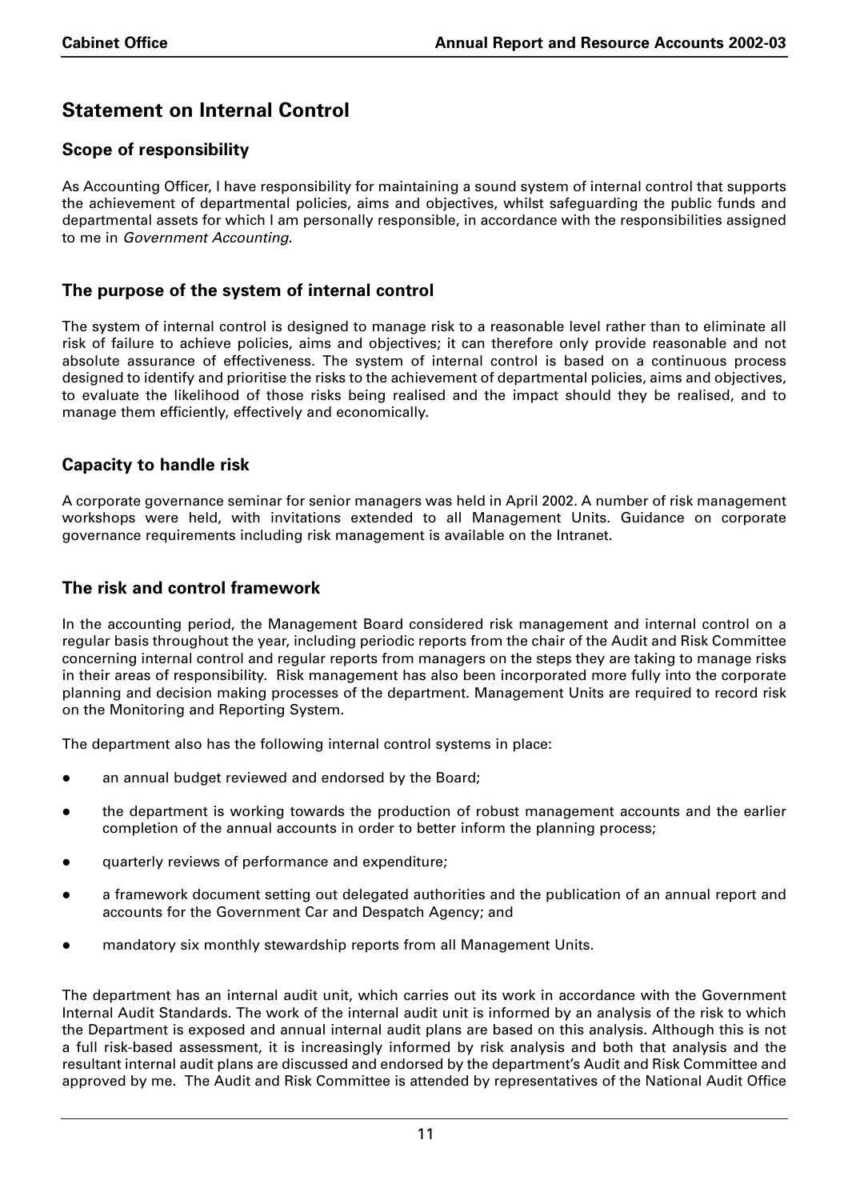## Statement on Internal Control

### Scope of responsibility

As Accounting Officer, I have responsibility for maintaining a sound system of internal control that supports the achievement of departmental policies, aims and objectives, whilst safeguarding the public funds and departmental assets for which I am personally responsible, in accordance with the responsibilities assigned to me in *Government Accounting*.

### The purpose of the system of internal control

The system of internal control is designed to manage risk to a reasonable level rather than to eliminate all risk of failure to achieve policies, aims and objectives; it can therefore only provide reasonable and not absolute assurance of effectiveness. The system of internal control is based on a continuous process designed to identify and prioritise the risks to the achievement of departmental policies, aims and objectives, to evaluate the likelihood of those risks being realised and the impact should they be realised, and to manage them efficiently, effectively and economically.

### Capacity to handle risk

A corporate governance seminar for senior managers was held in April 2002. A number of risk management workshops were held, with invitations extended to all Management Units. Guidance on corporate governance requirements including risk management is available on the Intranet.

### The risk and control framework

In the accounting period, the Management Board considered risk management and internal control on a regular basis throughout the year, including periodic reports from the chair of the Audit and Risk Committee concerning internal control and regular reports from managers on the steps they are taking to manage risks in their areas of responsibility. Risk management has also been incorporated more fully into the corporate planning and decision making processes of the department. Management Units are required to record risk on the Monitoring and Reporting System.

The department also has the following internal control systems in place:

- an annual budget reviewed and endorsed by the Board;
- the department is working towards the production of robust management accounts and the earlier completion of the annual accounts in order to better inform the planning process;
- quarterly reviews of performance and expenditure;
- a framework document setting out delegated authorities and the publication of an annual report and accounts for the Government Car and Despatch Agency; and
- mandatory six monthly stewardship reports from all Management Units.

The department has an internal audit unit, which carries out its work in accordance with the Government Internal Audit Standards. The work of the internal audit unit is informed by an analysis of the risk to which the Department is exposed and annual internal audit plans are based on this analysis. Although this is not a full risk-based assessment, it is increasingly informed by risk analysis and both that analysis and the resultant internal audit plans are discussed and endorsed by the department's Audit and Risk Committee and approved by me. The Audit and Risk Committee is attended by representatives of the National Audit Office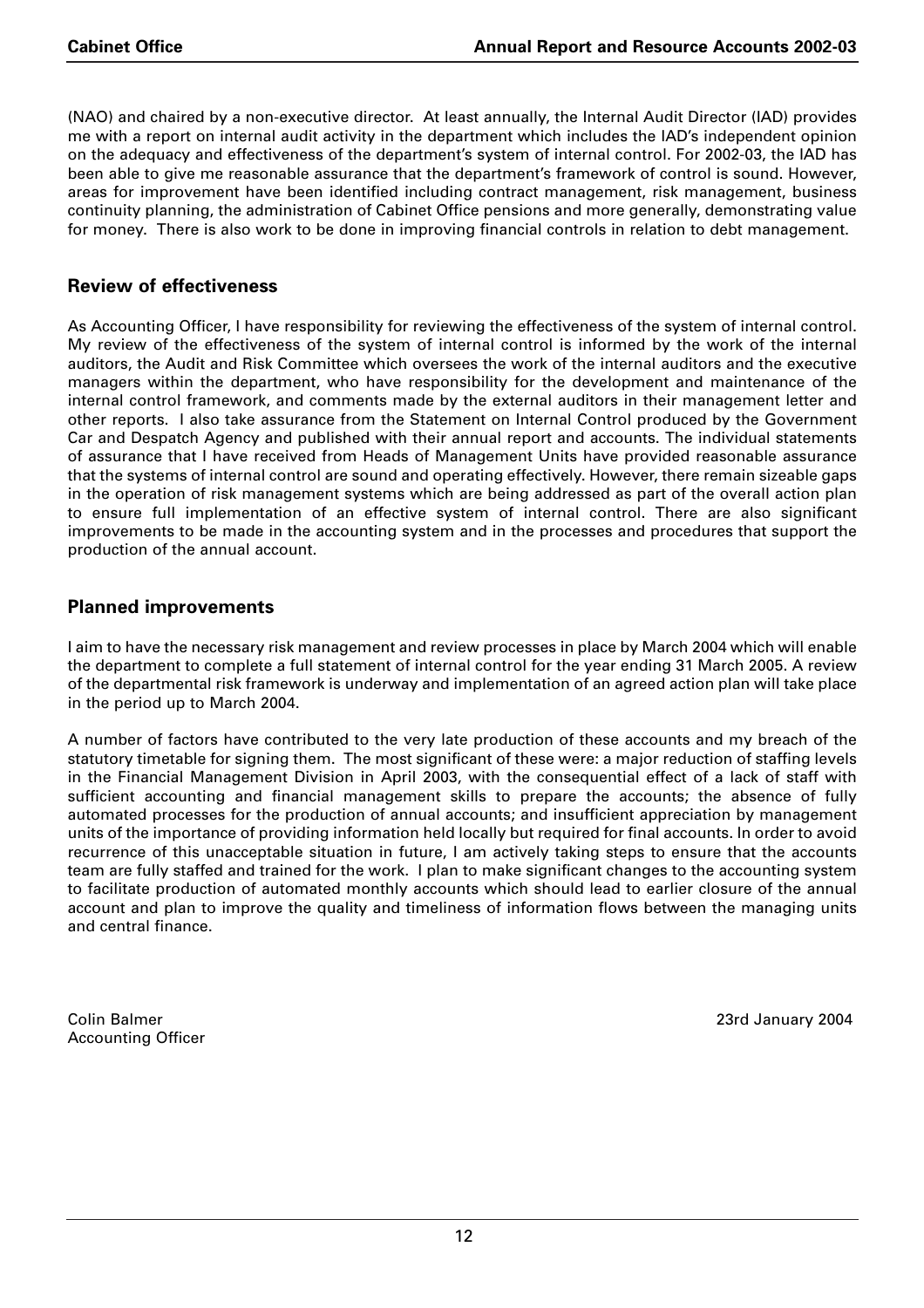(NAO) and chaired by a non-executive director. At least annually, the Internal Audit Director (IAD) provides me with a report on internal audit activity in the department which includes the IAD's independent opinion on the adequacy and effectiveness of the department's system of internal control. For 2002-03, the IAD has been able to give me reasonable assurance that the department's framework of control is sound. However, areas for improvement have been identified including contract management, risk management, business continuity planning, the administration of Cabinet Office pensions and more generally, demonstrating value for money. There is also work to be done in improving financial controls in relation to debt management.

## Review of effectiveness

As Accounting Officer, I have responsibility for reviewing the effectiveness of the system of internal control. My review of the effectiveness of the system of internal control is informed by the work of the internal auditors, the Audit and Risk Committee which oversees the work of the internal auditors and the executive managers within the department, who have responsibility for the development and maintenance of the internal control framework, and comments made by the external auditors in their management letter and other reports. I also take assurance from the Statement on Internal Control produced by the Government Car and Despatch Agency and published with their annual report and accounts. The individual statements of assurance that I have received from Heads of Management Units have provided reasonable assurance that the systems of internal control are sound and operating effectively. However, there remain sizeable gaps in the operation of risk management systems which are being addressed as part of the overall action plan to ensure full implementation of an effective system of internal control. There are also significant improvements to be made in the accounting system and in the processes and procedures that support the production of the annual account.

## Planned improvements

I aim to have the necessary risk management and review processes in place by March 2004 which will enable the department to complete a full statement of internal control for the year ending 31 March 2005. A review of the departmental risk framework is underway and implementation of an agreed action plan will take place in the period up to March 2004.

A number of factors have contributed to the very late production of these accounts and my breach of the statutory timetable for signing them. The most significant of these were: a major reduction of staffing levels in the Financial Management Division in April 2003, with the consequential effect of a lack of staff with sufficient accounting and financial management skills to prepare the accounts; the absence of fully automated processes for the production of annual accounts; and insufficient appreciation by management units of the importance of providing information held locally but required for final accounts. In order to avoid recurrence of this unacceptable situation in future, I am actively taking steps to ensure that the accounts team are fully staffed and trained for the work. I plan to make significant changes to the accounting system to facilitate production of automated monthly accounts which should lead to earlier closure of the annual account and plan to improve the quality and timeliness of information flows between the managing units and central finance.

Colin Balmer
Accounting Officer

23rd January 2004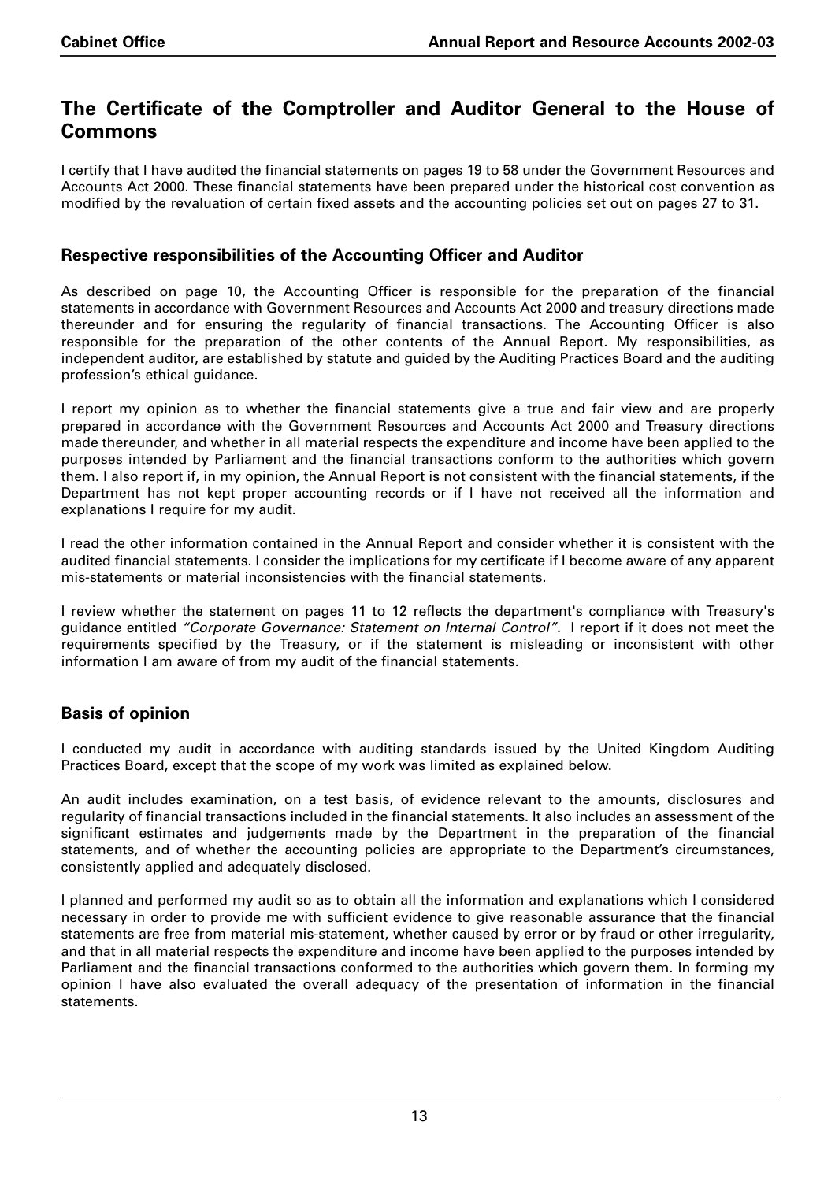## The Certificate of the Comptroller and Auditor General to the House of Commons

I certify that I have audited the financial statements on pages 19 to 58 under the Government Resources and Accounts Act 2000. These financial statements have been prepared under the historical cost convention as modified by the revaluation of certain fixed assets and the accounting policies set out on pages 27 to 31.

### Respective responsibilities of the Accounting Officer and Auditor

As described on page 10, the Accounting Officer is responsible for the preparation of the financial statements in accordance with Government Resources and Accounts Act 2000 and treasury directions made thereunder and for ensuring the regularity of financial transactions. The Accounting Officer is also responsible for the preparation of the other contents of the Annual Report. My responsibilities, as independent auditor, are established by statute and guided by the Auditing Practices Board and the auditing profession's ethical guidance.

I report my opinion as to whether the financial statements give a true and fair view and are properly prepared in accordance with the Government Resources and Accounts Act 2000 and Treasury directions made thereunder, and whether in all material respects the expenditure and income have been applied to the purposes intended by Parliament and the financial transactions conform to the authorities which govern them. I also report if, in my opinion, the Annual Report is not consistent with the financial statements, if the Department has not kept proper accounting records or if I have not received all the information and explanations I require for my audit.

I read the other information contained in the Annual Report and consider whether it is consistent with the audited financial statements. I consider the implications for my certificate if I become aware of any apparent mis-statements or material inconsistencies with the financial statements.

I review whether the statement on pages 11 to 12 reflects the department's compliance with Treasury's guidance entitled *"Corporate Governance: Statement on Internal Control"*. I report if it does not meet the requirements specified by the Treasury, or if the statement is misleading or inconsistent with other information I am aware of from my audit of the financial statements.

### Basis of opinion

I conducted my audit in accordance with auditing standards issued by the United Kingdom Auditing Practices Board, except that the scope of my work was limited as explained below.

An audit includes examination, on a test basis, of evidence relevant to the amounts, disclosures and regularity of financial transactions included in the financial statements. It also includes an assessment of the significant estimates and judgements made by the Department in the preparation of the financial statements, and of whether the accounting policies are appropriate to the Department's circumstances, consistently applied and adequately disclosed.

I planned and performed my audit so as to obtain all the information and explanations which I considered necessary in order to provide me with sufficient evidence to give reasonable assurance that the financial statements are free from material mis-statement, whether caused by error or by fraud or other irregularity, and that in all material respects the expenditure and income have been applied to the purposes intended by Parliament and the financial transactions conformed to the authorities which govern them. In forming my opinion I have also evaluated the overall adequacy of the presentation of information in the financial statements.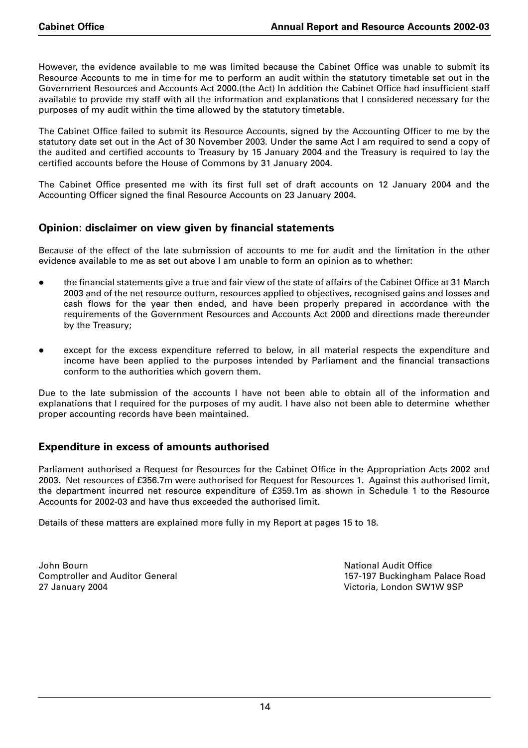However, the evidence available to me was limited because the Cabinet Office was unable to submit its Resource Accounts to me in time for me to perform an audit within the statutory timetable set out in the Government Resources and Accounts Act 2000.(the Act) In addition the Cabinet Office had insufficient staff available to provide my staff with all the information and explanations that I considered necessary for the purposes of my audit within the time allowed by the statutory timetable.

The Cabinet Office failed to submit its Resource Accounts, signed by the Accounting Officer to me by the statutory date set out in the Act of 30 November 2003. Under the same Act I am required to send a copy of the audited and certified accounts to Treasury by 15 January 2004 and the Treasury is required to lay the certified accounts before the House of Commons by 31 January 2004.

The Cabinet Office presented me with its first full set of draft accounts on 12 January 2004 and the Accounting Officer signed the final Resource Accounts on 23 January 2004.

## Opinion: disclaimer on view given by financial statements

Because of the effect of the late submission of accounts to me for audit and the limitation in the other evidence available to me as set out above I am unable to form an opinion as to whether:

- the financial statements give a true and fair view of the state of affairs of the Cabinet Office at 31 March 2003 and of the net resource outturn, resources applied to objectives, recognised gains and losses and cash flows for the year then ended, and have been properly prepared in accordance with the requirements of the Government Resources and Accounts Act 2000 and directions made thereunder by the Treasury;

- except for the excess expenditure referred to below, in all material respects the expenditure and income have been applied to the purposes intended by Parliament and the financial transactions conform to the authorities which govern them.

Due to the late submission of the accounts I have not been able to obtain all of the information and explanations that I required for the purposes of my audit. I have also not been able to determine whether proper accounting records have been maintained.

## Expenditure in excess of amounts authorised

Parliament authorised a Request for Resources for the Cabinet Office in the Appropriation Acts 2002 and 2003. Net resources of £356.7m were authorised for Request for Resources 1. Against this authorised limit, the department incurred net resource expenditure of £359.1m as shown in Schedule 1 to the Resource Accounts for 2002-03 and have thus exceeded the authorised limit.

Details of these matters are explained more fully in my Report at pages 15 to 18.

John Bourn
Comptroller and Auditor General
27 January 2004

National Audit Office
157-197 Buckingham Palace Road
Victoria, London SW1W 9SP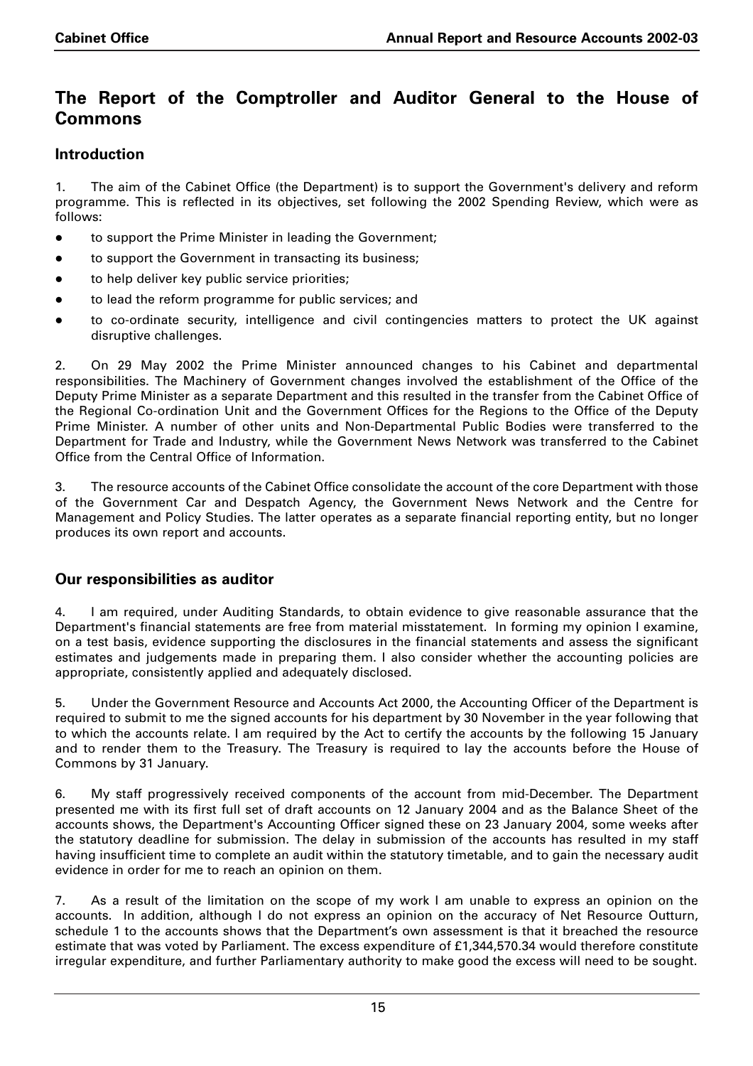## The Report of the Comptroller and Auditor General to the House of Commons

### Introduction

1. The aim of the Cabinet Office (the Department) is to support the Government's delivery and reform programme. This is reflected in its objectives, set following the 2002 Spending Review, which were as follows:

- to support the Prime Minister in leading the Government;
- to support the Government in transacting its business;
- to help deliver key public service priorities;
- to lead the reform programme for public services; and
- to co-ordinate security, intelligence and civil contingencies matters to protect the UK against disruptive challenges.

2. On 29 May 2002 the Prime Minister announced changes to his Cabinet and departmental responsibilities. The Machinery of Government changes involved the establishment of the Office of the Deputy Prime Minister as a separate Department and this resulted in the transfer from the Cabinet Office of the Regional Co-ordination Unit and the Government Offices for the Regions to the Office of the Deputy Prime Minister. A number of other units and Non-Departmental Public Bodies were transferred to the Department for Trade and Industry, while the Government News Network was transferred to the Cabinet Office from the Central Office of Information.

3. The resource accounts of the Cabinet Office consolidate the account of the core Department with those of the Government Car and Despatch Agency, the Government News Network and the Centre for Management and Policy Studies. The latter operates as a separate financial reporting entity, but no longer produces its own report and accounts.

### Our responsibilities as auditor

4. I am required, under Auditing Standards, to obtain evidence to give reasonable assurance that the Department's financial statements are free from material misstatement. In forming my opinion I examine, on a test basis, evidence supporting the disclosures in the financial statements and assess the significant estimates and judgements made in preparing them. I also consider whether the accounting policies are appropriate, consistently applied and adequately disclosed.

5. Under the Government Resource and Accounts Act 2000, the Accounting Officer of the Department is required to submit to me the signed accounts for his department by 30 November in the year following that to which the accounts relate. I am required by the Act to certify the accounts by the following 15 January and to render them to the Treasury. The Treasury is required to lay the accounts before the House of Commons by 31 January.

6. My staff progressively received components of the account from mid-December. The Department presented me with its first full set of draft accounts on 12 January 2004 and as the Balance Sheet of the accounts shows, the Department's Accounting Officer signed these on 23 January 2004, some weeks after the statutory deadline for submission. The delay in submission of the accounts has resulted in my staff having insufficient time to complete an audit within the statutory timetable, and to gain the necessary audit evidence in order for me to reach an opinion on them.

7. As a result of the limitation on the scope of my work I am unable to express an opinion on the accounts. In addition, although I do not express an opinion on the accuracy of Net Resource Outturn, schedule 1 to the accounts shows that the Department's own assessment is that it breached the resource estimate that was voted by Parliament. The excess expenditure of £1,344,570.34 would therefore constitute irregular expenditure, and further Parliamentary authority to make good the excess will need to be sought.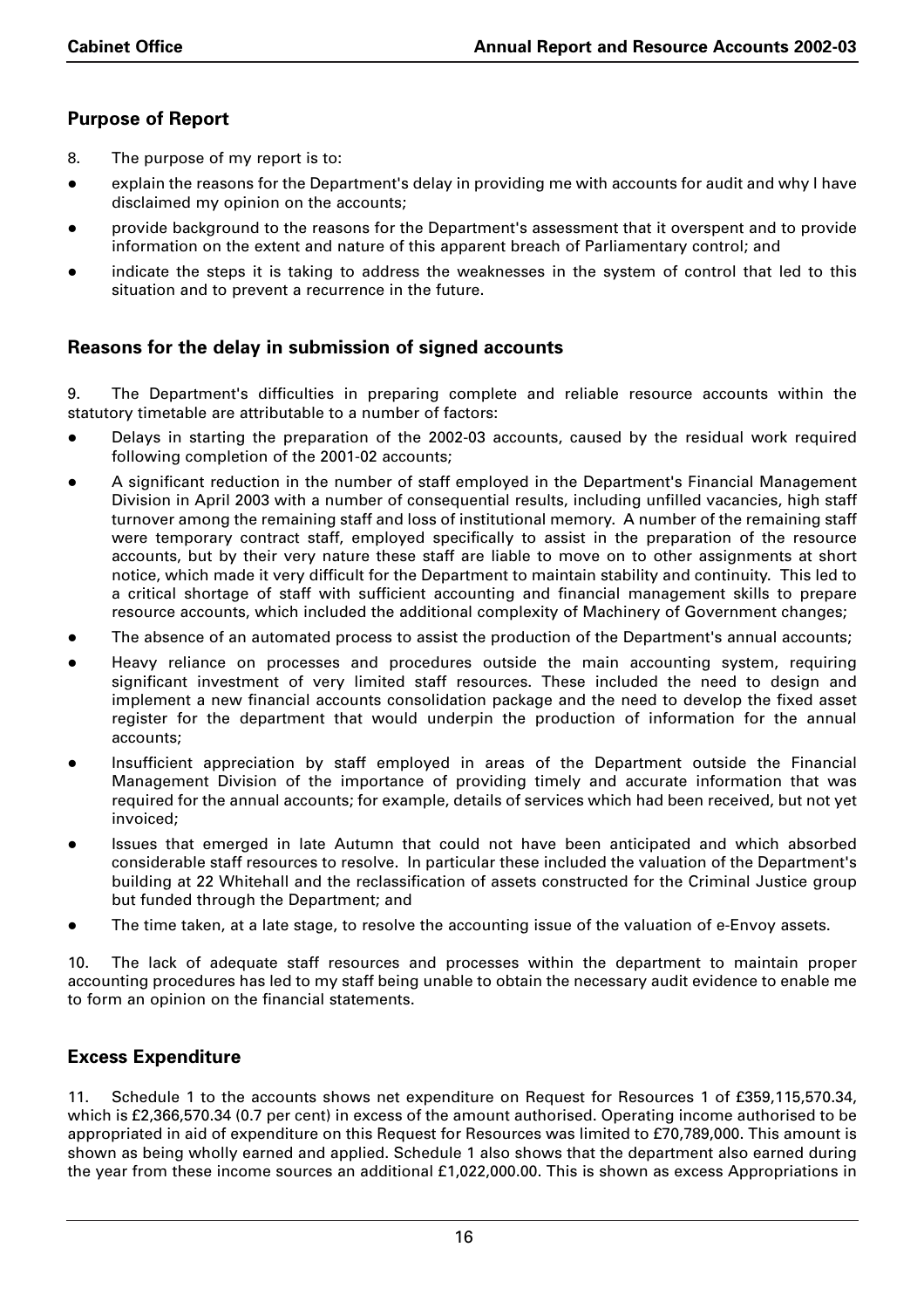## Purpose of Report

8. The purpose of my report is to:

- explain the reasons for the Department's delay in providing me with accounts for audit and why I have disclaimed my opinion on the accounts;
- provide background to the reasons for the Department's assessment that it overspent and to provide information on the extent and nature of this apparent breach of Parliamentary control; and
- indicate the steps it is taking to address the weaknesses in the system of control that led to this situation and to prevent a recurrence in the future.

## Reasons for the delay in submission of signed accounts

9. The Department's difficulties in preparing complete and reliable resource accounts within the statutory timetable are attributable to a number of factors:

- Delays in starting the preparation of the 2002-03 accounts, caused by the residual work required following completion of the 2001-02 accounts;
- A significant reduction in the number of staff employed in the Department's Financial Management Division in April 2003 with a number of consequential results, including unfilled vacancies, high staff turnover among the remaining staff and loss of institutional memory. A number of the remaining staff were temporary contract staff, employed specifically to assist in the preparation of the resource accounts, but by their very nature these staff are liable to move on to other assignments at short notice, which made it very difficult for the Department to maintain stability and continuity. This led to a critical shortage of staff with sufficient accounting and financial management skills to prepare resource accounts, which included the additional complexity of Machinery of Government changes;
- The absence of an automated process to assist the production of the Department's annual accounts;
- Heavy reliance on processes and procedures outside the main accounting system, requiring significant investment of very limited staff resources. These included the need to design and implement a new financial accounts consolidation package and the need to develop the fixed asset register for the department that would underpin the production of information for the annual accounts;
- Insufficient appreciation by staff employed in areas of the Department outside the Financial Management Division of the importance of providing timely and accurate information that was required for the annual accounts; for example, details of services which had been received, but not yet invoiced;
- Issues that emerged in late Autumn that could not have been anticipated and which absorbed considerable staff resources to resolve. In particular these included the valuation of the Department's building at 22 Whitehall and the reclassification of assets constructed for the Criminal Justice group but funded through the Department; and
- The time taken, at a late stage, to resolve the accounting issue of the valuation of e-Envoy assets.

10. The lack of adequate staff resources and processes within the department to maintain proper accounting procedures has led to my staff being unable to obtain the necessary audit evidence to enable me to form an opinion on the financial statements.

## Excess Expenditure

11. Schedule 1 to the accounts shows net expenditure on Request for Resources 1 of £359,115,570.34, which is £2,366,570.34 (0.7 per cent) in excess of the amount authorised. Operating income authorised to be appropriated in aid of expenditure on this Request for Resources was limited to £70,789,000. This amount is shown as being wholly earned and applied. Schedule 1 also shows that the department also earned during the year from these income sources an additional £1,022,000.00. This is shown as excess Appropriations in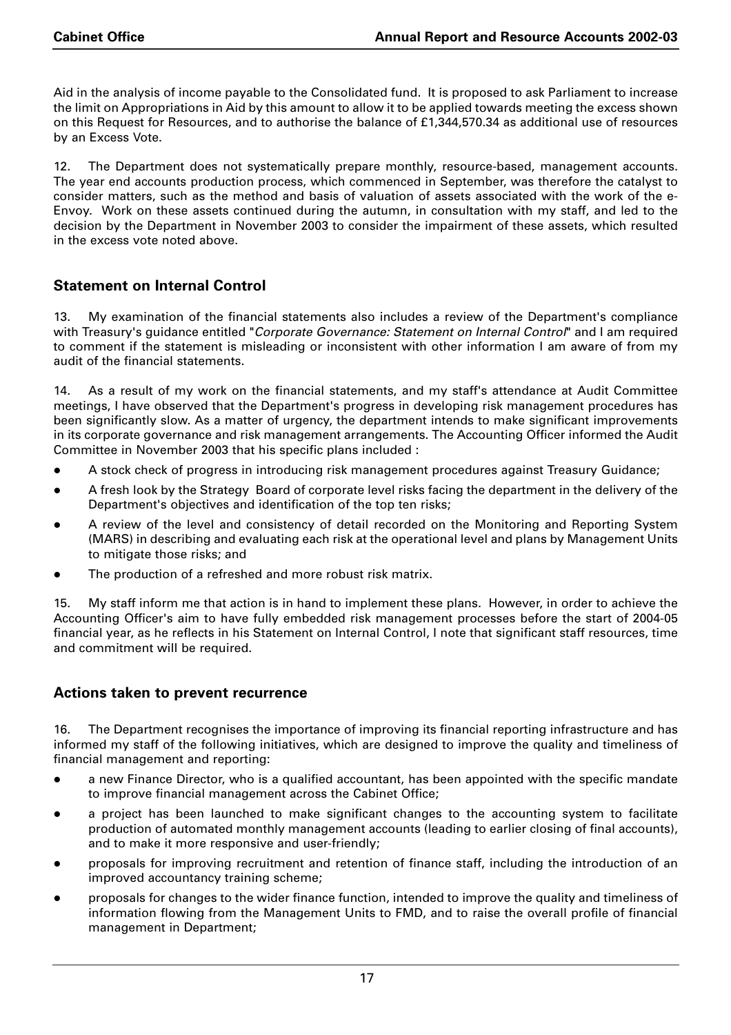Aid in the analysis of income payable to the Consolidated fund. It is proposed to ask Parliament to increase the limit on Appropriations in Aid by this amount to allow it to be applied towards meeting the excess shown on this Request for Resources, and to authorise the balance of £1,344,570.34 as additional use of resources by an Excess Vote.

12. The Department does not systematically prepare monthly, resource-based, management accounts. The year end accounts production process, which commenced in September, was therefore the catalyst to consider matters, such as the method and basis of valuation of assets associated with the work of the e-Envoy. Work on these assets continued during the autumn, in consultation with my staff, and led to the decision by the Department in November 2003 to consider the impairment of these assets, which resulted in the excess vote noted above.

## Statement on Internal Control

13. My examination of the financial statements also includes a review of the Department's compliance with Treasury's guidance entitled "*Corporate Governance: Statement on Internal Control*" and I am required to comment if the statement is misleading or inconsistent with other information I am aware of from my audit of the financial statements.

14. As a result of my work on the financial statements, and my staff's attendance at Audit Committee meetings, I have observed that the Department's progress in developing risk management procedures has been significantly slow. As a matter of urgency, the department intends to make significant improvements in its corporate governance and risk management arrangements. The Accounting Officer informed the Audit Committee in November 2003 that his specific plans included :

- A stock check of progress in introducing risk management procedures against Treasury Guidance;
- A fresh look by the Strategy Board of corporate level risks facing the department in the delivery of the Department's objectives and identification of the top ten risks;
- A review of the level and consistency of detail recorded on the Monitoring and Reporting System (MARS) in describing and evaluating each risk at the operational level and plans by Management Units to mitigate those risks; and
- The production of a refreshed and more robust risk matrix.

15. My staff inform me that action is in hand to implement these plans. However, in order to achieve the Accounting Officer's aim to have fully embedded risk management processes before the start of 2004-05 financial year, as he reflects in his Statement on Internal Control, I note that significant staff resources, time and commitment will be required.

## Actions taken to prevent recurrence

16. The Department recognises the importance of improving its financial reporting infrastructure and has informed my staff of the following initiatives, which are designed to improve the quality and timeliness of financial management and reporting:

- a new Finance Director, who is a qualified accountant, has been appointed with the specific mandate to improve financial management across the Cabinet Office;
- a project has been launched to make significant changes to the accounting system to facilitate production of automated monthly management accounts (leading to earlier closing of final accounts), and to make it more responsive and user-friendly;
- proposals for improving recruitment and retention of finance staff, including the introduction of an improved accountancy training scheme;
- proposals for changes to the wider finance function, intended to improve the quality and timeliness of information flowing from the Management Units to FMD, and to raise the overall profile of financial management in Department;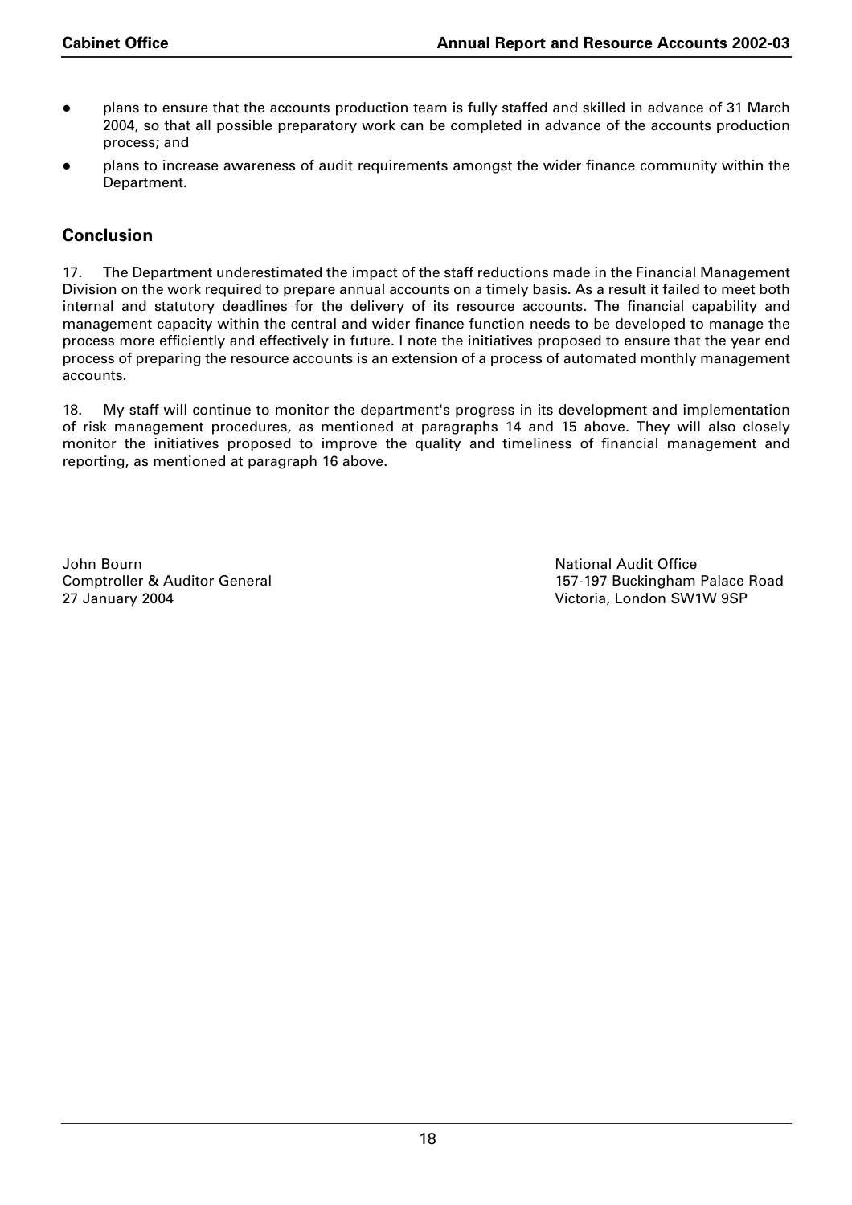- plans to ensure that the accounts production team is fully staffed and skilled in advance of 31 March 2004, so that all possible preparatory work can be completed in advance of the accounts production process; and
- plans to increase awareness of audit requirements amongst the wider finance community within the Department.

## Conclusion

17. The Department underestimated the impact of the staff reductions made in the Financial Management Division on the work required to prepare annual accounts on a timely basis. As a result it failed to meet both internal and statutory deadlines for the delivery of its resource accounts. The financial capability and management capacity within the central and wider finance function needs to be developed to manage the process more efficiently and effectively in future. I note the initiatives proposed to ensure that the year end process of preparing the resource accounts is an extension of a process of automated monthly management accounts.

18. My staff will continue to monitor the department's progress in its development and implementation of risk management procedures, as mentioned at paragraphs 14 and 15 above. They will also closely monitor the initiatives proposed to improve the quality and timeliness of financial management and reporting, as mentioned at paragraph 16 above.

John Bourn
Comptroller & Auditor General
27 January 2004

National Audit Office
157-197 Buckingham Palace Road
Victoria, London SW1W 9SP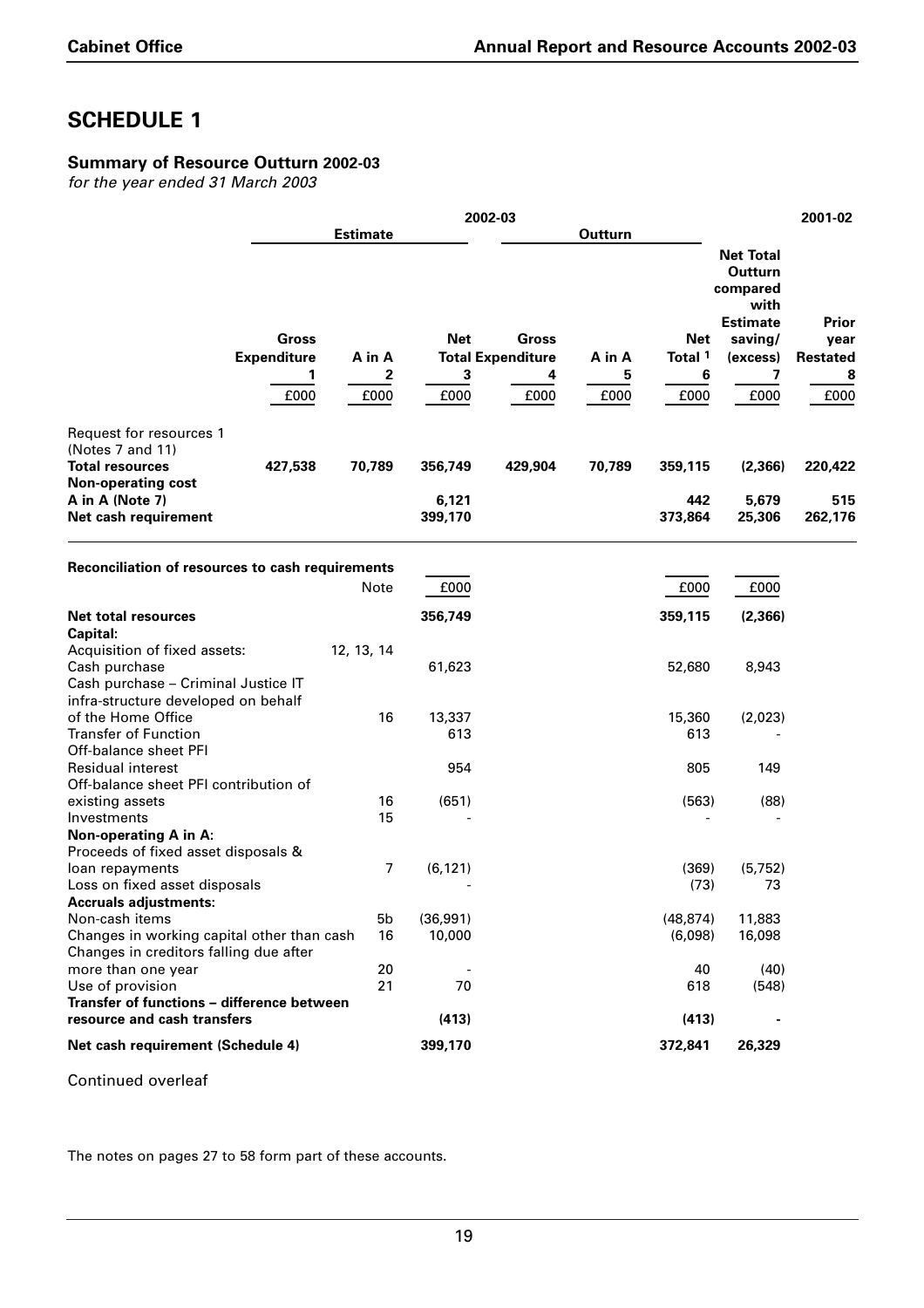# SCHEDULE 1

## Summary of Resource Outturn 2002-03

*for the year ended 31 March 2003*

| | 2002-03 | | | | | | | 2001-02 |
|---|---|---|---|---|---|---|---|---|
| | Estimate | | | Outturn | | | | |
| | Gross Expenditure | A in A | Net Total | Gross Expenditure | A in A | Net Total [1] | Net Total Outturn compared with Estimate saving/ (excess) | Prior year Restated |
| | 1 | 2 | 3 | 4 | 5 | 6 | 7 | 8 |
| | £000 | £000 | £000 | £000 | £000 | £000 | £000 | £000 |
| Request for resources 1 (Notes 7 and 11) | | | | | | | | |
| **Total resources** | **427,538** | **70,789** | **356,749** | **429,904** | **70,789** | **359,115** | **(2,366)** | **220,422** |
| **Non-operating cost A in A (Note 7)** | | | **6,121** | | | **442** | **5,679** | **515** |
| **Net cash requirement** | | | **399,170** | | | **373,864** | **25,306** | **262,176** |

### Reconciliation of resources to cash requirements

| | Note | £000 | £000 | £000 |
|---|---|---|---|---|
| **Net total resources** | | **356,749** | **359,115** | **(2,366)** |
| **Capital:** | | | | |
| Acquisition of fixed assets: | 12, 13, 14 | | | |
| Cash purchase | | 61,623 | 52,680 | 8,943 |
| Cash purchase – Criminal Justice IT infra-structure developed on behalf of the Home Office | 16 | 13,337 | 15,360 | (2,023) |
| Transfer of Function | | 613 | 613 | - |
| Off-balance sheet PFI Residual interest | | 954 | 805 | 149 |
| Off-balance sheet PFI contribution of existing assets | 16 | (651) | (563) | (88) |
| Investments | 15 | - | - | - |
| **Non-operating A in A:** | | | | |
| Proceeds of fixed asset disposals & loan repayments | 7 | (6,121) | (369) | (5,752) |
| Loss on fixed asset disposals | | - | (73) | 73 |
| **Accruals adjustments:** | | | | |
| Non-cash items | 5b | (36,991) | (48,874) | 11,883 |
| Changes in working capital other than cash | 16 | 10,000 | (6,098) | 16,098 |
| Changes in creditors falling due after more than one year | 20 | - | 40 | (40) |
| Use of provision | 21 | 70 | 618 | (548) |
| **Transfer of functions – difference between resource and cash transfers** | | **(413)** | **(413)** | **-** |
| **Net cash requirement (Schedule 4)** | | **399,170** | **372,841** | **26,329** |

Continued overleaf

The notes on pages 27 to 58 form part of these accounts.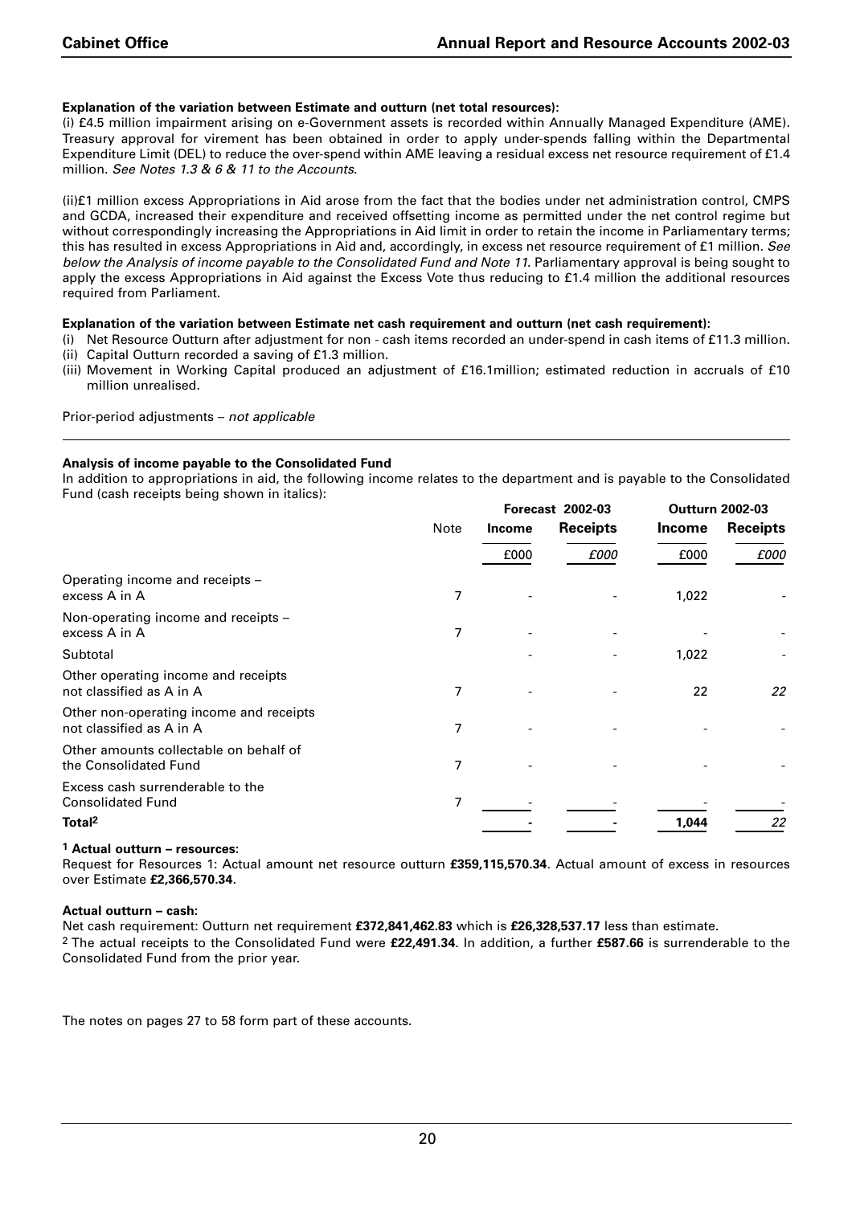**Explanation of the variation between Estimate and outturn (net total resources):**

(i) £4.5 million impairment arising on e-Government assets is recorded within Annually Managed Expenditure (AME). Treasury approval for virement has been obtained in order to apply under-spends falling within the Departmental Expenditure Limit (DEL) to reduce the over-spend within AME leaving a residual excess net resource requirement of £1.4 million. *See Notes 1.3 & 6 & 11 to the Accounts.*

(ii)£1 million excess Appropriations in Aid arose from the fact that the bodies under net administration control, CMPS and GCDA, increased their expenditure and received offsetting income as permitted under the net control regime but without correspondingly increasing the Appropriations in Aid limit in order to retain the income in Parliamentary terms; this has resulted in excess Appropriations in Aid and, accordingly, in excess net resource requirement of £1 million. *See below the Analysis of income payable to the Consolidated Fund and Note 11.* Parliamentary approval is being sought to apply the excess Appropriations in Aid against the Excess Vote thus reducing to £1.4 million the additional resources required from Parliament.

**Explanation of the variation between Estimate net cash requirement and outturn (net cash requirement):**

(i) Net Resource Outturn after adjustment for non - cash items recorded an under-spend in cash items of £11.3 million.
(ii) Capital Outturn recorded a saving of £1.3 million.
(iii) Movement in Working Capital produced an adjustment of £16.1million; estimated reduction in accruals of £10 million unrealised.

Prior-period adjustments – *not applicable*

**Analysis of income payable to the Consolidated Fund**

In addition to appropriations in aid, the following income relates to the department and is payable to the Consolidated Fund (cash receipts being shown in italics):

| | Note | Forecast 2002-03 | | Outturn 2002-03 | |
|---|---|---|---|---|---|
| | | Income | Receipts | Income | Receipts |
| | | £000 | *£000* | £000 | *£000* |
| Operating income and receipts – excess A in A | 7 | - | - | 1,022 | - |
| Non-operating income and receipts – excess A in A | 7 | - | - | - | - |
| Subtotal | | - | - | 1,022 | - |
| Other operating income and receipts not classified as A in A | 7 | - | - | 22 | *22* |
| Other non-operating income and receipts not classified as A in A | 7 | - | - | - | - |
| Other amounts collectable on behalf of the Consolidated Fund | 7 | - | - | - | - |
| Excess cash surrenderable to the Consolidated Fund | 7 | - | - | - | - |
| **Total[2]** | | - | - | **1,044** | *22* |

**[1] Actual outturn – resources:**

Request for Resources 1: Actual amount net resource outturn **£359,115,570.34**. Actual amount of excess in resources over Estimate **£2,366,570.34**.

**Actual outturn – cash:**

Net cash requirement: Outturn net requirement **£372,841,462.83** which is **£26,328,537.17** less than estimate.

[2] The actual receipts to the Consolidated Fund were **£22,491.34**. In addition, a further **£587.66** is surrenderable to the Consolidated Fund from the prior year.

The notes on pages 27 to 58 form part of these accounts.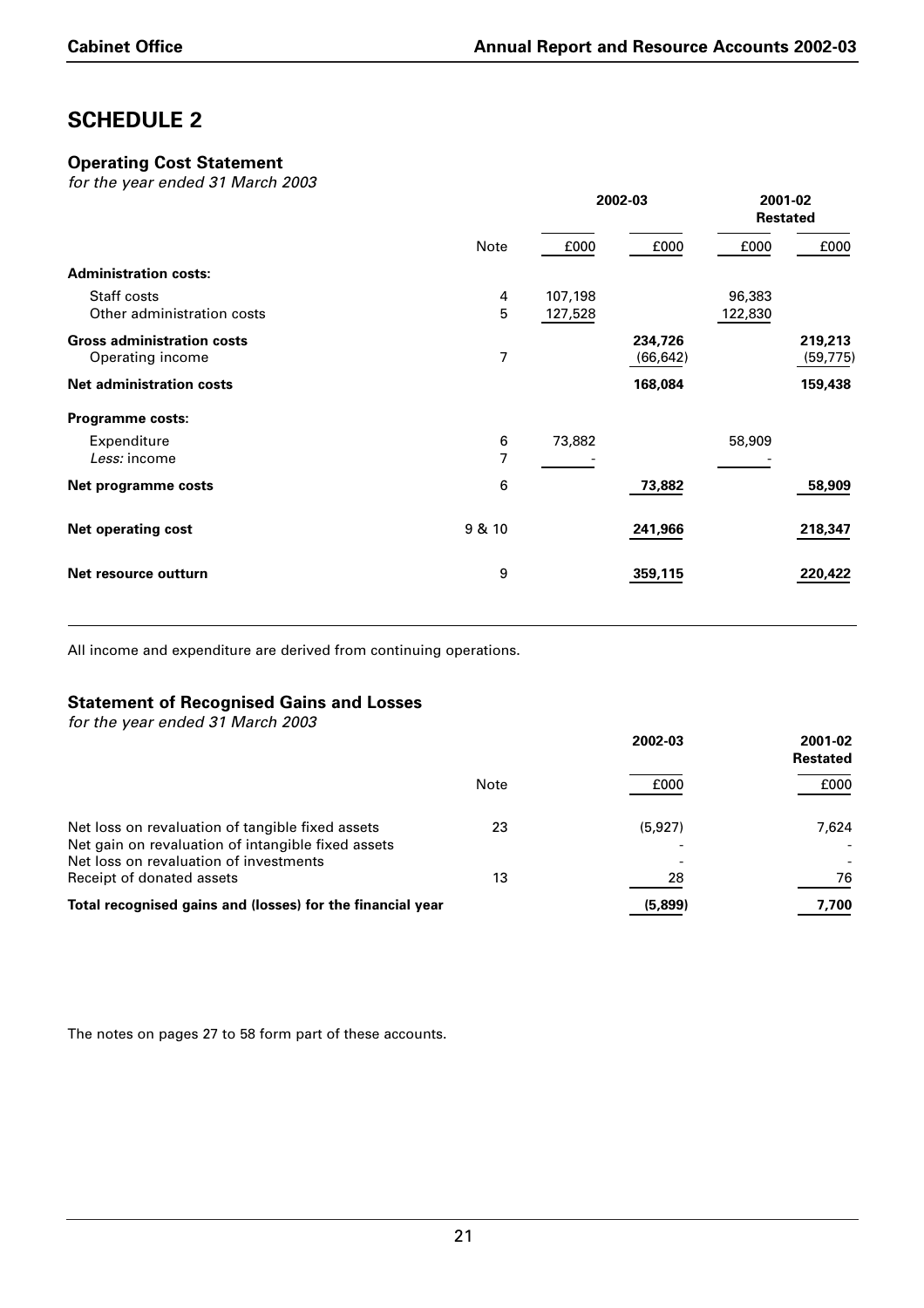# SCHEDULE 2

## Operating Cost Statement

*for the year ended 31 March 2003*

| | Note | 2002-03 | | 2001-02 Restated | |
|---|---|---|---|---|---|
| | | £000 | £000 | £000 | £000 |
| **Administration costs:** | | | | | |
| Staff costs | 4 | 107,198 | | 96,383 | |
| Other administration costs | 5 | 127,528 | | 122,830 | |
| **Gross administration costs** | | | **234,726** | | **219,213** |
| Operating income | 7 | | (66,642) | | (59,775) |
| **Net administration costs** | | | **168,084** | | **159,438** |
| **Programme costs:** | | | | | |
| Expenditure | 6 | 73,882 | | 58,909 | |
| *Less:* income | 7 | - | | - | |
| **Net programme costs** | 6 | | **73,882** | | **58,909** |
| **Net operating cost** | 9 & 10 | | **241,966** | | **218,347** |
| **Net resource outturn** | 9 | | **359,115** | | **220,422** |

All income and expenditure are derived from continuing operations.

## Statement of Recognised Gains and Losses

*for the year ended 31 March 2003*

| | Note | 2002-03 | 2001-02 Restated |
|---|---|---|---|
| | | £000 | £000 |
| Net loss on revaluation of tangible fixed assets | 23 | (5,927) | 7,624 |
| Net gain on revaluation of intangible fixed assets | | - | - |
| Net loss on revaluation of investments | | - | - |
| Receipt of donated assets | 13 | 28 | 76 |
| **Total recognised gains and (losses) for the financial year** | | **(5,899)** | **7,700** |

The notes on pages 27 to 58 form part of these accounts.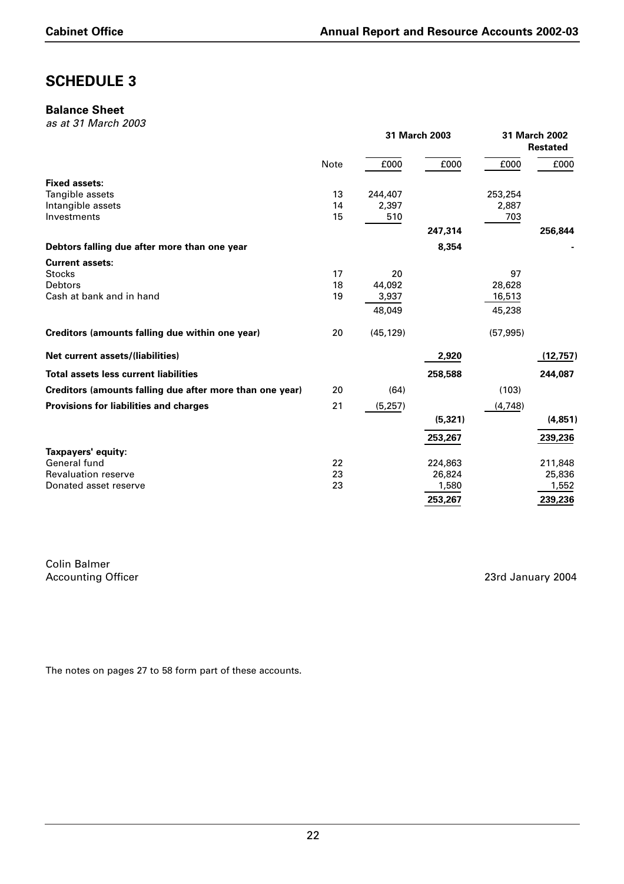# SCHEDULE 3

## Balance Sheet

*as at 31 March 2003*

| | Note | 31 March 2003 | | 31 March 2002 Restated | |
|---|---|---|---|---|---|
| | | £000 | £000 | £000 | £000 |
| **Fixed assets:** | | | | | |
| Tangible assets | 13 | 244,407 | | 253,254 | |
| Intangible assets | 14 | 2,397 | | 2,887 | |
| Investments | 15 | 510 | | 703 | |
| | | | 247,314 | | 256,844 |
| **Debtors falling due after more than one year** | | | 8,354 | | - |
| **Current assets:** | | | | | |
| Stocks | 17 | 20 | | 97 | |
| Debtors | 18 | 44,092 | | 28,628 | |
| Cash at bank and in hand | 19 | 3,937 | | 16,513 | |
| | | 48,049 | | 45,238 | |
| **Creditors (amounts falling due within one year)** | 20 | (45,129) | | (57,995) | |
| **Net current assets/(liabilities)** | | | 2,920 | | (12,757) |
| **Total assets less current liabilities** | | | 258,588 | | 244,087 |
| **Creditors (amounts falling due after more than one year)** | 20 | (64) | | (103) | |
| **Provisions for liabilities and charges** | 21 | (5,257) | | (4,748) | |
| | | | (5,321) | | (4,851) |
| | | | 253,267 | | 239,236 |
| **Taxpayers' equity:** | | | | | |
| General fund | 22 | | 224,863 | | 211,848 |
| Revaluation reserve | 23 | | 26,824 | | 25,836 |
| Donated asset reserve | 23 | | 1,580 | | 1,552 |
| | | | 253,267 | | 239,236 |

Colin Balmer
Accounting Officer

23rd January 2004

The notes on pages 27 to 58 form part of these accounts.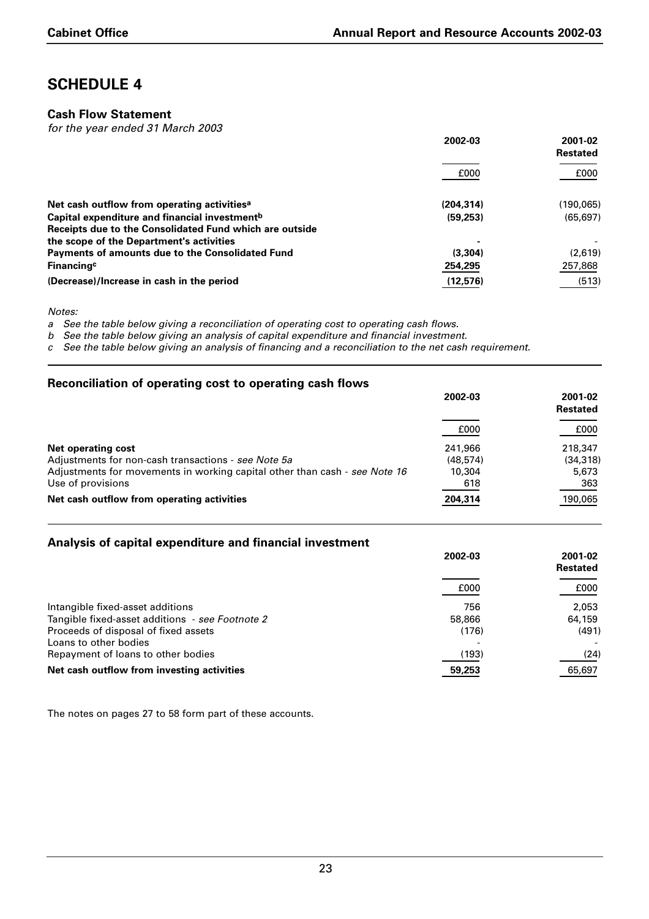# SCHEDULE 4

## Cash Flow Statement

*for the year ended 31 March 2003*

| | 2002-03 | 2001-02 Restated |
|---|---|---|
| | £000 | £000 |
| **Net cash outflow from operating activities**[a] | **(204,314)** | (190,065) |
| **Capital expenditure and financial investment**[b] | **(59,253)** | (65,697) |
| **Receipts due to the Consolidated Fund which are outside the scope of the Department's activities** | **-** | - |
| **Payments of amounts due to the Consolidated Fund** | **(3,304)** | (2,619) |
| **Financing**[c] | **254,295** | 257,868 |
| **(Decrease)/Increase in cash in the period** | **(12,576)** | (513) |

*Notes:*

*a See the table below giving a reconciliation of operating cost to operating cash flows.*

*b See the table below giving an analysis of capital expenditure and financial investment.*

*c See the table below giving an analysis of financing and a reconciliation to the net cash requirement.*

## Reconciliation of operating cost to operating cash flows

| | 2002-03 | 2001-02 Restated |
|---|---|---|
| | £000 | £000 |
| **Net operating cost** | 241,966 | 218,347 |
| Adjustments for non-cash transactions - *see Note 5a* | (48,574) | (34,318) |
| Adjustments for movements in working capital other than cash - *see Note 16* | 10,304 | 5,673 |
| Use of provisions | 618 | 363 |
| **Net cash outflow from operating activities** | 204,314 | 190,065 |

## Analysis of capital expenditure and financial investment

| | 2002-03 | 2001-02 Restated |
|---|---|---|
| | £000 | £000 |
| Intangible fixed-asset additions | 756 | 2,053 |
| Tangible fixed-asset additions - *see Footnote 2* | 58,866 | 64,159 |
| Proceeds of disposal of fixed assets | (176) | (491) |
| Loans to other bodies | - | - |
| Repayment of loans to other bodies | (193) | (24) |
| **Net cash outflow from investing activities** | 59,253 | 65,697 |

The notes on pages 27 to 58 form part of these accounts.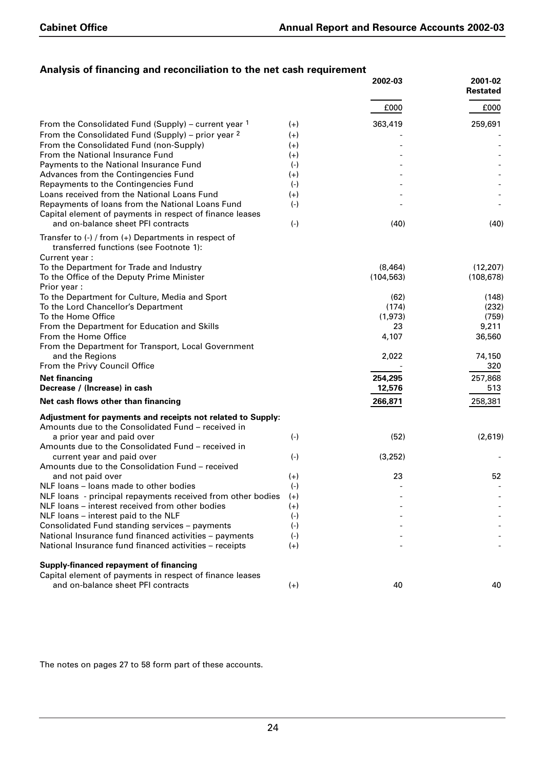## Analysis of financing and reconciliation to the net cash requirement

| | | 2002-03 | 2001-02 Restated |
|---|---|---|---|
| | | £000 | £000 |
| From the Consolidated Fund (Supply) – current year [1] | (+) | 363,419 | 259,691 |
| From the Consolidated Fund (Supply) – prior year [2] | (+) | - | - |
| From the Consolidated Fund (non-Supply) | (+) | - | - |
| From the National Insurance Fund | (+) | - | - |
| Payments to the National Insurance Fund | (-) | - | - |
| Advances from the Contingencies Fund | (+) | - | - |
| Repayments to the Contingencies Fund | (-) | - | - |
| Loans received from the National Loans Fund | (+) | - | - |
| Repayments of loans from the National Loans Fund | (-) | - | - |
| Capital element of payments in respect of finance leases and on-balance sheet PFI contracts | (-) | (40) | (40) |
| Transfer to (-) / from (+) Departments in respect of transferred functions (see Footnote 1): | | | |
| Current year : | | | |
| To the Department for Trade and Industry | | (8,464) | (12,207) |
| To the Office of the Deputy Prime Minister | | (104,563) | (108,678) |
| Prior year : | | | |
| To the Department for Culture, Media and Sport | | (62) | (148) |
| To the Lord Chancellor's Department | | (174) | (232) |
| To the Home Office | | (1,973) | (759) |
| From the Department for Education and Skills | | 23 | 9,211 |
| From the Home Office | | 4,107 | 36,560 |
| From the Department for Transport, Local Government and the Regions | | 2,022 | 74,150 |
| From the Privy Council Office | | - | 320 |
| **Net financing** | | **254,295** | 257,868 |
| **Decrease / (Increase) in cash** | | **12,576** | 513 |
| **Net cash flows other than financing** | | **266,871** | 258,381 |
| **Adjustment for payments and receipts not related to Supply:** | | | |
| Amounts due to the Consolidated Fund – received in a prior year and paid over | (-) | (52) | (2,619) |
| Amounts due to the Consolidated Fund – received in current year and paid over | (-) | (3,252) | - |
| Amounts due to the Consolidation Fund – received and not paid over | (+) | 23 | 52 |
| NLF loans – loans made to other bodies | (-) | - | - |
| NLF loans - principal repayments received from other bodies | (+) | - | - |
| NLF loans – interest received from other bodies | (+) | - | - |
| NLF loans – interest paid to the NLF | (-) | - | - |
| Consolidated Fund standing services – payments | (-) | - | - |
| National Insurance fund financed activities – payments | (-) | - | - |
| National Insurance fund financed activities – receipts | (+) | - | - |
| **Supply-financed repayment of financing** | | | |
| Capital element of payments in respect of finance leases and on-balance sheet PFI contracts | (+) | 40 | 40 |

The notes on pages 27 to 58 form part of these accounts.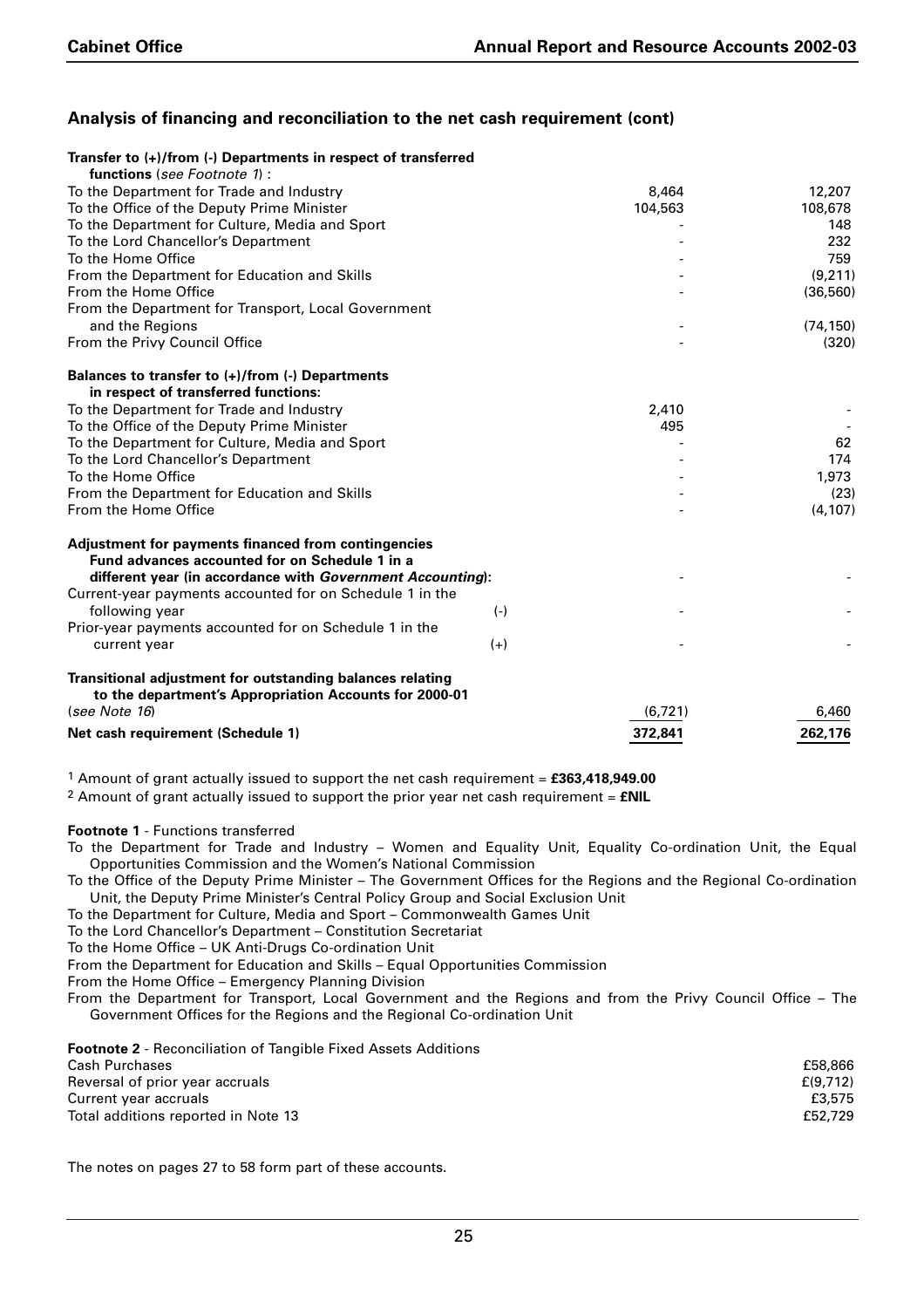## Analysis of financing and reconciliation to the net cash requirement (cont)

| | | | |
|---|---|---|---|
| **Transfer to (+)/from (-) Departments in respect of transferred functions** (*see Footnote 1*) : | | | |
| To the Department for Trade and Industry | | 8,464 | 12,207 |
| To the Office of the Deputy Prime Minister | | 104,563 | 108,678 |
| To the Department for Culture, Media and Sport | | - | 148 |
| To the Lord Chancellor's Department | | - | 232 |
| To the Home Office | | - | 759 |
| From the Department for Education and Skills | | - | (9,211) |
| From the Home Office | | - | (36,560) |
| From the Department for Transport, Local Government and the Regions | | - | (74,150) |
| From the Privy Council Office | | - | (320) |
| **Balances to transfer to (+)/from (-) Departments in respect of transferred functions:** | | | |
| To the Department for Trade and Industry | | 2,410 | - |
| To the Office of the Deputy Prime Minister | | 495 | - |
| To the Department for Culture, Media and Sport | | - | 62 |
| To the Lord Chancellor's Department | | - | 174 |
| To the Home Office | | - | 1,973 |
| From the Department for Education and Skills | | - | (23) |
| From the Home Office | | - | (4,107) |
| **Adjustment for payments financed from contingencies Fund advances accounted for on Schedule 1 in a different year (in accordance with *Government Accounting*):** | | - | - |
| Current-year payments accounted for on Schedule 1 in the following year | (-) | - | - |
| Prior-year payments accounted for on Schedule 1 in the current year | (+) | - | - |
| **Transitional adjustment for outstanding balances relating to the department's Appropriation Accounts for 2000-01** (*see Note 16*) | | (6,721) | 6,460 |
| **Net cash requirement (Schedule 1)** | | **372,841** | **262,176** |

[1] Amount of grant actually issued to support the net cash requirement = **£363,418,949.00**

[2] Amount of grant actually issued to support the prior year net cash requirement = **£NIL**

**Footnote 1** - Functions transferred

To the Department for Trade and Industry – Women and Equality Unit, Equality Co-ordination Unit, the Equal Opportunities Commission and the Women's National Commission

To the Office of the Deputy Prime Minister – The Government Offices for the Regions and the Regional Co-ordination Unit, the Deputy Prime Minister's Central Policy Group and Social Exclusion Unit

To the Department for Culture, Media and Sport – Commonwealth Games Unit

To the Lord Chancellor's Department – Constitution Secretariat

To the Home Office – UK Anti-Drugs Co-ordination Unit

From the Department for Education and Skills – Equal Opportunities Commission

From the Home Office – Emergency Planning Division

From the Department for Transport, Local Government and the Regions and from the Privy Council Office – The Government Offices for the Regions and the Regional Co-ordination Unit

**Footnote 2** - Reconciliation of Tangible Fixed Assets Additions

| | |
|---|---|
| Cash Purchases | £58,866 |
| Reversal of prior year accruals | £(9,712) |
| Current year accruals | £3,575 |
| Total additions reported in Note 13 | £52,729 |

The notes on pages 27 to 58 form part of these accounts.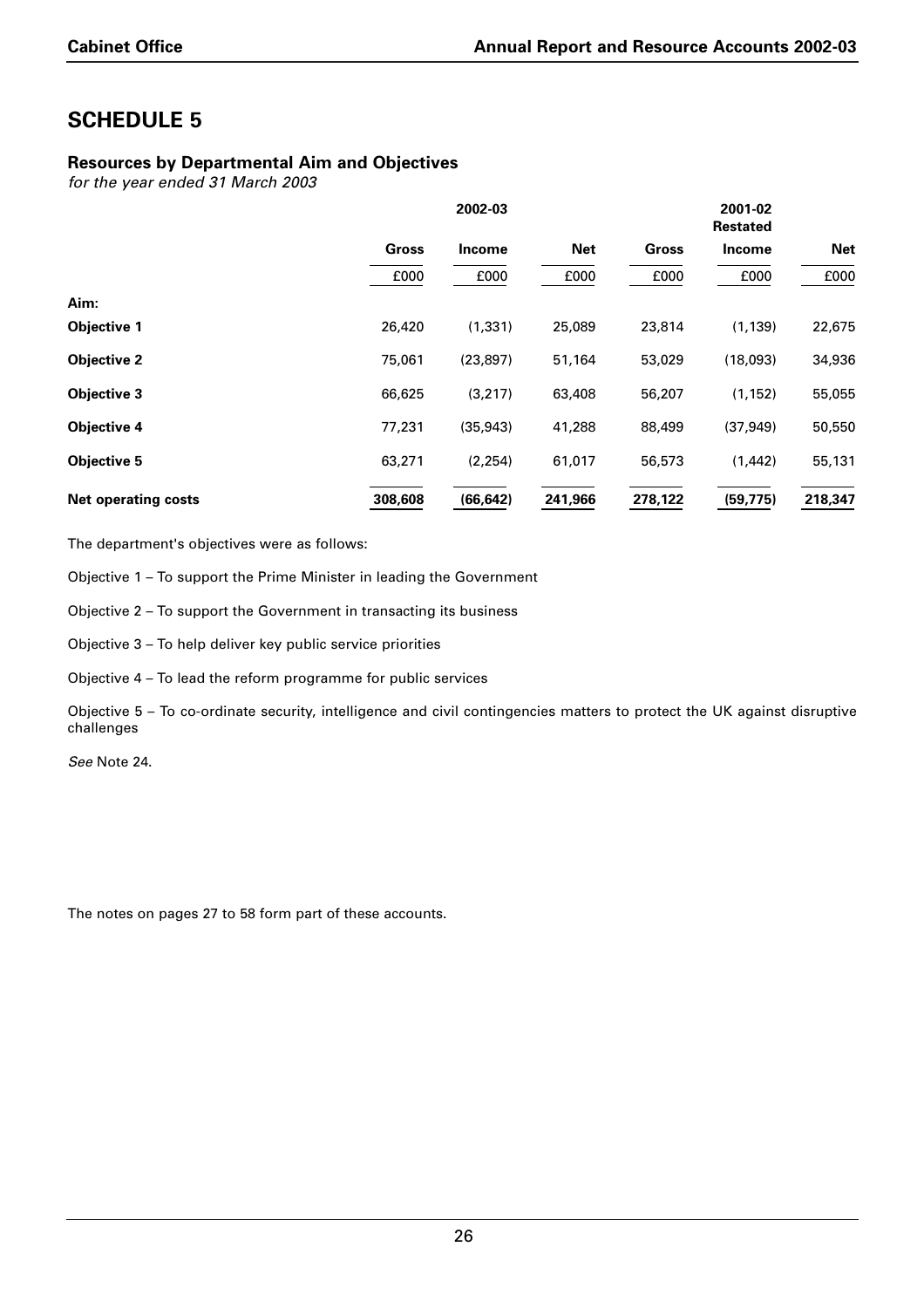# SCHEDULE 5

## Resources by Departmental Aim and Objectives

*for the year ended 31 March 2003*

| | 2002-03 | | | 2001-02 Restated | | |
|---|---|---|---|---|---|---|
| | **Gross** | **Income** | **Net** | **Gross** | **Income** | **Net** |
| | £000 | £000 | £000 | £000 | £000 | £000 |
| **Aim:** | | | | | | |
| **Objective 1** | 26,420 | (1,331) | 25,089 | 23,814 | (1,139) | 22,675 |
| **Objective 2** | 75,061 | (23,897) | 51,164 | 53,029 | (18,093) | 34,936 |
| **Objective 3** | 66,625 | (3,217) | 63,408 | 56,207 | (1,152) | 55,055 |
| **Objective 4** | 77,231 | (35,943) | 41,288 | 88,499 | (37,949) | 50,550 |
| **Objective 5** | 63,271 | (2,254) | 61,017 | 56,573 | (1,442) | 55,131 |
| **Net operating costs** | **308,608** | **(66,642)** | **241,966** | **278,122** | **(59,775)** | **218,347** |

The department's objectives were as follows:

Objective 1 – To support the Prime Minister in leading the Government

Objective 2 – To support the Government in transacting its business

Objective 3 – To help deliver key public service priorities

Objective 4 – To lead the reform programme for public services

Objective 5 – To co-ordinate security, intelligence and civil contingencies matters to protect the UK against disruptive challenges

*See* Note 24.

The notes on pages 27 to 58 form part of these accounts.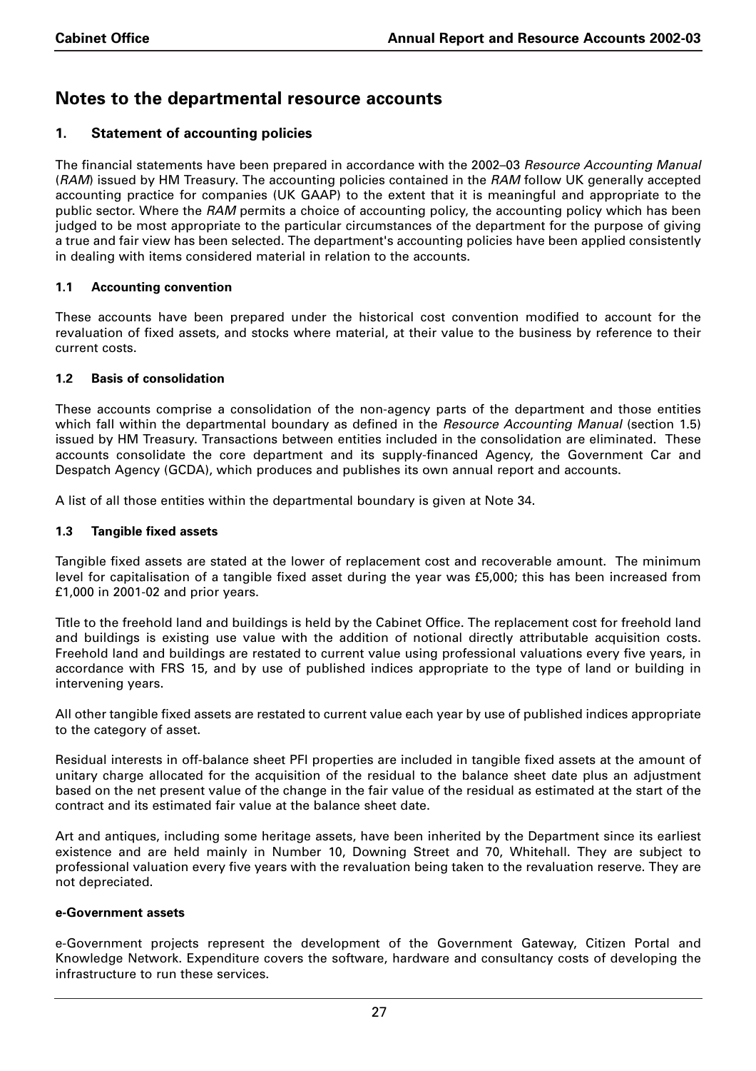# Notes to the departmental resource accounts

## 1. Statement of accounting policies

The financial statements have been prepared in accordance with the 2002–03 *Resource Accounting Manual* (*RAM*) issued by HM Treasury. The accounting policies contained in the *RAM* follow UK generally accepted accounting practice for companies (UK GAAP) to the extent that it is meaningful and appropriate to the public sector. Where the *RAM* permits a choice of accounting policy, the accounting policy which has been judged to be most appropriate to the particular circumstances of the department for the purpose of giving a true and fair view has been selected. The department's accounting policies have been applied consistently in dealing with items considered material in relation to the accounts.

### 1.1 Accounting convention

These accounts have been prepared under the historical cost convention modified to account for the revaluation of fixed assets, and stocks where material, at their value to the business by reference to their current costs.

### 1.2 Basis of consolidation

These accounts comprise a consolidation of the non-agency parts of the department and those entities which fall within the departmental boundary as defined in the *Resource Accounting Manual* (section 1.5) issued by HM Treasury. Transactions between entities included in the consolidation are eliminated. These accounts consolidate the core department and its supply-financed Agency, the Government Car and Despatch Agency (GCDA), which produces and publishes its own annual report and accounts.

A list of all those entities within the departmental boundary is given at Note 34.

### 1.3 Tangible fixed assets

Tangible fixed assets are stated at the lower of replacement cost and recoverable amount. The minimum level for capitalisation of a tangible fixed asset during the year was £5,000; this has been increased from £1,000 in 2001-02 and prior years.

Title to the freehold land and buildings is held by the Cabinet Office. The replacement cost for freehold land and buildings is existing use value with the addition of notional directly attributable acquisition costs. Freehold land and buildings are restated to current value using professional valuations every five years, in accordance with FRS 15, and by use of published indices appropriate to the type of land or building in intervening years.

All other tangible fixed assets are restated to current value each year by use of published indices appropriate to the category of asset.

Residual interests in off-balance sheet PFI properties are included in tangible fixed assets at the amount of unitary charge allocated for the acquisition of the residual to the balance sheet date plus an adjustment based on the net present value of the change in the fair value of the residual as estimated at the start of the contract and its estimated fair value at the balance sheet date.

Art and antiques, including some heritage assets, have been inherited by the Department since its earliest existence and are held mainly in Number 10, Downing Street and 70, Whitehall. They are subject to professional valuation every five years with the revaluation being taken to the revaluation reserve. They are not depreciated.

**e-Government assets**

e-Government projects represent the development of the Government Gateway, Citizen Portal and Knowledge Network. Expenditure covers the software, hardware and consultancy costs of developing the infrastructure to run these services.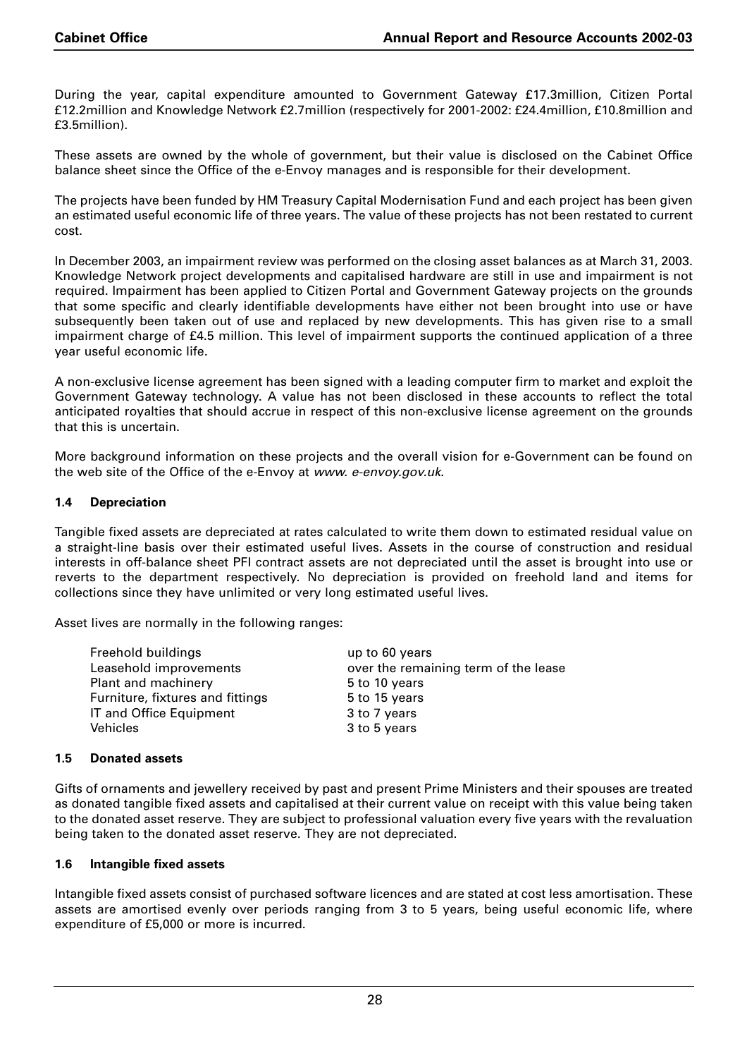During the year, capital expenditure amounted to Government Gateway £17.3million, Citizen Portal £12.2million and Knowledge Network £2.7million (respectively for 2001-2002: £24.4million, £10.8million and £3.5million).

These assets are owned by the whole of government, but their value is disclosed on the Cabinet Office balance sheet since the Office of the e-Envoy manages and is responsible for their development.

The projects have been funded by HM Treasury Capital Modernisation Fund and each project has been given an estimated useful economic life of three years. The value of these projects has not been restated to current cost.

In December 2003, an impairment review was performed on the closing asset balances as at March 31, 2003. Knowledge Network project developments and capitalised hardware are still in use and impairment is not required. Impairment has been applied to Citizen Portal and Government Gateway projects on the grounds that some specific and clearly identifiable developments have either not been brought into use or have subsequently been taken out of use and replaced by new developments. This has given rise to a small impairment charge of £4.5 million. This level of impairment supports the continued application of a three year useful economic life.

A non-exclusive license agreement has been signed with a leading computer firm to market and exploit the Government Gateway technology. A value has not been disclosed in these accounts to reflect the total anticipated royalties that should accrue in respect of this non-exclusive license agreement on the grounds that this is uncertain.

More background information on these projects and the overall vision for e-Government can be found on the web site of the Office of the e-Envoy at *www. e-envoy.gov.uk*.

### 1.4 Depreciation

Tangible fixed assets are depreciated at rates calculated to write them down to estimated residual value on a straight-line basis over their estimated useful lives. Assets in the course of construction and residual interests in off-balance sheet PFI contract assets are not depreciated until the asset is brought into use or reverts to the department respectively. No depreciation is provided on freehold land and items for collections since they have unlimited or very long estimated useful lives.

Asset lives are normally in the following ranges:

| | |
|---|---|
| Freehold buildings | up to 60 years |
| Leasehold improvements | over the remaining term of the lease |
| Plant and machinery | 5 to 10 years |
| Furniture, fixtures and fittings | 5 to 15 years |
| IT and Office Equipment | 3 to 7 years |
| Vehicles | 3 to 5 years |

### 1.5 Donated assets

Gifts of ornaments and jewellery received by past and present Prime Ministers and their spouses are treated as donated tangible fixed assets and capitalised at their current value on receipt with this value being taken to the donated asset reserve. They are subject to professional valuation every five years with the revaluation being taken to the donated asset reserve. They are not depreciated.

### 1.6 Intangible fixed assets

Intangible fixed assets consist of purchased software licences and are stated at cost less amortisation. These assets are amortised evenly over periods ranging from 3 to 5 years, being useful economic life, where expenditure of £5,000 or more is incurred.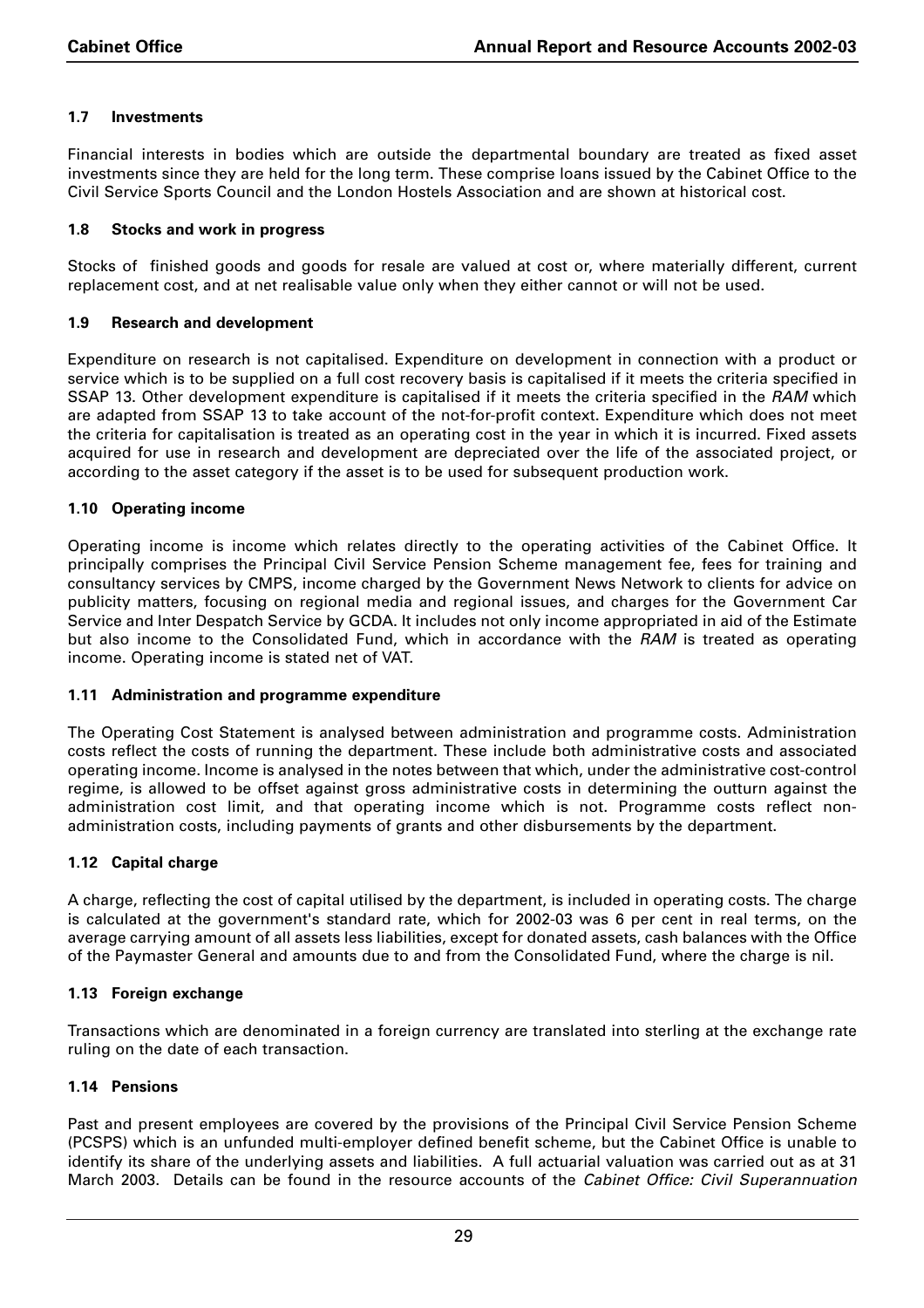### 1.7 Investments

Financial interests in bodies which are outside the departmental boundary are treated as fixed asset investments since they are held for the long term. These comprise loans issued by the Cabinet Office to the Civil Service Sports Council and the London Hostels Association and are shown at historical cost.

### 1.8 Stocks and work in progress

Stocks of finished goods and goods for resale are valued at cost or, where materially different, current replacement cost, and at net realisable value only when they either cannot or will not be used.

### 1.9 Research and development

Expenditure on research is not capitalised. Expenditure on development in connection with a product or service which is to be supplied on a full cost recovery basis is capitalised if it meets the criteria specified in SSAP 13. Other development expenditure is capitalised if it meets the criteria specified in the *RAM* which are adapted from SSAP 13 to take account of the not-for-profit context. Expenditure which does not meet the criteria for capitalisation is treated as an operating cost in the year in which it is incurred. Fixed assets acquired for use in research and development are depreciated over the life of the associated project, or according to the asset category if the asset is to be used for subsequent production work.

### 1.10 Operating income

Operating income is income which relates directly to the operating activities of the Cabinet Office. It principally comprises the Principal Civil Service Pension Scheme management fee, fees for training and consultancy services by CMPS, income charged by the Government News Network to clients for advice on publicity matters, focusing on regional media and regional issues, and charges for the Government Car Service and Inter Despatch Service by GCDA. It includes not only income appropriated in aid of the Estimate but also income to the Consolidated Fund, which in accordance with the *RAM* is treated as operating income. Operating income is stated net of VAT.

### 1.11 Administration and programme expenditure

The Operating Cost Statement is analysed between administration and programme costs. Administration costs reflect the costs of running the department. These include both administrative costs and associated operating income. Income is analysed in the notes between that which, under the administrative cost-control regime, is allowed to be offset against gross administrative costs in determining the outturn against the administration cost limit, and that operating income which is not. Programme costs reflect non-administration costs, including payments of grants and other disbursements by the department.

### 1.12 Capital charge

A charge, reflecting the cost of capital utilised by the department, is included in operating costs. The charge is calculated at the government's standard rate, which for 2002-03 was 6 per cent in real terms, on the average carrying amount of all assets less liabilities, except for donated assets, cash balances with the Office of the Paymaster General and amounts due to and from the Consolidated Fund, where the charge is nil.

### 1.13 Foreign exchange

Transactions which are denominated in a foreign currency are translated into sterling at the exchange rate ruling on the date of each transaction.

### 1.14 Pensions

Past and present employees are covered by the provisions of the Principal Civil Service Pension Scheme (PCSPS) which is an unfunded multi-employer defined benefit scheme, but the Cabinet Office is unable to identify its share of the underlying assets and liabilities. A full actuarial valuation was carried out as at 31 March 2003. Details can be found in the resource accounts of the *Cabinet Office: Civil Superannuation*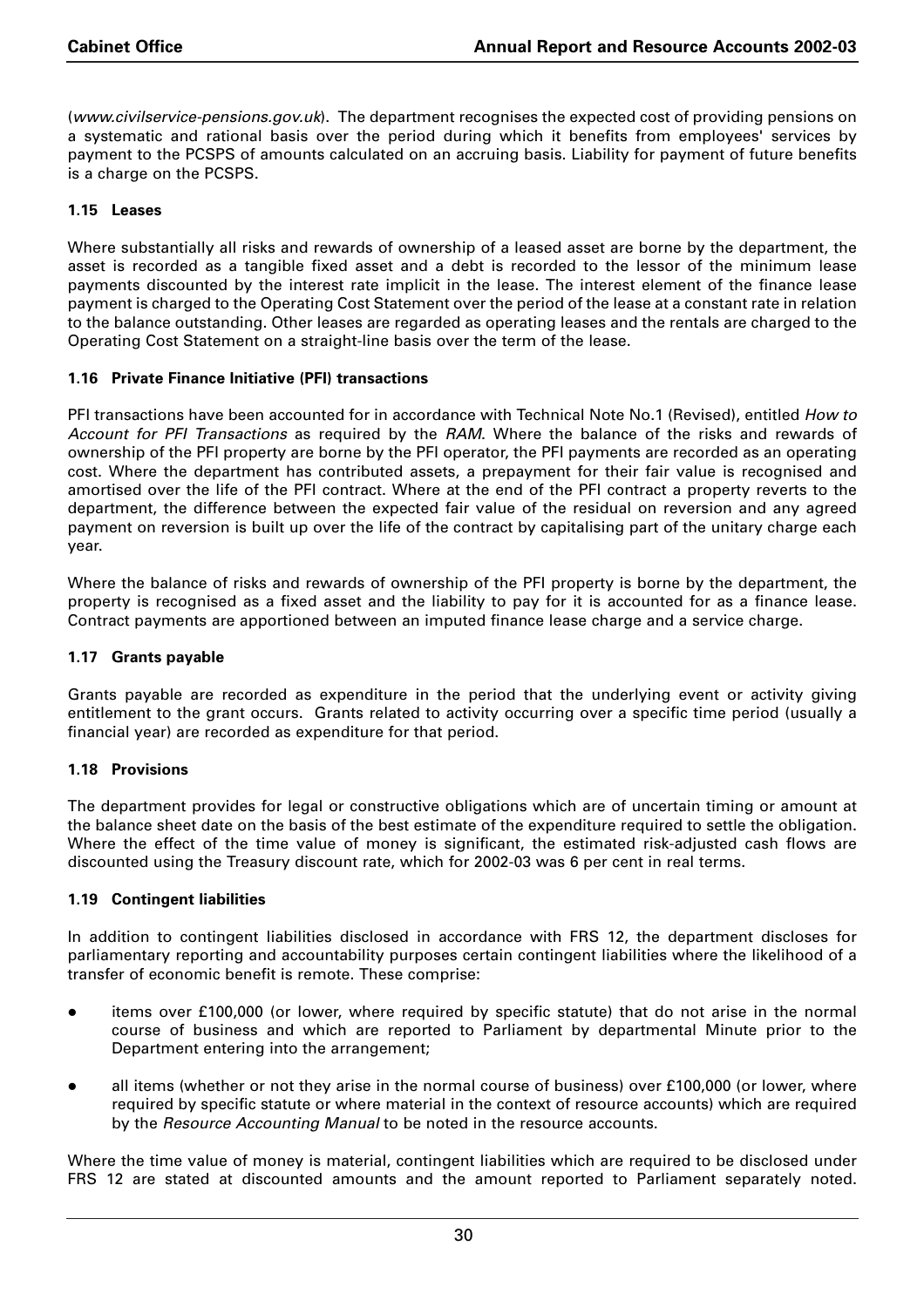(*www.civilservice-pensions.gov.uk*). The department recognises the expected cost of providing pensions on a systematic and rational basis over the period during which it benefits from employees' services by payment to the PCSPS of amounts calculated on an accruing basis. Liability for payment of future benefits is a charge on the PCSPS.

### 1.15 Leases

Where substantially all risks and rewards of ownership of a leased asset are borne by the department, the asset is recorded as a tangible fixed asset and a debt is recorded to the lessor of the minimum lease payments discounted by the interest rate implicit in the lease. The interest element of the finance lease payment is charged to the Operating Cost Statement over the period of the lease at a constant rate in relation to the balance outstanding. Other leases are regarded as operating leases and the rentals are charged to the Operating Cost Statement on a straight-line basis over the term of the lease.

### 1.16 Private Finance Initiative (PFI) transactions

PFI transactions have been accounted for in accordance with Technical Note No.1 (Revised), entitled *How to Account for PFI Transactions* as required by the *RAM*. Where the balance of the risks and rewards of ownership of the PFI property are borne by the PFI operator, the PFI payments are recorded as an operating cost. Where the department has contributed assets, a prepayment for their fair value is recognised and amortised over the life of the PFI contract. Where at the end of the PFI contract a property reverts to the department, the difference between the expected fair value of the residual on reversion and any agreed payment on reversion is built up over the life of the contract by capitalising part of the unitary charge each year.

Where the balance of risks and rewards of ownership of the PFI property is borne by the department, the property is recognised as a fixed asset and the liability to pay for it is accounted for as a finance lease. Contract payments are apportioned between an imputed finance lease charge and a service charge.

### 1.17 Grants payable

Grants payable are recorded as expenditure in the period that the underlying event or activity giving entitlement to the grant occurs. Grants related to activity occurring over a specific time period (usually a financial year) are recorded as expenditure for that period.

### 1.18 Provisions

The department provides for legal or constructive obligations which are of uncertain timing or amount at the balance sheet date on the basis of the best estimate of the expenditure required to settle the obligation. Where the effect of the time value of money is significant, the estimated risk-adjusted cash flows are discounted using the Treasury discount rate, which for 2002-03 was 6 per cent in real terms.

### 1.19 Contingent liabilities

In addition to contingent liabilities disclosed in accordance with FRS 12, the department discloses for parliamentary reporting and accountability purposes certain contingent liabilities where the likelihood of a transfer of economic benefit is remote. These comprise:

- items over £100,000 (or lower, where required by specific statute) that do not arise in the normal course of business and which are reported to Parliament by departmental Minute prior to the Department entering into the arrangement;
- all items (whether or not they arise in the normal course of business) over £100,000 (or lower, where required by specific statute or where material in the context of resource accounts) which are required by the *Resource Accounting Manual* to be noted in the resource accounts.

Where the time value of money is material, contingent liabilities which are required to be disclosed under FRS 12 are stated at discounted amounts and the amount reported to Parliament separately noted.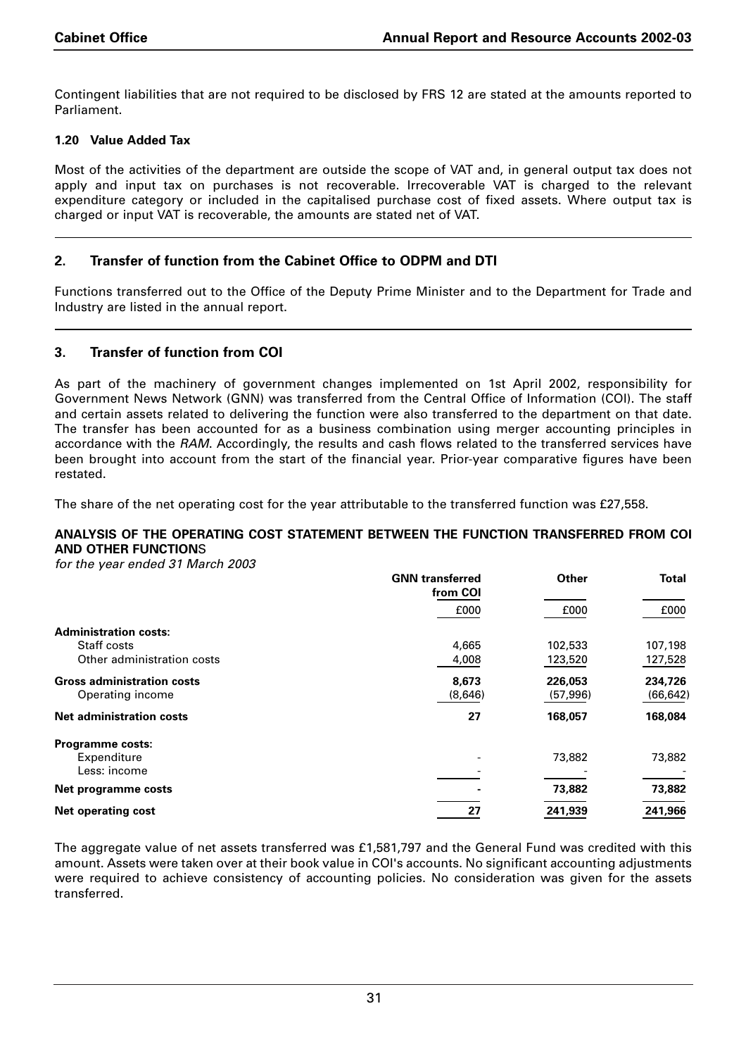Contingent liabilities that are not required to be disclosed by FRS 12 are stated at the amounts reported to Parliament.

**1.20 Value Added Tax**

Most of the activities of the department are outside the scope of VAT and, in general output tax does not apply and input tax on purchases is not recoverable. Irrecoverable VAT is charged to the relevant expenditure category or included in the capitalised purchase cost of fixed assets. Where output tax is charged or input VAT is recoverable, the amounts are stated net of VAT.

## 2. Transfer of function from the Cabinet Office to ODPM and DTI

Functions transferred out to the Office of the Deputy Prime Minister and to the Department for Trade and Industry are listed in the annual report.

## 3. Transfer of function from COI

As part of the machinery of government changes implemented on 1st April 2002, responsibility for Government News Network (GNN) was transferred from the Central Office of Information (COI). The staff and certain assets related to delivering the function were also transferred to the department on that date. The transfer has been accounted for as a business combination using merger accounting principles in accordance with the *RAM*. Accordingly, the results and cash flows related to the transferred services have been brought into account from the start of the financial year. Prior-year comparative figures have been restated.

The share of the net operating cost for the year attributable to the transferred function was £27,558.

**ANALYSIS OF THE OPERATING COST STATEMENT BETWEEN THE FUNCTION TRANSFERRED FROM COI AND OTHER FUNCTIONS**

*for the year ended 31 March 2003*

| | GNN transferred from COI | Other | Total |
|---|---|---|---|
| | £000 | £000 | £000 |
| **Administration costs:** | | | |
| Staff costs | 4,665 | 102,533 | 107,198 |
| Other administration costs | 4,008 | 123,520 | 127,528 |
| **Gross administration costs** | **8,673** | **226,053** | **234,726** |
| Operating income | (8,646) | (57,996) | (66,642) |
| **Net administration costs** | **27** | **168,057** | **168,084** |
| **Programme costs:** | | | |
| Expenditure | - | 73,882 | 73,882 |
| Less: income | - | - | - |
| **Net programme costs** | **-** | **73,882** | **73,882** |
| **Net operating cost** | **27** | **241,939** | **241,966** |

The aggregate value of net assets transferred was £1,581,797 and the General Fund was credited with this amount. Assets were taken over at their book value in COI's accounts. No significant accounting adjustments were required to achieve consistency of accounting policies. No consideration was given for the assets transferred.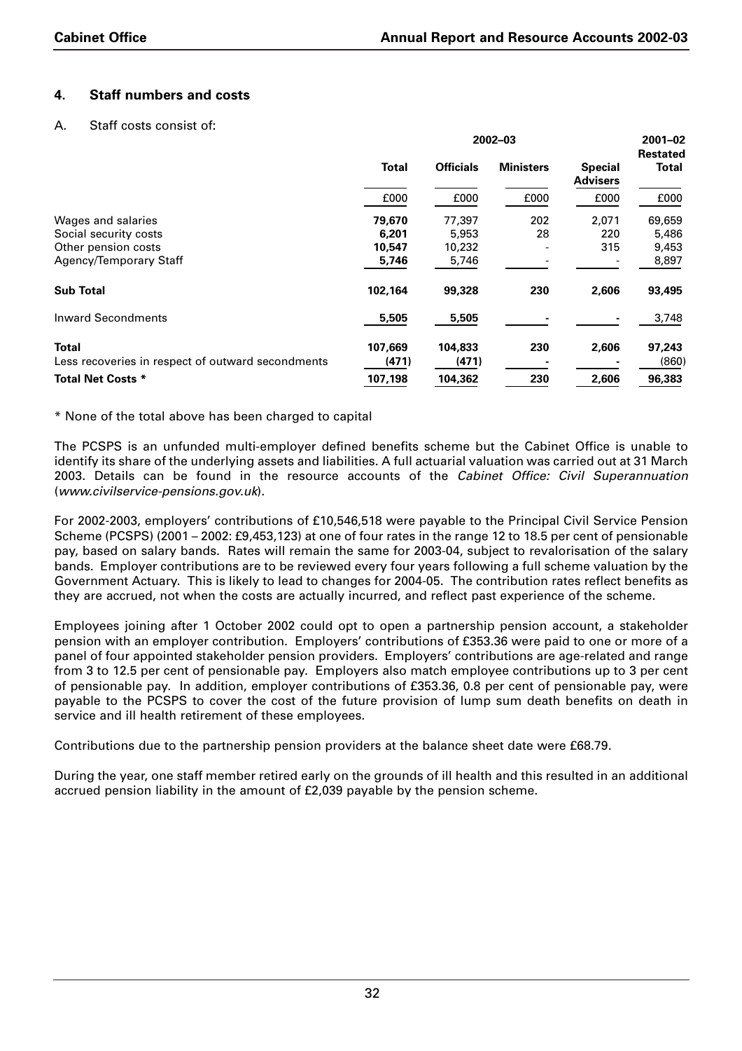## 4. Staff numbers and costs

A. Staff costs consist of:

| | 2002–03 | | | | 2001–02 Restated |
|---|---|---|---|---|---|
| | **Total** | **Officials** | **Ministers** | **Special Advisers** | **Total** |
| | £000 | £000 | £000 | £000 | £000 |
| Wages and salaries | **79,670** | 77,397 | 202 | 2,071 | 69,659 |
| Social security costs | **6,201** | 5,953 | 28 | 220 | 5,486 |
| Other pension costs | **10,547** | 10,232 | - | 315 | 9,453 |
| Agency/Temporary Staff | **5,746** | 5,746 | - | - | 8,897 |
| **Sub Total** | **102,164** | **99,328** | **230** | **2,606** | **93,495** |
| Inward Secondments | **5,505** | **5,505** | **-** | **-** | 3,748 |
| **Total** | **107,669** | **104,833** | **230** | **2,606** | **97,243** |
| Less recoveries in respect of outward secondments | **(471)** | **(471)** | **-** | **-** | (860) |
| **Total Net Costs *** | **107,198** | **104,362** | **230** | **2,606** | **96,383** |

* None of the total above has been charged to capital

The PCSPS is an unfunded multi-employer defined benefits scheme but the Cabinet Office is unable to identify its share of the underlying assets and liabilities. A full actuarial valuation was carried out at 31 March 2003. Details can be found in the resource accounts of the *Cabinet Office: Civil Superannuation* (*www.civilservice-pensions.gov.uk*).

For 2002-2003, employers' contributions of £10,546,518 were payable to the Principal Civil Service Pension Scheme (PCSPS) (2001 – 2002: £9,453,123) at one of four rates in the range 12 to 18.5 per cent of pensionable pay, based on salary bands. Rates will remain the same for 2003-04, subject to revalorisation of the salary bands. Employer contributions are to be reviewed every four years following a full scheme valuation by the Government Actuary. This is likely to lead to changes for 2004-05. The contribution rates reflect benefits as they are accrued, not when the costs are actually incurred, and reflect past experience of the scheme.

Employees joining after 1 October 2002 could opt to open a partnership pension account, a stakeholder pension with an employer contribution. Employers' contributions of £353.36 were paid to one or more of a panel of four appointed stakeholder pension providers. Employers' contributions are age-related and range from 3 to 12.5 per cent of pensionable pay. Employers also match employee contributions up to 3 per cent of pensionable pay. In addition, employer contributions of £353.36, 0.8 per cent of pensionable pay, were payable to the PCSPS to cover the cost of the future provision of lump sum death benefits on death in service and ill health retirement of these employees.

Contributions due to the partnership pension providers at the balance sheet date were £68.79.

During the year, one staff member retired early on the grounds of ill health and this resulted in an additional accrued pension liability in the amount of £2,039 payable by the pension scheme.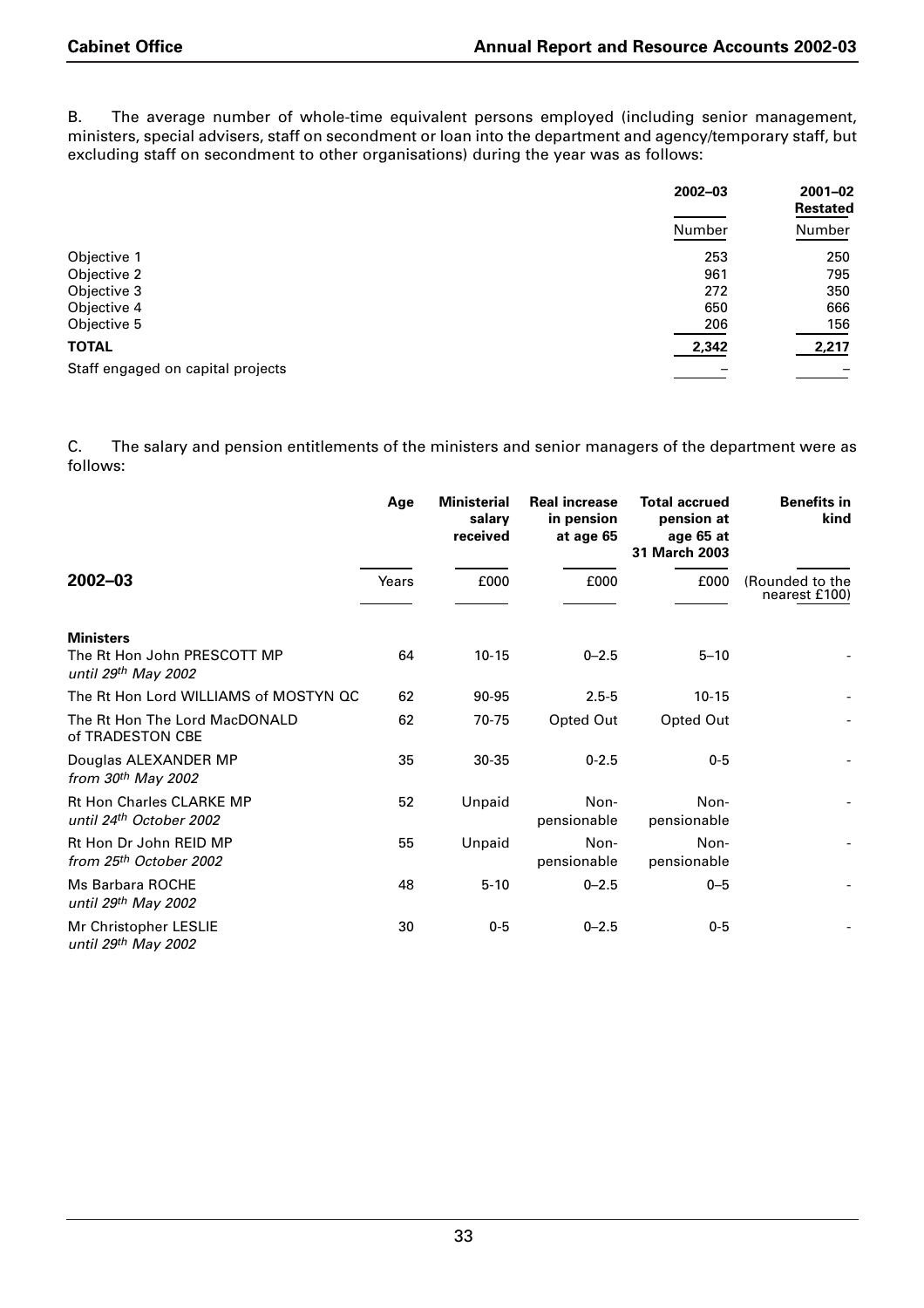B. The average number of whole-time equivalent persons employed (including senior management, ministers, special advisers, staff on secondment or loan into the department and agency/temporary staff, but excluding staff on secondment to other organisations) during the year was as follows:

| | 2002–03 | 2001–02 Restated |
|---|---|---|
| | Number | Number |
| Objective 1 | 253 | 250 |
| Objective 2 | 961 | 795 |
| Objective 3 | 272 | 350 |
| Objective 4 | 650 | 666 |
| Objective 5 | 206 | 156 |
| **TOTAL** | **2,342** | **2,217** |
| Staff engaged on capital projects | – | – |

C. The salary and pension entitlements of the ministers and senior managers of the department were as follows:

| | Age | Ministerial salary received | Real increase in pension at age 65 | Total accrued pension at age 65 at 31 March 2003 | Benefits in kind |
|---|---|---|---|---|---|
| **2002–03** | Years | £000 | £000 | £000 | (Rounded to the nearest £100) |
| **Ministers** | | | | | |
| The Rt Hon John PRESCOTT MP *until 29th May 2002* | 64 | 10-15 | 0–2.5 | 5–10 | - |
| The Rt Hon Lord WILLIAMS of MOSTYN QC | 62 | 90-95 | 2.5-5 | 10-15 | - |
| The Rt Hon The Lord MacDONALD of TRADESTON CBE | 62 | 70-75 | Opted Out | Opted Out | - |
| Douglas ALEXANDER MP *from 30th May 2002* | 35 | 30-35 | 0-2.5 | 0-5 | - |
| Rt Hon Charles CLARKE MP *until 24th October 2002* | 52 | Unpaid | Non-pensionable | Non-pensionable | - |
| Rt Hon Dr John REID MP *from 25th October 2002* | 55 | Unpaid | Non-pensionable | Non-pensionable | - |
| Ms Barbara ROCHE *until 29th May 2002* | 48 | 5-10 | 0–2.5 | 0–5 | - |
| Mr Christopher LESLIE *until 29th May 2002* | 30 | 0-5 | 0–2.5 | 0-5 | - |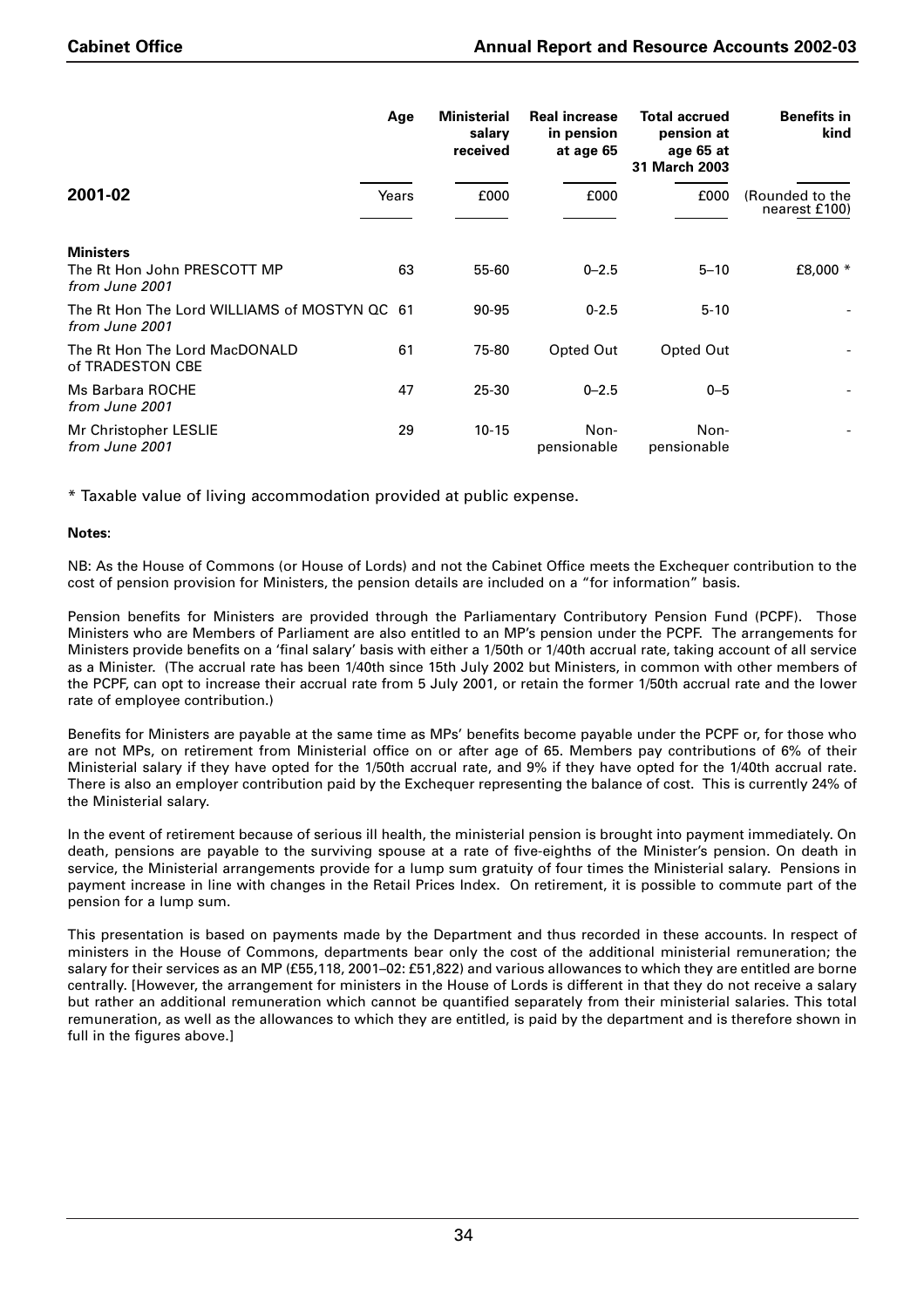| 2001-02 | Age | Ministerial salary received | Real increase in pension at age 65 | Total accrued pension at age 65 at 31 March 2003 | Benefits in kind |
|---|---|---|---|---|---|
| | Years | £000 | £000 | £000 | (Rounded to the nearest £100) |
| **Ministers** | | | | | |
| The Rt Hon John PRESCOTT MP *from June 2001* | 63 | 55-60 | 0–2.5 | 5–10 | £8,000 * |
| The Rt Hon The Lord WILLIAMS of MOSTYN QC *from June 2001* | 61 | 90-95 | 0-2.5 | 5-10 | - |
| The Rt Hon The Lord MacDONALD of TRADESTON CBE | 61 | 75-80 | Opted Out | Opted Out | - |
| Ms Barbara ROCHE *from June 2001* | 47 | 25-30 | 0–2.5 | 0–5 | - |
| Mr Christopher LESLIE *from June 2001* | 29 | 10-15 | Non-pensionable | Non-pensionable | - |

* Taxable value of living accommodation provided at public expense.

**Notes**:

NB: As the House of Commons (or House of Lords) and not the Cabinet Office meets the Exchequer contribution to the cost of pension provision for Ministers, the pension details are included on a "for information" basis.

Pension benefits for Ministers are provided through the Parliamentary Contributory Pension Fund (PCPF). Those Ministers who are Members of Parliament are also entitled to an MP's pension under the PCPF. The arrangements for Ministers provide benefits on a 'final salary' basis with either a 1/50th or 1/40th accrual rate, taking account of all service as a Minister. (The accrual rate has been 1/40th since 15th July 2002 but Ministers, in common with other members of the PCPF, can opt to increase their accrual rate from 5 July 2001, or retain the former 1/50th accrual rate and the lower rate of employee contribution.)

Benefits for Ministers are payable at the same time as MPs' benefits become payable under the PCPF or, for those who are not MPs, on retirement from Ministerial office on or after age of 65. Members pay contributions of 6% of their Ministerial salary if they have opted for the 1/50th accrual rate, and 9% if they have opted for the 1/40th accrual rate. There is also an employer contribution paid by the Exchequer representing the balance of cost. This is currently 24% of the Ministerial salary.

In the event of retirement because of serious ill health, the ministerial pension is brought into payment immediately. On death, pensions are payable to the surviving spouse at a rate of five-eighths of the Minister's pension. On death in service, the Ministerial arrangements provide for a lump sum gratuity of four times the Ministerial salary. Pensions in payment increase in line with changes in the Retail Prices Index. On retirement, it is possible to commute part of the pension for a lump sum.

This presentation is based on payments made by the Department and thus recorded in these accounts. In respect of ministers in the House of Commons, departments bear only the cost of the additional ministerial remuneration; the salary for their services as an MP (£55,118, 2001–02: £51,822) and various allowances to which they are entitled are borne centrally. [However, the arrangement for ministers in the House of Lords is different in that they do not receive a salary but rather an additional remuneration which cannot be quantified separately from their ministerial salaries. This total remuneration, as well as the allowances to which they are entitled, is paid by the department and is therefore shown in full in the figures above.]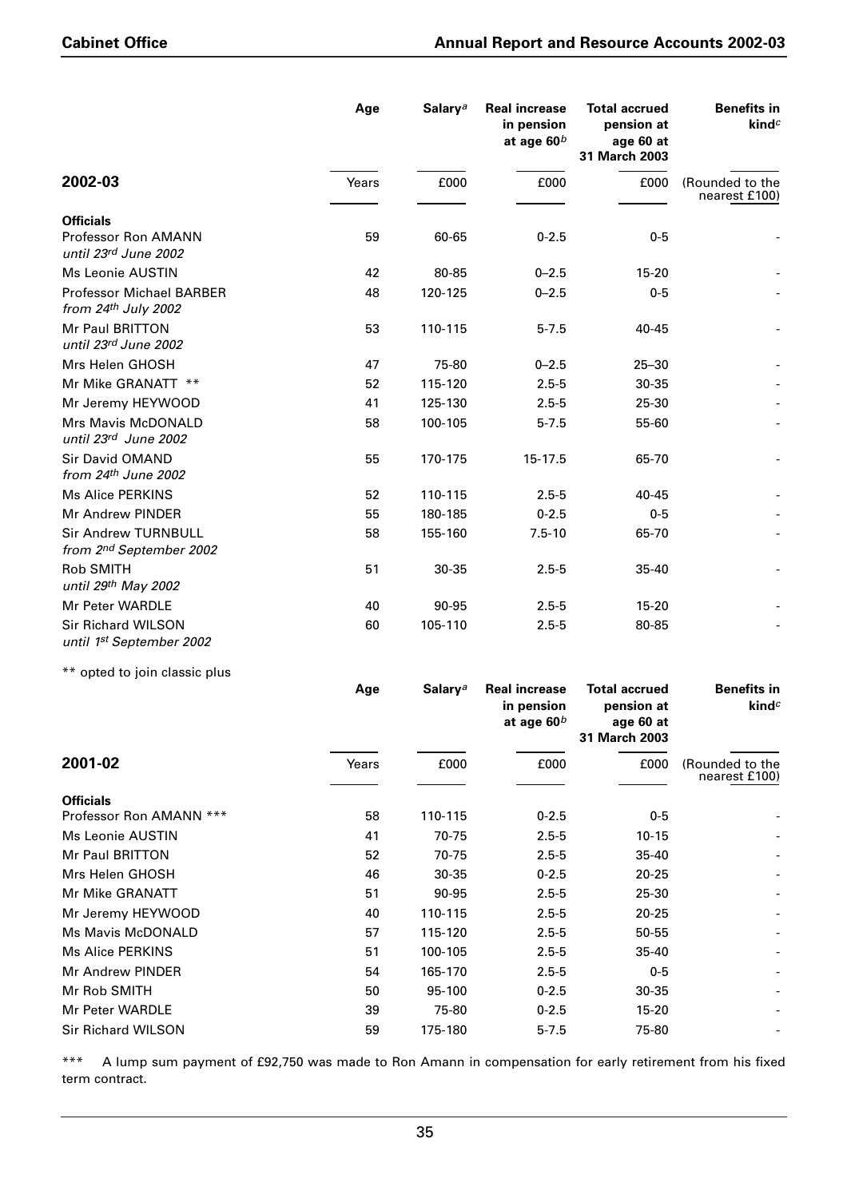| 2002-03 | Age | Salary[a] | Real increase in pension at age 60[b] | Total accrued pension at age 60 at 31 March 2003 | Benefits in kind[c] |
|---|---|---|---|---|---|
| | Years | £000 | £000 | £000 | (Rounded to the nearest £100) |
| **Officials** | | | | | |
| Professor Ron AMANN *until 23rd June 2002* | 59 | 60-65 | 0-2.5 | 0-5 | - |
| Ms Leonie AUSTIN | 42 | 80-85 | 0–2.5 | 15-20 | - |
| Professor Michael BARBER *from 24th July 2002* | 48 | 120-125 | 0–2.5 | 0-5 | - |
| Mr Paul BRITTON *until 23rd June 2002* | 53 | 110-115 | 5-7.5 | 40-45 | - |
| Mrs Helen GHOSH | 47 | 75-80 | 0–2.5 | 25–30 | - |
| Mr Mike GRANATT ** | 52 | 115-120 | 2.5-5 | 30-35 | - |
| Mr Jeremy HEYWOOD | 41 | 125-130 | 2.5-5 | 25-30 | - |
| Mrs Mavis McDONALD *until 23rd June 2002* | 58 | 100-105 | 5-7.5 | 55-60 | - |
| Sir David OMAND *from 24th June 2002* | 55 | 170-175 | 15-17.5 | 65-70 | - |
| Ms Alice PERKINS | 52 | 110-115 | 2.5-5 | 40-45 | - |
| Mr Andrew PINDER | 55 | 180-185 | 0-2.5 | 0-5 | - |
| Sir Andrew TURNBULL *from 2nd September 2002* | 58 | 155-160 | 7.5-10 | 65-70 | - |
| Rob SMITH *until 29th May 2002* | 51 | 30-35 | 2.5-5 | 35-40 | - |
| Mr Peter WARDLE | 40 | 90-95 | 2.5-5 | 15-20 | - |
| Sir Richard WILSON *until 1st September 2002* | 60 | 105-110 | 2.5-5 | 80-85 | - |

** opted to join classic plus

| 2001-02 | Age | Salary[a] | Real increase in pension at age 60[b] | Total accrued pension at age 60 at 31 March 2003 | Benefits in kind[c] |
|---|---|---|---|---|---|
| | Years | £000 | £000 | £000 | (Rounded to the nearest £100) |
| **Officials** | | | | | |
| Professor Ron AMANN *** | 58 | 110-115 | 0-2.5 | 0-5 | - |
| Ms Leonie AUSTIN | 41 | 70-75 | 2.5-5 | 10-15 | - |
| Mr Paul BRITTON | 52 | 70-75 | 2.5-5 | 35-40 | - |
| Mrs Helen GHOSH | 46 | 30-35 | 0-2.5 | 20-25 | - |
| Mr Mike GRANATT | 51 | 90-95 | 2.5-5 | 25-30 | - |
| Mr Jeremy HEYWOOD | 40 | 110-115 | 2.5-5 | 20-25 | - |
| Ms Mavis McDONALD | 57 | 115-120 | 2.5-5 | 50-55 | - |
| Ms Alice PERKINS | 51 | 100-105 | 2.5-5 | 35-40 | - |
| Mr Andrew PINDER | 54 | 165-170 | 2.5-5 | 0-5 | - |
| Mr Rob SMITH | 50 | 95-100 | 0-2.5 | 30-35 | - |
| Mr Peter WARDLE | 39 | 75-80 | 0-2.5 | 15-20 | - |
| Sir Richard WILSON | 59 | 175-180 | 5-7.5 | 75-80 | - |

*** A lump sum payment of £92,750 was made to Ron Amann in compensation for early retirement from his fixed term contract.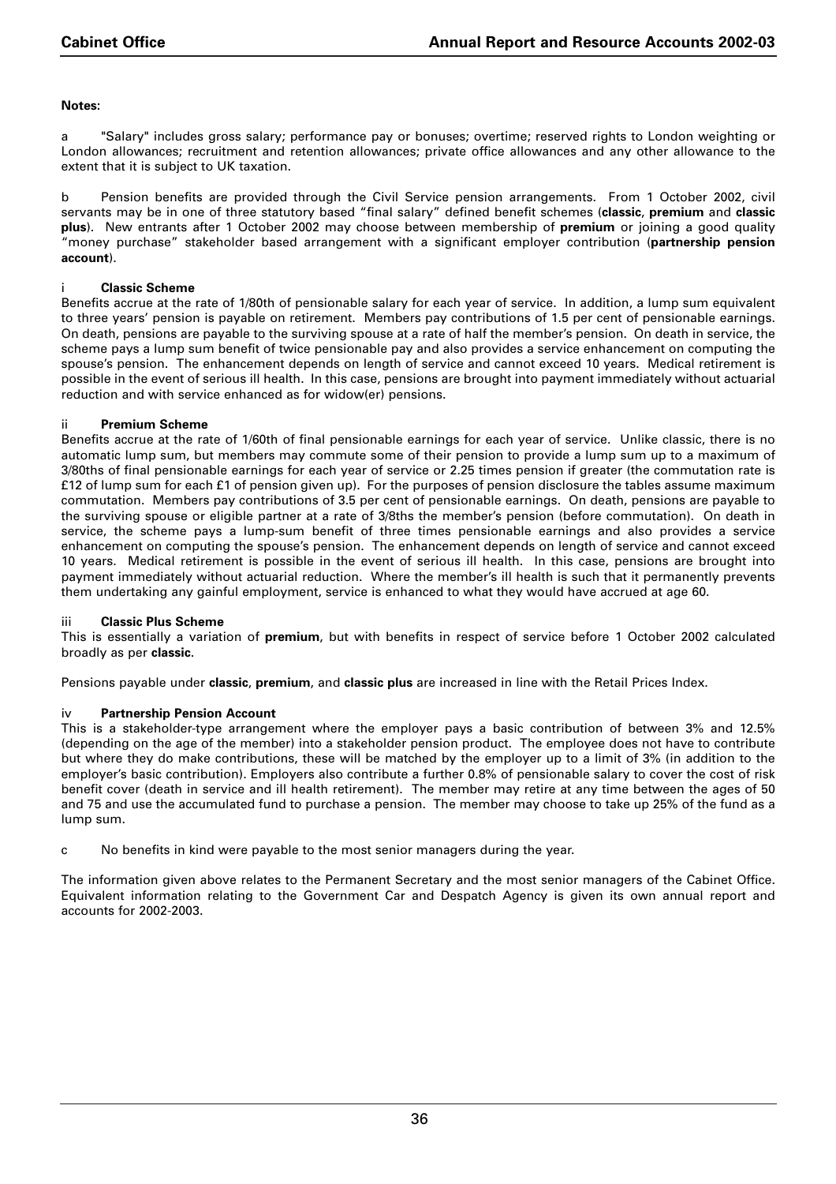**Notes:**

a "Salary" includes gross salary; performance pay or bonuses; overtime; reserved rights to London weighting or London allowances; recruitment and retention allowances; private office allowances and any other allowance to the extent that it is subject to UK taxation.

b Pension benefits are provided through the Civil Service pension arrangements. From 1 October 2002, civil servants may be in one of three statutory based "final salary" defined benefit schemes (**classic**, **premium** and **classic plus**). New entrants after 1 October 2002 may choose between membership of **premium** or joining a good quality "money purchase" stakeholder based arrangement with a significant employer contribution (**partnership pension account**).

i **Classic Scheme**

Benefits accrue at the rate of 1/80th of pensionable salary for each year of service. In addition, a lump sum equivalent to three years' pension is payable on retirement. Members pay contributions of 1.5 per cent of pensionable earnings. On death, pensions are payable to the surviving spouse at a rate of half the member's pension. On death in service, the scheme pays a lump sum benefit of twice pensionable pay and also provides a service enhancement on computing the spouse's pension. The enhancement depends on length of service and cannot exceed 10 years. Medical retirement is possible in the event of serious ill health. In this case, pensions are brought into payment immediately without actuarial reduction and with service enhanced as for widow(er) pensions.

ii **Premium Scheme**

Benefits accrue at the rate of 1/60th of final pensionable earnings for each year of service. Unlike classic, there is no automatic lump sum, but members may commute some of their pension to provide a lump sum up to a maximum of 3/80ths of final pensionable earnings for each year of service or 2.25 times pension if greater (the commutation rate is £12 of lump sum for each £1 of pension given up). For the purposes of pension disclosure the tables assume maximum commutation. Members pay contributions of 3.5 per cent of pensionable earnings. On death, pensions are payable to the surviving spouse or eligible partner at a rate of 3/8ths the member's pension (before commutation). On death in service, the scheme pays a lump-sum benefit of three times pensionable earnings and also provides a service enhancement on computing the spouse's pension. The enhancement depends on length of service and cannot exceed 10 years. Medical retirement is possible in the event of serious ill health. In this case, pensions are brought into payment immediately without actuarial reduction. Where the member's ill health is such that it permanently prevents them undertaking any gainful employment, service is enhanced to what they would have accrued at age 60.

iii **Classic Plus Scheme**

This is essentially a variation of **premium**, but with benefits in respect of service before 1 October 2002 calculated broadly as per **classic**.

Pensions payable under **classic**, **premium**, and **classic plus** are increased in line with the Retail Prices Index.

iv **Partnership Pension Account**

This is a stakeholder-type arrangement where the employer pays a basic contribution of between 3% and 12.5% (depending on the age of the member) into a stakeholder pension product. The employee does not have to contribute but where they do make contributions, these will be matched by the employer up to a limit of 3% (in addition to the employer's basic contribution). Employers also contribute a further 0.8% of pensionable salary to cover the cost of risk benefit cover (death in service and ill health retirement). The member may retire at any time between the ages of 50 and 75 and use the accumulated fund to purchase a pension. The member may choose to take up 25% of the fund as a lump sum.

c No benefits in kind were payable to the most senior managers during the year.

The information given above relates to the Permanent Secretary and the most senior managers of the Cabinet Office. Equivalent information relating to the Government Car and Despatch Agency is given its own annual report and accounts for 2002-2003.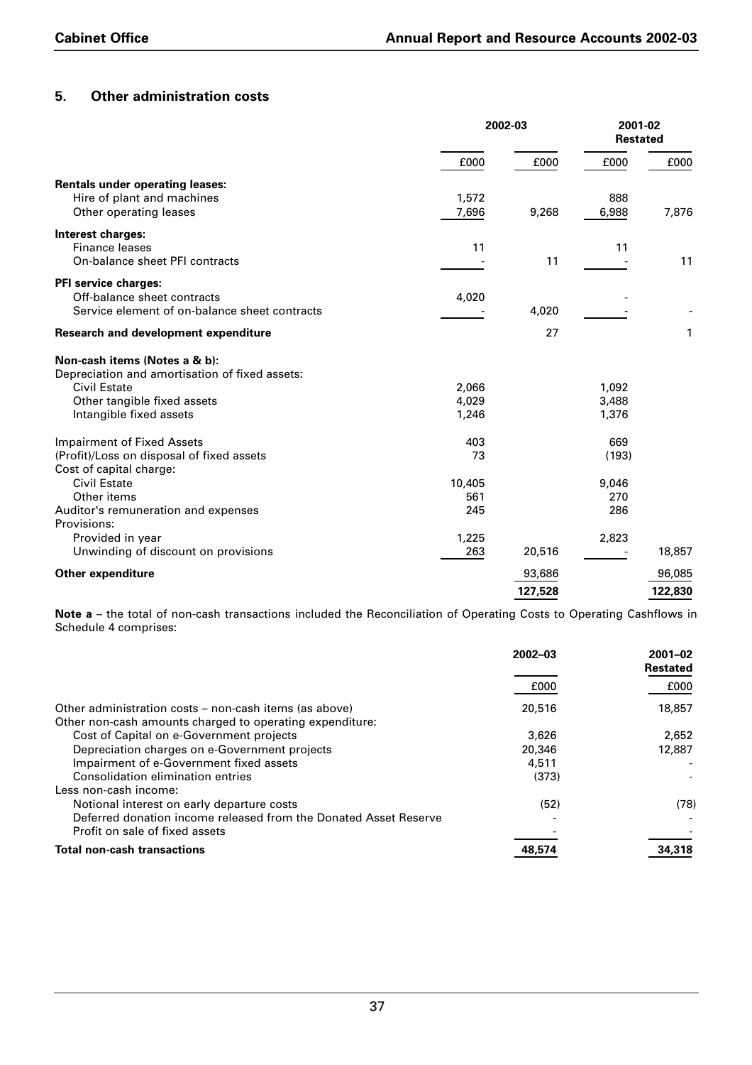## 5. Other administration costs

| | 2002-03 | | 2001-02 Restated | |
|---|---|---|---|---|
| | £000 | £000 | £000 | £000 |
| **Rentals under operating leases:** | | | | |
| Hire of plant and machines | 1,572 | | 888 | |
| Other operating leases | 7,696 | 9,268 | 6,988 | 7,876 |
| **Interest charges:** | | | | |
| Finance leases | 11 | | 11 | |
| On-balance sheet PFI contracts | - | 11 | - | 11 |
| **PFI service charges:** | | | | |
| Off-balance sheet contracts | 4,020 | | - | |
| Service element of on-balance sheet contracts | - | 4,020 | - | - |
| **Research and development expenditure** | | 27 | | 1 |
| **Non-cash items (Notes a & b):** | | | | |
| Depreciation and amortisation of fixed assets: | | | | |
| Civil Estate | 2,066 | | 1,092 | |
| Other tangible fixed assets | 4,029 | | 3,488 | |
| Intangible fixed assets | 1,246 | | 1,376 | |
| Impairment of Fixed Assets | 403 | | 669 | |
| (Profit)/Loss on disposal of fixed assets | 73 | | (193) | |
| Cost of capital charge: | | | | |
| Civil Estate | 10,405 | | 9,046 | |
| Other items | 561 | | 270 | |
| Auditor's remuneration and expenses | 245 | | 286 | |
| Provisions: | | | | |
| Provided in year | 1,225 | | 2,823 | |
| Unwinding of discount on provisions | 263 | 20,516 | - | 18,857 |
| **Other expenditure** | | 93,686 | | 96,085 |
| | | **127,528** | | **122,830** |

**Note a** – the total of non-cash transactions included the Reconciliation of Operating Costs to Operating Cashflows in Schedule 4 comprises:

| | 2002–03 | 2001–02 Restated |
|---|---|---|
| | £000 | £000 |
| Other administration costs – non-cash items (as above) | 20,516 | 18,857 |
| Other non-cash amounts charged to operating expenditure: | | |
| Cost of Capital on e-Government projects | 3,626 | 2,652 |
| Depreciation charges on e-Government projects | 20,346 | 12,887 |
| Impairment of e-Government fixed assets | 4,511 | - |
| Consolidation elimination entries | (373) | - |
| Less non-cash income: | | |
| Notional interest on early departure costs | (52) | (78) |
| Deferred donation income released from the Donated Asset Reserve | - | - |
| Profit on sale of fixed assets | - | - |
| **Total non-cash transactions** | **48,574** | **34,318** |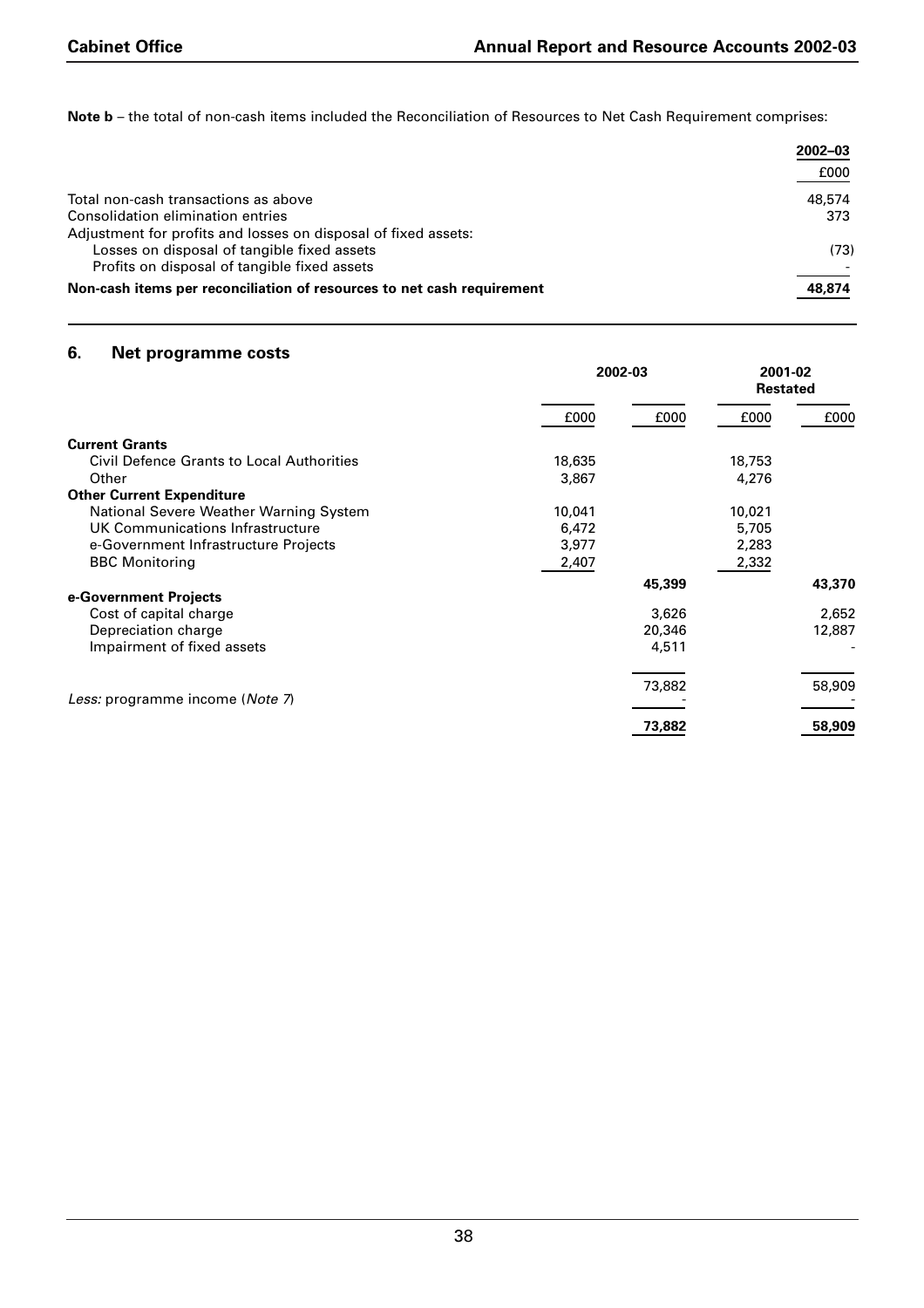**Note b** – the total of non-cash items included the Reconciliation of Resources to Net Cash Requirement comprises:

| | 2002–03 |
|---|---|
| | £000 |
| Total non-cash transactions as above | 48,574 |
| Consolidation elimination entries | 373 |
| Adjustment for profits and losses on disposal of fixed assets: | |
| Losses on disposal of tangible fixed assets | (73) |
| Profits on disposal of tangible fixed assets | - |
| **Non-cash items per reconciliation of resources to net cash requirement** | **48,874** |

## 6. Net programme costs

| | 2002-03 | | 2001-02 Restated | |
|---|---|---|---|---|
| | £000 | £000 | £000 | £000 |
| **Current Grants** | | | | |
| Civil Defence Grants to Local Authorities | 18,635 | | 18,753 | |
| Other | 3,867 | | 4,276 | |
| **Other Current Expenditure** | | | | |
| National Severe Weather Warning System | 10,041 | | 10,021 | |
| UK Communications Infrastructure | 6,472 | | 5,705 | |
| e-Government Infrastructure Projects | 3,977 | | 2,283 | |
| BBC Monitoring | 2,407 | | 2,332 | |
| | | **45,399** | | **43,370** |
| **e-Government Projects** | | | | |
| Cost of capital charge | | 3,626 | | 2,652 |
| Depreciation charge | | 20,346 | | 12,887 |
| Impairment of fixed assets | | 4,511 | | - |
| | | 73,882 | | 58,909 |
| *Less:* programme income (*Note 7*) | | - | | - |
| | | **73,882** | | **58,909** |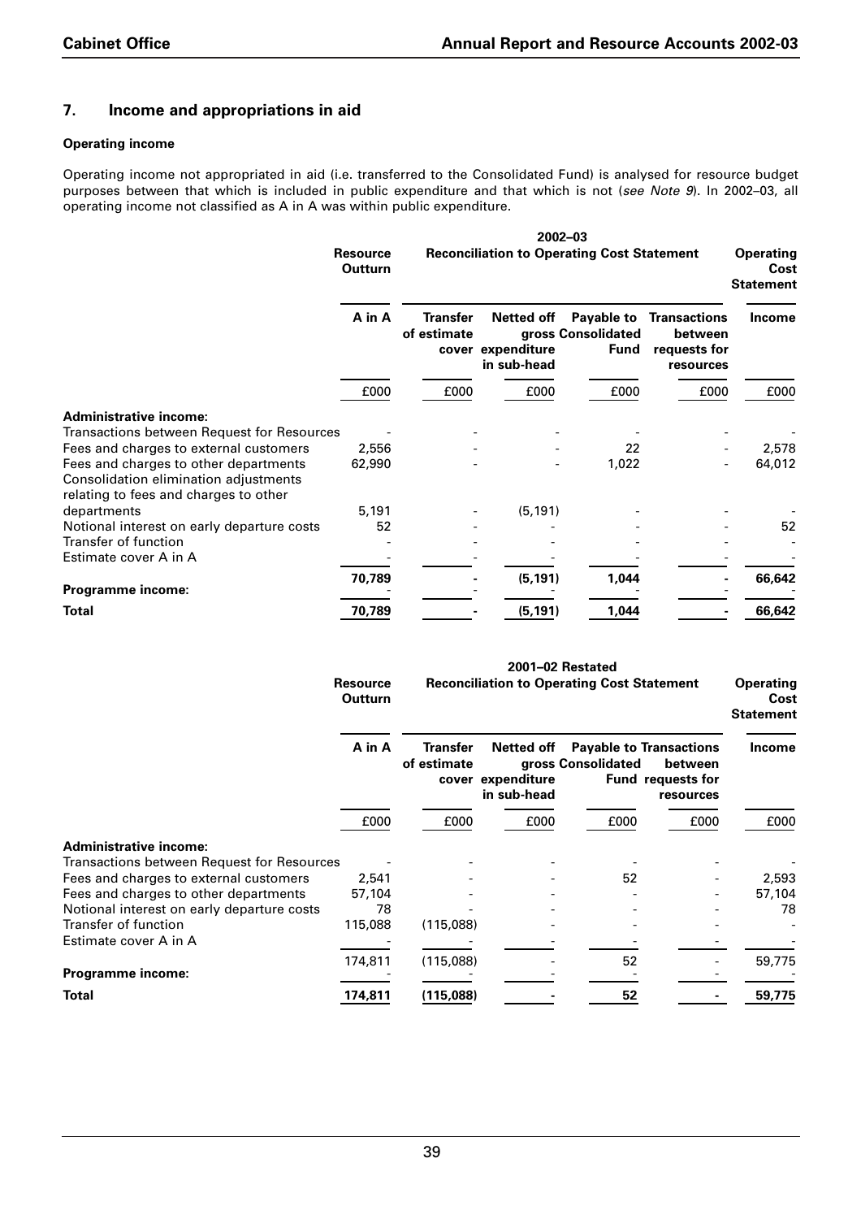## 7. Income and appropriations in aid

### Operating income

Operating income not appropriated in aid (i.e. transferred to the Consolidated Fund) is analysed for resource budget purposes between that which is included in public expenditure and that which is not (*see Note 9*). In 2002–03, all operating income not classified as A in A was within public expenditure.

| | 2002–03 | | | | | |
|---|---|---|---|---|---|---|
| | **Resource Outturn** | **Reconciliation to Operating Cost Statement** | | | | **Operating Cost Statement** |
| | **A in A** | **Transfer of estimate cover** | **Netted off gross expenditure in sub-head** | **Payable to Consolidated Fund** | **Transactions between requests for resources** | **Income** |
| | £000 | £000 | £000 | £000 | £000 | £000 |
| **Administrative income:** | | | | | | |
| Transactions between Request for Resources | - | - | - | - | - | - |
| Fees and charges to external customers | 2,556 | - | - | 22 | - | 2,578 |
| Fees and charges to other departments | 62,990 | - | - | 1,022 | - | 64,012 |
| Consolidation elimination adjustments relating to fees and charges to other departments | 5,191 | - | (5,191) | - | - | - |
| Notional interest on early departure costs | 52 | - | - | - | - | 52 |
| Transfer of function | - | - | - | - | - | - |
| Estimate cover A in A | - | - | - | - | - | - |
| | **70,789** | **-** | **(5,191)** | **1,044** | **-** | **66,642** |
| **Programme income:** | - | - | - | - | - | - |
| **Total** | **70,789** | **-** | **(5,191)** | **1,044** | **-** | **66,642** |

| | 2001–02 Restated | | | | | |
|---|---|---|---|---|---|---|
| | **Resource Outturn** | **Reconciliation to Operating Cost Statement** | | | | **Operating Cost Statement** |
| | **A in A** | **Transfer of estimate cover** | **Netted off gross expenditure in sub-head** | **Payable to Consolidated Fund** | **Transactions between requests for resources** | **Income** |
| | £000 | £000 | £000 | £000 | £000 | £000 |
| **Administrative income:** | | | | | | |
| Transactions between Request for Resources | - | - | - | - | - | - |
| Fees and charges to external customers | 2,541 | - | - | 52 | - | 2,593 |
| Fees and charges to other departments | 57,104 | - | - | - | - | 57,104 |
| Notional interest on early departure costs | 78 | - | - | - | - | 78 |
| Transfer of function | 115,088 | (115,088) | - | - | - | - |
| Estimate cover A in A | - | - | - | - | - | - |
| | 174,811 | (115,088) | - | 52 | - | 59,775 |
| **Programme income:** | - | - | - | - | - | - |
| **Total** | **174,811** | **(115,088)** | **-** | **52** | **-** | **59,775** |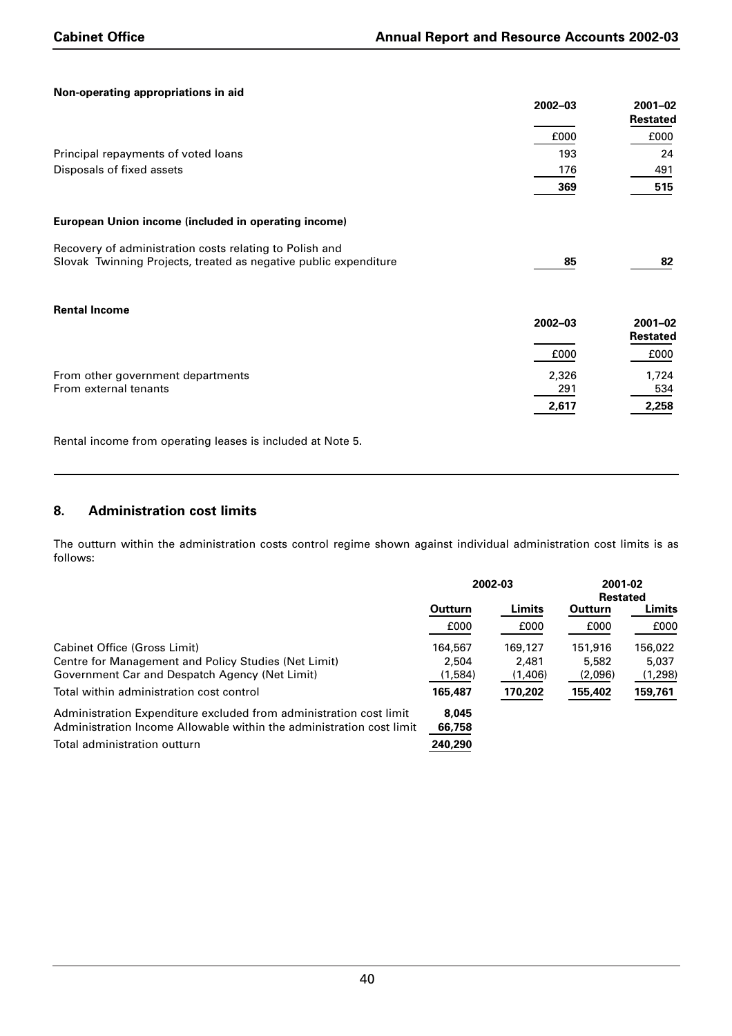**Non-operating appropriations in aid**

| | 2002–03 | 2001–02 Restated |
|---|---|---|
| | £000 | £000 |
| Principal repayments of voted loans | 193 | 24 |
| Disposals of fixed assets | 176 | 491 |
| | **369** | **515** |

**European Union income (included in operating income)**

| | 2002–03 | 2001–02 Restated |
|---|---|---|
| Recovery of administration costs relating to Polish and Slovak Twinning Projects, treated as negative public expenditure | **85** | **82** |

**Rental Income**

| | 2002–03 | 2001–02 Restated |
|---|---|---|
| | £000 | £000 |
| From other government departments | 2,326 | 1,724 |
| From external tenants | 291 | 534 |
| | **2,617** | **2,258** |

Rental income from operating leases is included at Note 5.

## 8. Administration cost limits

The outturn within the administration costs control regime shown against individual administration cost limits is as follows:

| | 2002-03 | | 2001-02 Restated | |
|---|---|---|---|---|
| | Outturn | Limits | Outturn | Limits |
| | £000 | £000 | £000 | £000 |
| Cabinet Office (Gross Limit) | 164,567 | 169,127 | 151,916 | 156,022 |
| Centre for Management and Policy Studies (Net Limit) | 2,504 | 2,481 | 5,582 | 5,037 |
| Government Car and Despatch Agency (Net Limit) | (1,584) | (1,406) | (2,096) | (1,298) |
| Total within administration cost control | **165,487** | **170,202** | **155,402** | **159,761** |
| Administration Expenditure excluded from administration cost limit | **8,045** | | | |
| Administration Income Allowable within the administration cost limit | **66,758** | | | |
| Total administration outturn | **240,290** | | | |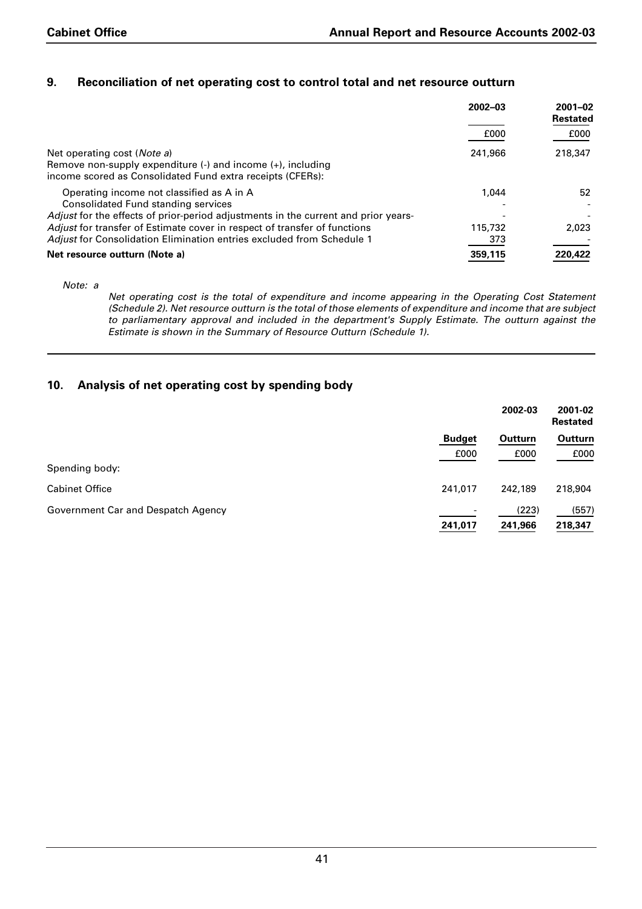## 9. Reconciliation of net operating cost to control total and net resource outturn

| | 2002–03 | 2001–02 Restated |
|---|---|---|
| | £000 | £000 |
| Net operating cost (*Note a*) | 241,966 | 218,347 |
| Remove non-supply expenditure (-) and income (+), including income scored as Consolidated Fund extra receipts (CFERs): | | |
| Operating income not classified as A in A | 1,044 | 52 |
| Consolidated Fund standing services | - | - |
| *Adjust* for the effects of prior-period adjustments in the current and prior years- | - | - |
| *Adjust* for transfer of Estimate cover in respect of transfer of functions | 115,732 | 2,023 |
| *Adjust* for Consolidation Elimination entries excluded from Schedule 1 | 373 | - |
| **Net resource outturn (Note a)** | **359,115** | **220,422** |

*Note: a*

*Net operating cost is the total of expenditure and income appearing in the Operating Cost Statement (Schedule 2). Net resource outturn is the total of those elements of expenditure and income that are subject to parliamentary approval and included in the department's Supply Estimate. The outturn against the Estimate is shown in the Summary of Resource Outturn (Schedule 1).*

## 10. Analysis of net operating cost by spending body

| | 2002-03 | | 2001-02 Restated |
|---|---|---|---|
| | Budget | Outturn | Outturn |
| | £000 | £000 | £000 |
| Spending body: | | | |
| Cabinet Office | 241,017 | 242,189 | 218,904 |
| Government Car and Despatch Agency | - | (223) | (557) |
| | **241,017** | **241,966** | **218,347** |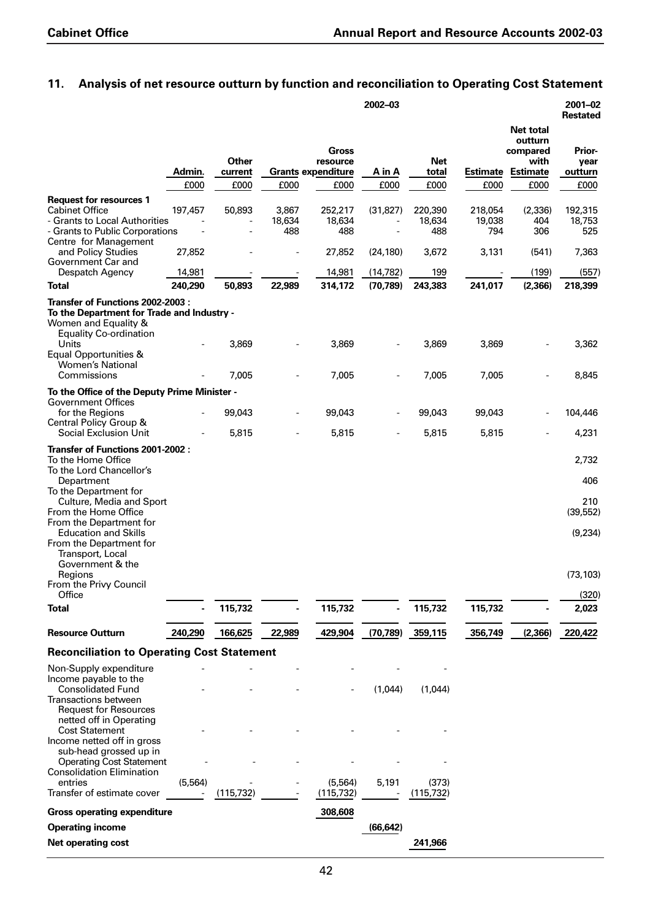## 11. Analysis of net resource outturn by function and reconciliation to Operating Cost Statement

| | 2002–03 | | | | | | | | 2001–02 Restated |
|---|---|---|---|---|---|---|---|---|---|
| | Admin. | Other current | Grants | Gross resource expenditure | A in A | Net total | Estimate | Net total outturn compared with Estimate | Prior-year outturn |
| | £000 | £000 | £000 | £000 | £000 | £000 | £000 | £000 | £000 |
| **Request for resources 1** | | | | | | | | | |
| Cabinet Office | 197,457 | 50,893 | 3,867 | 252,217 | (31,827) | 220,390 | 218,054 | (2,336) | 192,315 |
| - Grants to Local Authorities | - | - | 18,634 | 18,634 | - | 18,634 | 19,038 | 404 | 18,753 |
| - Grants to Public Corporations | - | - | 488 | 488 | - | 488 | 794 | 306 | 525 |
| Centre for Management and Policy Studies | 27,852 | | - | 27,852 | (24,180) | 3,672 | 3,131 | (541) | 7,363 |
| Government Car and Despatch Agency | 14,981 | | | 14,981 | (14,782) | 199 | - | (199) | (557) |
| **Total** | **240,290** | **50,893** | **22,989** | **314,172** | **(70,789)** | **243,383** | **241,017** | **(2,366)** | **218,399** |
| **Transfer of Functions 2002-2003 :** | | | | | | | | | |
| **To the Department for Trade and Industry -** | | | | | | | | | |
| Women and Equality & Equality Co-ordination Units | - | 3,869 | - | 3,869 | - | 3,869 | 3,869 | - | 3,362 |
| Equal Opportunities & Women's National Commissions | - | 7,005 | - | 7,005 | - | 7,005 | 7,005 | - | 8,845 |
| **To the Office of the Deputy Prime Minister -** | | | | | | | | | |
| Government Offices for the Regions | - | 99,043 | - | 99,043 | - | 99,043 | 99,043 | - | 104,446 |
| Central Policy Group & Social Exclusion Unit | - | 5,815 | - | 5,815 | - | 5,815 | 5,815 | - | 4,231 |
| **Transfer of Functions 2001-2002 :** | | | | | | | | | |
| To the Home Office | | | | | | | | | 2,732 |
| To the Lord Chancellor's Department | | | | | | | | | 406 |
| To the Department for Culture, Media and Sport | | | | | | | | | 210 |
| From the Home Office | | | | | | | | | (39,552) |
| From the Department for Education and Skills | | | | | | | | | (9,234) |
| From the Department for Transport, Local Government & the Regions | | | | | | | | | (73,103) |
| From the Privy Council Office | | | | | | | | | (320) |
| **Total** | - | **115,732** | - | **115,732** | - | **115,732** | **115,732** | - | **2,023** |
| **Resource Outturn** | **240,290** | **166,625** | **22,989** | **429,904** | **(70,789)** | **359,115** | **356,749** | **(2,366)** | **220,422** |

### Reconciliation to Operating Cost Statement

| | Admin. | Other current | Grants | Gross resource expenditure | A in A | Net total |
|---|---|---|---|---|---|---|
| Non-Supply expenditure | - | - | - | - | - | - |
| Income payable to the Consolidated Fund | - | - | - | - | (1,044) | (1,044) |
| Transactions between Request for Resources netted off in Operating Cost Statement | - | - | - | - | - | - |
| Income netted off in gross sub-head grossed up in Operating Cost Statement | - | - | - | - | - | - |
| Consolidation Elimination entries | (5,564) | - | - | (5,564) | 5,191 | (373) |
| Transfer of estimate cover | - | (115,732) | - | (115,732) | - | (115,732) |
| **Gross operating expenditure** | | | | **308,608** | | |
| **Operating income** | | | | | **(66,642)** | |
| **Net operating cost** | | | | | | **241,966** |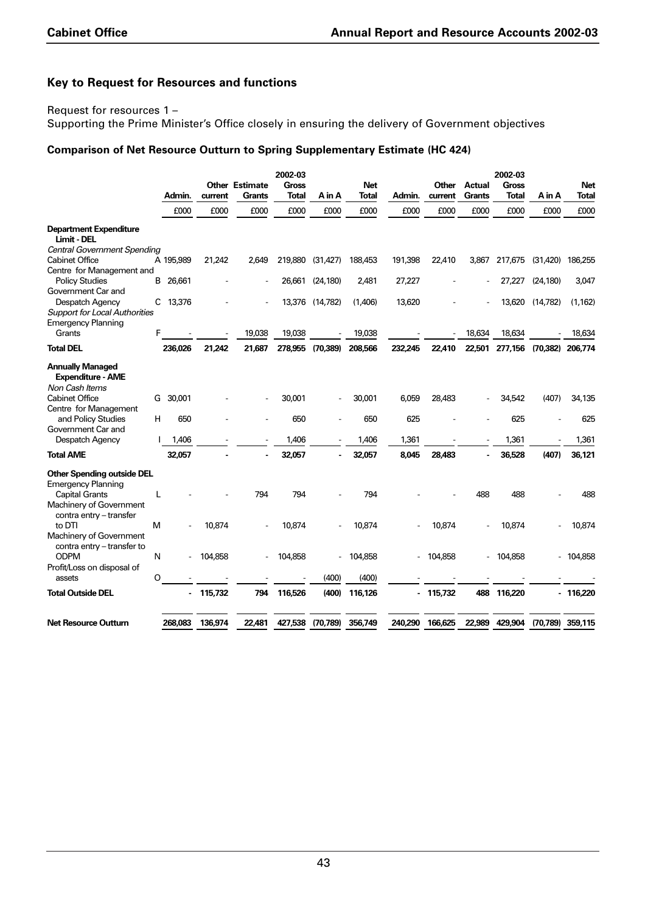## Key to Request for Resources and functions

Request for resources 1 –
Supporting the Prime Minister's Office closely in ensuring the delivery of Government objectives

### Comparison of Net Resource Outturn to Spring Supplementary Estimate (HC 424)

| | | Admin. | Other current | Estimate Grants | 2002-03 Gross Total | A in A | Net Total | Admin. | Other current | Actual Grants | 2002-03 Gross Total | A in A | Net Total |
|---|---|---|---|---|---|---|---|---|---|---|---|---|---|
| | | £000 | £000 | £000 | £000 | £000 | £000 | £000 | £000 | £000 | £000 | £000 | £000 |
| **Department Expenditure Limit - DEL** | | | | | | | | | | | | | |
| *Central Government Spending* | | | | | | | | | | | | | |
| Cabinet Office | A | 195,989 | 21,242 | 2,649 | 219,880 | (31,427) | 188,453 | 191,398 | 22,410 | 3,867 | 217,675 | (31,420) | 186,255 |
| Centre for Management and Policy Studies | B | 26,661 | - | - | 26,661 | (24,180) | 2,481 | 27,227 | - | - | 27,227 | (24,180) | 3,047 |
| Government Car and Despatch Agency | C | 13,376 | - | - | 13,376 | (14,782) | (1,406) | 13,620 | - | - | 13,620 | (14,782) | (1,162) |
| *Support for Local Authorities* | | | | | | | | | | | | | |
| Emergency Planning Grants | F | - | - | 19,038 | 19,038 | - | 19,038 | - | - | 18,634 | 18,634 | - | 18,634 |
| **Total DEL** | | **236,026** | **21,242** | **21,687** | **278,955** | **(70,389)** | **208,566** | **232,245** | **22,410** | **22,501** | **277,156** | **(70,382)** | **206,774** |
| **Annually Managed Expenditure - AME** | | | | | | | | | | | | | |
| *Non Cash Items* | | | | | | | | | | | | | |
| Cabinet Office | G | 30,001 | - | - | 30,001 | - | 30,001 | 6,059 | 28,483 | - | 34,542 | (407) | 34,135 |
| Centre for Management and Policy Studies | H | 650 | - | - | 650 | - | 650 | 625 | - | - | 625 | - | 625 |
| Government Car and Despatch Agency | I | 1,406 | - | - | 1,406 | - | 1,406 | 1,361 | - | - | 1,361 | - | 1,361 |
| **Total AME** | | **32,057** | **-** | **-** | **32,057** | **-** | **32,057** | **8,045** | **28,483** | **-** | **36,528** | **(407)** | **36,121** |
| **Other Spending outside DEL** | | | | | | | | | | | | | |
| Emergency Planning Capital Grants | L | - | - | 794 | 794 | - | 794 | - | - | 488 | 488 | - | 488 |
| Machinery of Government contra entry – transfer to DTI | M | - | 10,874 | - | 10,874 | - | 10,874 | - | 10,874 | - | 10,874 | - | 10,874 |
| Machinery of Government contra entry – transfer to ODPM | N | - | 104,858 | - | 104,858 | - | 104,858 | - | 104,858 | - | 104,858 | - | 104,858 |
| Profit/Loss on disposal of assets | O | - | - | - | - | (400) | (400) | - | - | - | - | - | - |
| **Total Outside DEL** | | **-** | **115,732** | **794** | **116,526** | **(400)** | **116,126** | **-** | **115,732** | **488** | **116,220** | **-** | **116,220** |
| **Net Resource Outturn** | | **268,083** | **136,974** | **22,481** | **427,538** | **(70,789)** | **356,749** | **240,290** | **166,625** | **22,989** | **429,904** | **(70,789)** | **359,115** |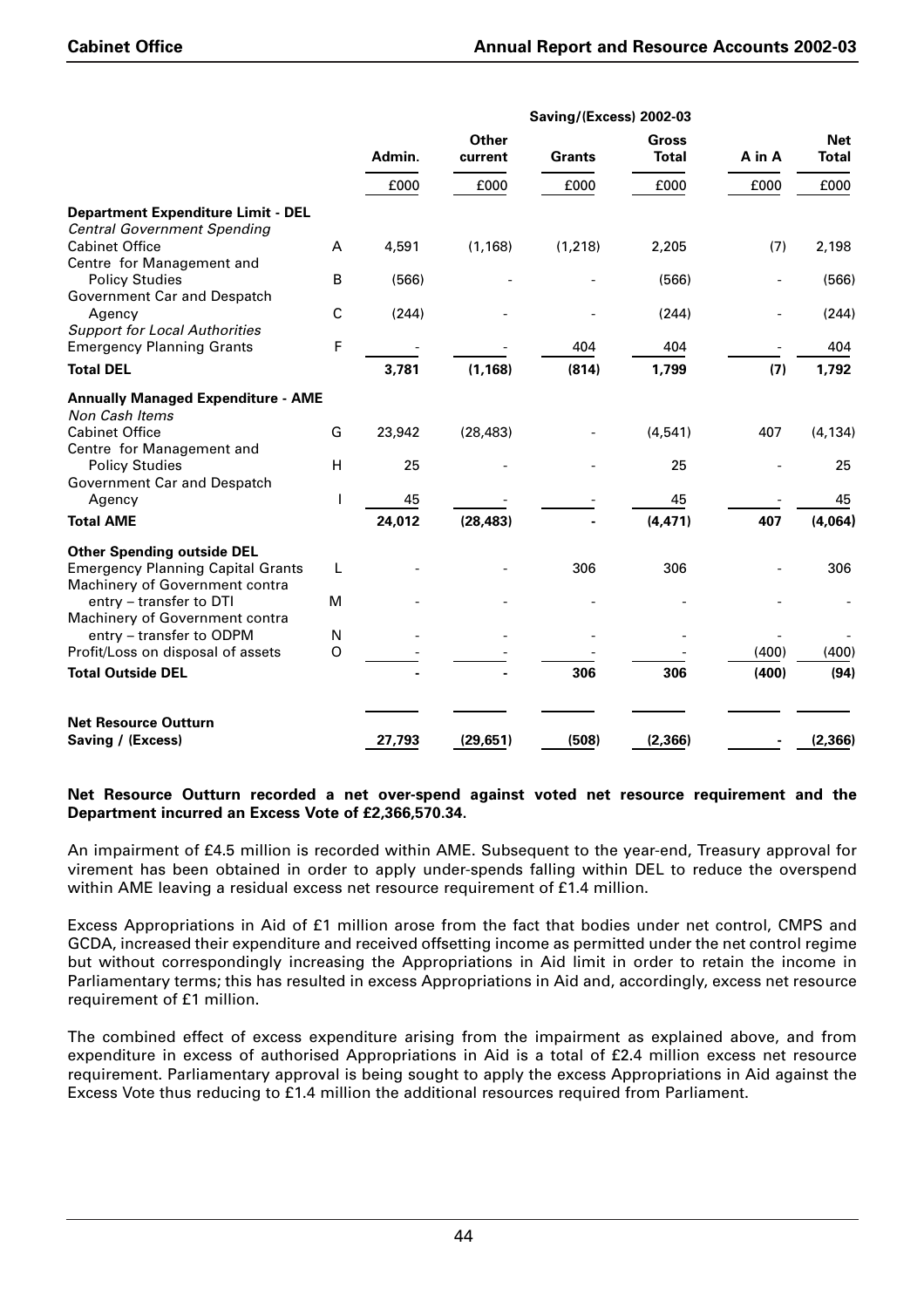| | | Saving/(Excess) 2002-03 | | | | | |
|---|---|---|---|---|---|---|---|
| | | Admin. | Other current | Grants | Gross Total | A in A | Net Total |
| | | £000 | £000 | £000 | £000 | £000 | £000 |
| **Department Expenditure Limit - DEL** | | | | | | | |
| *Central Government Spending* | | | | | | | |
| Cabinet Office | A | 4,591 | (1,168) | (1,218) | 2,205 | (7) | 2,198 |
| Centre for Management and Policy Studies | B | (566) | - | - | (566) | - | (566) |
| Government Car and Despatch Agency | C | (244) | - | - | (244) | - | (244) |
| *Support for Local Authorities* | | | | | | | |
| Emergency Planning Grants | F | - | - | 404 | 404 | - | 404 |
| **Total DEL** | | **3,781** | **(1,168)** | **(814)** | **1,799** | **(7)** | **1,792** |
| **Annually Managed Expenditure - AME** | | | | | | | |
| *Non Cash Items* | | | | | | | |
| Cabinet Office | G | 23,942 | (28,483) | - | (4,541) | 407 | (4,134) |
| Centre for Management and Policy Studies | H | 25 | - | - | 25 | - | 25 |
| Government Car and Despatch Agency | I | 45 | - | - | 45 | - | 45 |
| **Total AME** | | **24,012** | **(28,483)** | **-** | **(4,471)** | **407** | **(4,064)** |
| **Other Spending outside DEL** | | | | | | | |
| Emergency Planning Capital Grants | L | - | - | 306 | 306 | - | 306 |
| Machinery of Government contra entry – transfer to DTI | M | - | - | - | - | - | - |
| Machinery of Government contra entry – transfer to ODPM | N | - | - | - | - | - | - |
| Profit/Loss on disposal of assets | O | - | - | - | - | (400) | (400) |
| **Total Outside DEL** | | **-** | **-** | **306** | **306** | **(400)** | **(94)** |
| **Net Resource Outturn Saving / (Excess)** | | **27,793** | **(29,651)** | **(508)** | **(2,366)** | **-** | **(2,366)** |

**Net Resource Outturn recorded a net over-spend against voted net resource requirement and the Department incurred an Excess Vote of £2,366,570.34.**

An impairment of £4.5 million is recorded within AME. Subsequent to the year-end, Treasury approval for virement has been obtained in order to apply under-spends falling within DEL to reduce the overspend within AME leaving a residual excess net resource requirement of £1.4 million.

Excess Appropriations in Aid of £1 million arose from the fact that bodies under net control, CMPS and GCDA, increased their expenditure and received offsetting income as permitted under the net control regime but without correspondingly increasing the Appropriations in Aid limit in order to retain the income in Parliamentary terms; this has resulted in excess Appropriations in Aid and, accordingly, excess net resource requirement of £1 million.

The combined effect of excess expenditure arising from the impairment as explained above, and from expenditure in excess of authorised Appropriations in Aid is a total of £2.4 million excess net resource requirement. Parliamentary approval is being sought to apply the excess Appropriations in Aid against the Excess Vote thus reducing to £1.4 million the additional resources required from Parliament.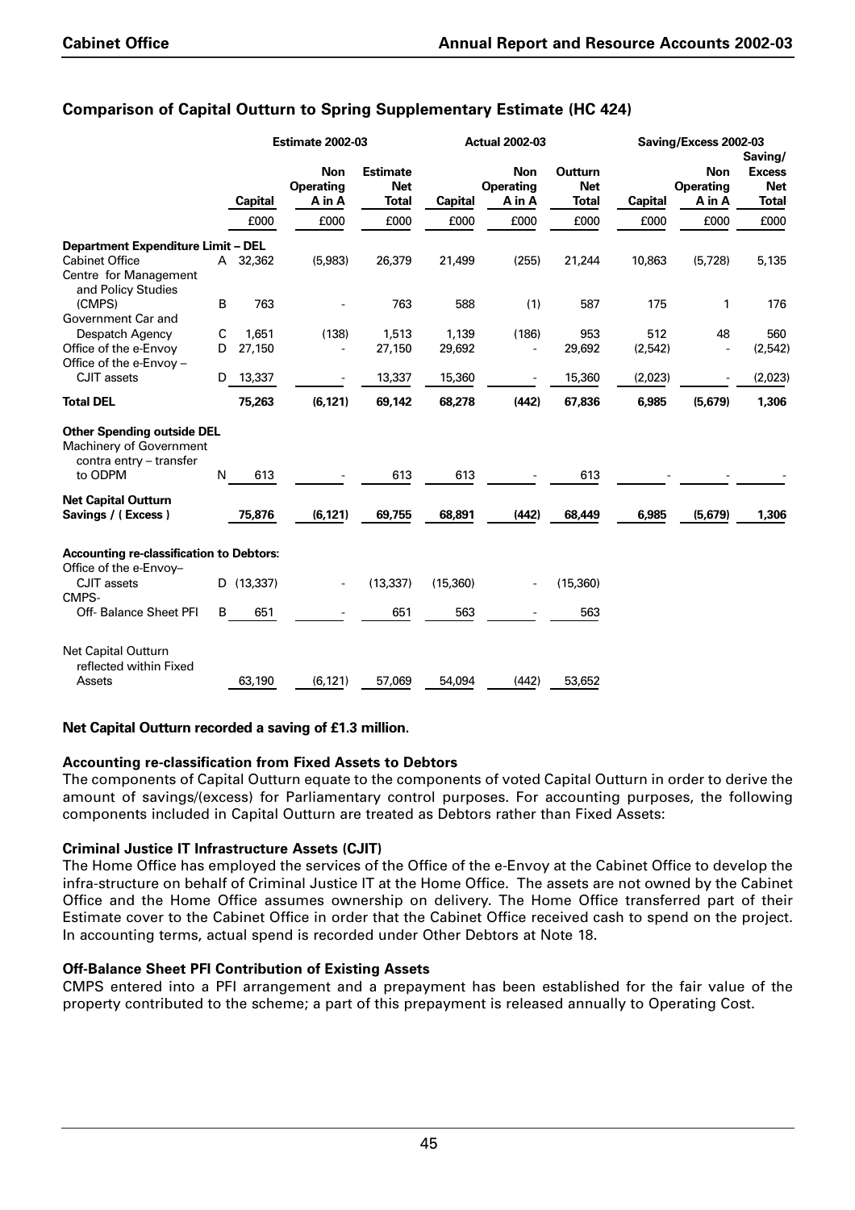## Comparison of Capital Outturn to Spring Supplementary Estimate (HC 424)

| | | Estimate 2002-03 | | | Actual 2002-03 | | | Saving/Excess 2002-03 | | |
|---|---|---|---|---|---|---|---|---|---|---|
| | | Capital | Non Operating A in A | Estimate Net Total | Capital | Non Operating A in A | Outturn Net Total | Capital | Non Operating A in A | Saving/ Excess Net Total |
| | | £000 | £000 | £000 | £000 | £000 | £000 | £000 | £000 | £000 |
| **Department Expenditure Limit – DEL** | | | | | | | | | | |
| Cabinet Office | A | 32,362 | (5,983) | 26,379 | 21,499 | (255) | 21,244 | 10,863 | (5,728) | 5,135 |
| Centre for Management and Policy Studies (CMPS) | B | 763 | - | 763 | 588 | (1) | 587 | 175 | 1 | 176 |
| Government Car and Despatch Agency | C | 1,651 | (138) | 1,513 | 1,139 | (186) | 953 | 512 | 48 | 560 |
| Office of the e-Envoy | D | 27,150 | - | 27,150 | 29,692 | - | 29,692 | (2,542) | - | (2,542) |
| Office of the e-Envoy – CJIT assets | D | 13,337 | - | 13,337 | 15,360 | - | 15,360 | (2,023) | - | (2,023) |
| **Total DEL** | | **75,263** | **(6,121)** | **69,142** | **68,278** | **(442)** | **67,836** | **6,985** | **(5,679)** | **1,306** |
| **Other Spending outside DEL** | | | | | | | | | | |
| Machinery of Government contra entry – transfer to ODPM | N | 613 | - | 613 | 613 | - | 613 | - | - | - |
| **Net Capital Outturn Savings / ( Excess )** | | **75,876** | **(6,121)** | **69,755** | **68,891** | **(442)** | **68,449** | **6,985** | **(5,679)** | **1,306** |
| **Accounting re-classification to Debtors:** | | | | | | | | | | |
| Office of the e-Envoy– CJIT assets | D | (13,337) | - | (13,337) | (15,360) | - | (15,360) | | | |
| CMPS- Off- Balance Sheet PFI | B | 651 | - | 651 | 563 | - | 563 | | | |
| Net Capital Outturn reflected within Fixed Assets | | 63,190 | (6,121) | 57,069 | 54,094 | (442) | 53,652 | | | |

**Net Capital Outturn recorded a saving of £1.3 million.**

**Accounting re-classification from Fixed Assets to Debtors**

The components of Capital Outturn equate to the components of voted Capital Outturn in order to derive the amount of savings/(excess) for Parliamentary control purposes. For accounting purposes, the following components included in Capital Outturn are treated as Debtors rather than Fixed Assets:

**Criminal Justice IT Infrastructure Assets (CJIT)**

The Home Office has employed the services of the Office of the e-Envoy at the Cabinet Office to develop the infra-structure on behalf of Criminal Justice IT at the Home Office. The assets are not owned by the Cabinet Office and the Home Office assumes ownership on delivery. The Home Office transferred part of their Estimate cover to the Cabinet Office in order that the Cabinet Office received cash to spend on the project. In accounting terms, actual spend is recorded under Other Debtors at Note 18.

**Off-Balance Sheet PFI Contribution of Existing Assets**

CMPS entered into a PFI arrangement and a prepayment has been established for the fair value of the property contributed to the scheme; a part of this prepayment is released annually to Operating Cost.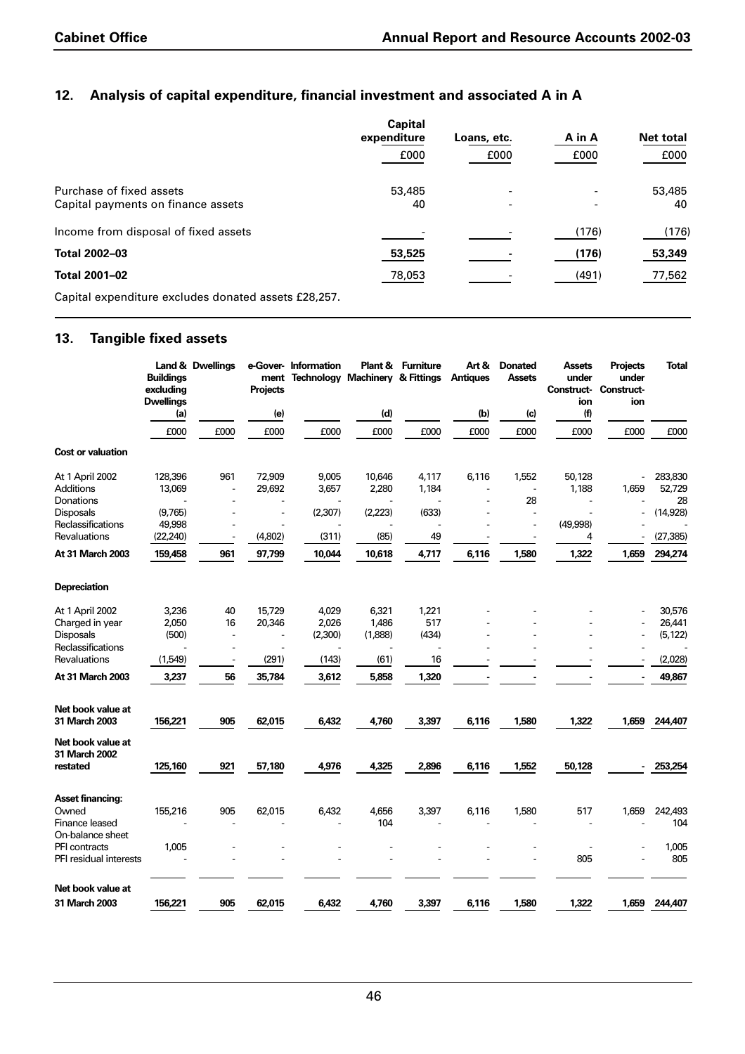## 12. Analysis of capital expenditure, financial investment and associated A in A

| | Capital expenditure | Loans, etc. | A in A | Net total |
|---|---|---|---|---|
| | £000 | £000 | £000 | £000 |
| Purchase of fixed assets | 53,485 | - | - | 53,485 |
| Capital payments on finance assets | 40 | - | - | 40 |
| Income from disposal of fixed assets | - | - | (176) | (176) |
| **Total 2002–03** | **53,525** | **-** | **(176)** | **53,349** |
| **Total 2001–02** | 78,053 | - | (491) | 77,562 |

Capital expenditure excludes donated assets £28,257.

## 13. Tangible fixed assets

| | Land & Buildings excluding Dwellings (a) | Dwellings | e-Government Projects (e) | Information Technology | Plant & Machinery (d) | Furniture & Fittings | Art & Antiques (b) | Donated Assets (c) | Assets under Construction (f) | Projects under Construction | Total |
|---|---|---|---|---|---|---|---|---|---|---|---|
| | £000 | £000 | £000 | £000 | £000 | £000 | £000 | £000 | £000 | £000 | £000 |
| **Cost or valuation** | | | | | | | | | | | |
| At 1 April 2002 | 128,396 | 961 | 72,909 | 9,005 | 10,646 | 4,117 | 6,116 | 1,552 | 50,128 | - | 283,830 |
| Additions | 13,069 | - | 29,692 | 3,657 | 2,280 | 1,184 | - | - | 1,188 | 1,659 | 52,729 |
| Donations | - | - | - | - | - | - | - | 28 | - | - | 28 |
| Disposals | (9,765) | - | - | (2,307) | (2,223) | (633) | - | - | - | - | (14,928) |
| Reclassifications | 49,998 | - | - | - | - | - | - | - | (49,998) | - | - |
| Revaluations | (22,240) | - | (4,802) | (311) | (85) | 49 | - | - | 4 | - | (27,385) |
| **At 31 March 2003** | **159,458** | **961** | **97,799** | **10,044** | **10,618** | **4,717** | **6,116** | **1,580** | **1,322** | **1,659** | **294,274** |
| **Depreciation** | | | | | | | | | | | |
| At 1 April 2002 | 3,236 | 40 | 15,729 | 4,029 | 6,321 | 1,221 | - | - | - | - | 30,576 |
| Charged in year | 2,050 | 16 | 20,346 | 2,026 | 1,486 | 517 | - | - | - | - | 26,441 |
| Disposals | (500) | - | - | (2,300) | (1,888) | (434) | - | - | - | - | (5,122) |
| Reclassifications | - | - | - | - | - | - | - | - | - | - | - |
| Revaluations | (1,549) | - | (291) | (143) | (61) | 16 | - | - | - | - | (2,028) |
| **At 31 March 2003** | **3,237** | **56** | **35,784** | **3,612** | **5,858** | **1,320** | **-** | **-** | **-** | **-** | **49,867** |
| **Net book value at 31 March 2003** | **156,221** | **905** | **62,015** | **6,432** | **4,760** | **3,397** | **6,116** | **1,580** | **1,322** | **1,659** | **244,407** |
| **Net book value at 31 March 2002 restated** | **125,160** | **921** | **57,180** | **4,976** | **4,325** | **2,896** | **6,116** | **1,552** | **50,128** | **-** | **253,254** |
| **Asset financing:** | | | | | | | | | | | |
| Owned | 155,216 | 905 | 62,015 | 6,432 | 4,656 | 3,397 | 6,116 | 1,580 | 517 | 1,659 | 242,493 |
| Finance leased | - | - | - | - | 104 | - | - | - | - | - | 104 |
| On-balance sheet PFI contracts | 1,005 | - | - | - | - | - | - | - | - | - | 1,005 |
| PFI residual interests | - | - | - | - | - | - | - | - | 805 | - | 805 |
| **Net book value at 31 March 2003** | **156,221** | **905** | **62,015** | **6,432** | **4,760** | **3,397** | **6,116** | **1,580** | **1,322** | **1,659** | **244,407** |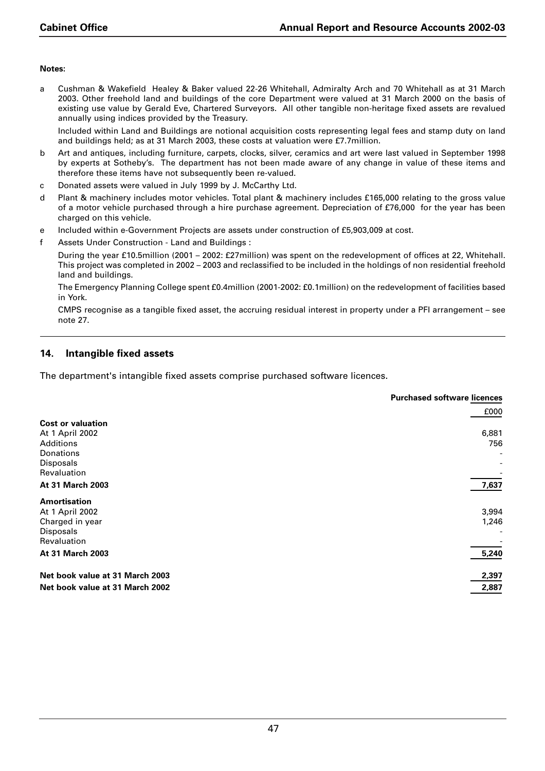**Notes:**

a Cushman & Wakefield Healey & Baker valued 22-26 Whitehall, Admiralty Arch and 70 Whitehall as at 31 March 2003. Other freehold land and buildings of the core Department were valued at 31 March 2000 on the basis of existing use value by Gerald Eve, Chartered Surveyors. All other tangible non-heritage fixed assets are revalued annually using indices provided by the Treasury.

Included within Land and Buildings are notional acquisition costs representing legal fees and stamp duty on land and buildings held; as at 31 March 2003, these costs at valuation were £7.7million.

b Art and antiques, including furniture, carpets, clocks, silver, ceramics and art were last valued in September 1998 by experts at Sotheby's. The department has not been made aware of any change in value of these items and therefore these items have not subsequently been re-valued.

c Donated assets were valued in July 1999 by J. McCarthy Ltd.

d Plant & machinery includes motor vehicles. Total plant & machinery includes £165,000 relating to the gross value of a motor vehicle purchased through a hire purchase agreement. Depreciation of £76,000 for the year has been charged on this vehicle.

e Included within e-Government Projects are assets under construction of £5,903,009 at cost.

f Assets Under Construction - Land and Buildings :

During the year £10.5million (2001 – 2002: £27million) was spent on the redevelopment of offices at 22, Whitehall. This project was completed in 2002 – 2003 and reclassified to be included in the holdings of non residential freehold land and buildings.

The Emergency Planning College spent £0.4million (2001-2002: £0.1million) on the redevelopment of facilities based in York.

CMPS recognise as a tangible fixed asset, the accruing residual interest in property under a PFI arrangement – see note 27.

## 14. Intangible fixed assets

The department's intangible fixed assets comprise purchased software licences.

| | Purchased software licences |
|---|---|
| | £000 |
| **Cost or valuation** | |
| At 1 April 2002 | 6,881 |
| Additions | 756 |
| Donations | - |
| Disposals | - |
| Revaluation | - |
| **At 31 March 2003** | **7,637** |
| **Amortisation** | |
| At 1 April 2002 | 3,994 |
| Charged in year | 1,246 |
| Disposals | - |
| Revaluation | - |
| **At 31 March 2003** | **5,240** |
| **Net book value at 31 March 2003** | **2,397** |
| **Net book value at 31 March 2002** | **2,887** |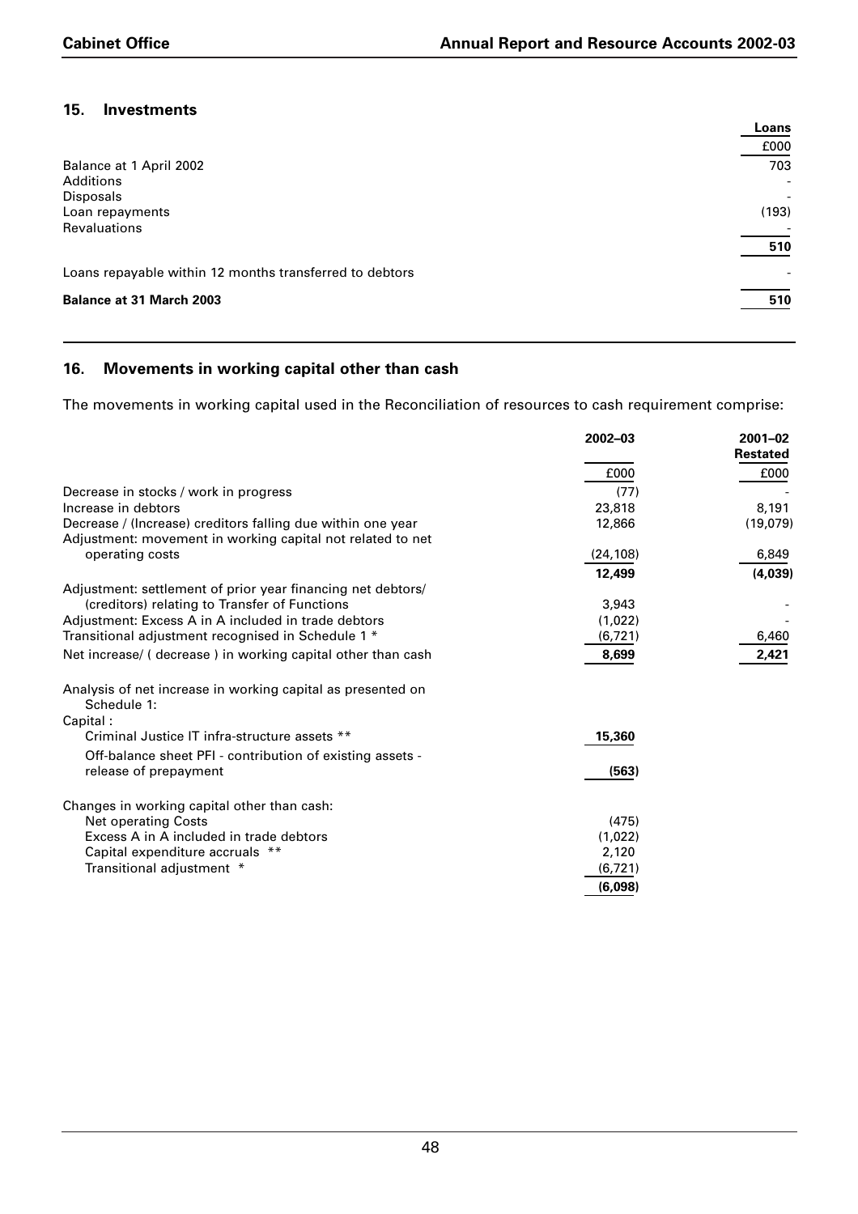## 15. Investments

| | Loans |
|---|---|
| | £000 |
| Balance at 1 April 2002 | 703 |
| Additions | - |
| Disposals | - |
| Loan repayments | (193) |
| Revaluations | - |
| | **510** |
| Loans repayable within 12 months transferred to debtors | - |
| **Balance at 31 March 2003** | **510** |

## 16. Movements in working capital other than cash

The movements in working capital used in the Reconciliation of resources to cash requirement comprise:

| | 2002–03 | 2001–02 Restated |
|---|---|---|
| | £000 | £000 |
| Decrease in stocks / work in progress | (77) | - |
| Increase in debtors | 23,818 | 8,191 |
| Decrease / (Increase) creditors falling due within one year | 12,866 | (19,079) |
| Adjustment: movement in working capital not related to net operating costs | (24,108) | 6,849 |
| | **12,499** | **(4,039)** |
| Adjustment: settlement of prior year financing net debtors/ (creditors) relating to Transfer of Functions | 3,943 | - |
| Adjustment: Excess A in A included in trade debtors | (1,022) | - |
| Transitional adjustment recognised in Schedule 1 * | (6,721) | 6,460 |
| Net increase/ ( decrease ) in working capital other than cash | **8,699** | **2,421** |
| Analysis of net increase in working capital as presented on Schedule 1: | | |
| Capital : | | |
| Criminal Justice IT infra-structure assets ** | **15,360** | |
| Off-balance sheet PFI - contribution of existing assets - release of prepayment | **(563)** | |
| Changes in working capital other than cash: | | |
| Net operating Costs | (475) | |
| Excess A in A included in trade debtors | (1,022) | |
| Capital expenditure accruals ** | 2,120 | |
| Transitional adjustment * | (6,721) | |
| | **(6,098)** | |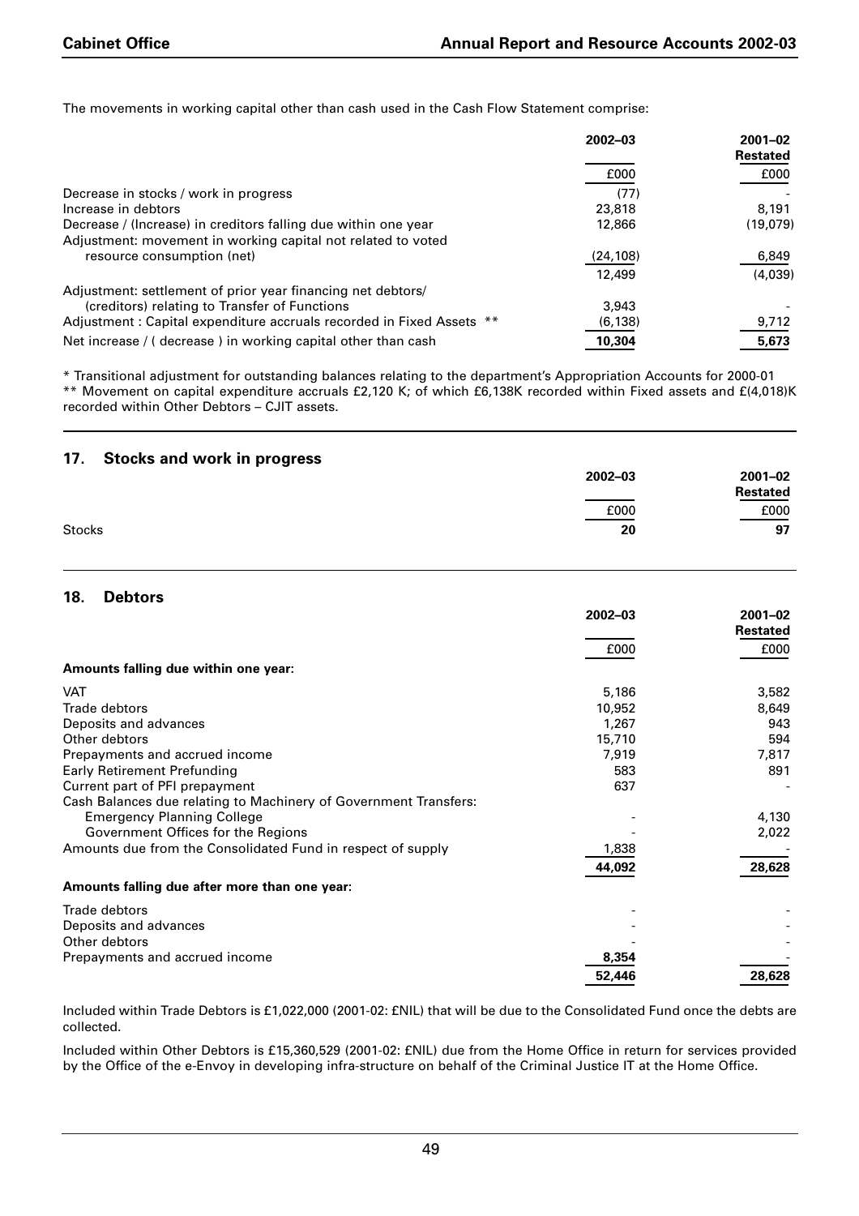The movements in working capital other than cash used in the Cash Flow Statement comprise:

| | 2002–03 | 2001–02 Restated |
|---|---|---|
| | £000 | £000 |
| Decrease in stocks / work in progress | (77) | - |
| Increase in debtors | 23,818 | 8,191 |
| Decrease / (Increase) in creditors falling due within one year | 12,866 | (19,079) |
| Adjustment: movement in working capital not related to voted resource consumption (net) | (24,108) | 6,849 |
| | 12,499 | (4,039) |
| Adjustment: settlement of prior year financing net debtors/ (creditors) relating to Transfer of Functions | 3,943 | - |
| Adjustment : Capital expenditure accruals recorded in Fixed Assets ** | (6,138) | 9,712 |
| Net increase / ( decrease ) in working capital other than cash | **10,304** | **5,673** |

\* Transitional adjustment for outstanding balances relating to the department's Appropriation Accounts for 2000-01
\*\* Movement on capital expenditure accruals £2,120 K; of which £6,138K recorded within Fixed assets and £(4,018)K recorded within Other Debtors – CJIT assets.

## 17. Stocks and work in progress

| | 2002–03 | 2001–02 Restated |
|---|---|---|
| | £000 | £000 |
| Stocks | **20** | **97** |

## 18. Debtors

| | 2002–03 | 2001–02 Restated |
|---|---|---|
| | £000 | £000 |
| **Amounts falling due within one year:** | | |
| VAT | 5,186 | 3,582 |
| Trade debtors | 10,952 | 8,649 |
| Deposits and advances | 1,267 | 943 |
| Other debtors | 15,710 | 594 |
| Prepayments and accrued income | 7,919 | 7,817 |
| Early Retirement Prefunding | 583 | 891 |
| Current part of PFI prepayment | 637 | - |
| Cash Balances due relating to Machinery of Government Transfers: | | |
| Emergency Planning College | - | 4,130 |
| Government Offices for the Regions | - | 2,022 |
| Amounts due from the Consolidated Fund in respect of supply | 1,838 | - |
| | **44,092** | **28,628** |
| **Amounts falling due after more than one year:** | | |
| Trade debtors | - | - |
| Deposits and advances | - | - |
| Other debtors | - | - |
| Prepayments and accrued income | **8,354** | - |
| | **52,446** | **28,628** |

Included within Trade Debtors is £1,022,000 (2001-02: £NIL) that will be due to the Consolidated Fund once the debts are collected.

Included within Other Debtors is £15,360,529 (2001-02: £NIL) due from the Home Office in return for services provided by the Office of the e-Envoy in developing infra-structure on behalf of the Criminal Justice IT at the Home Office.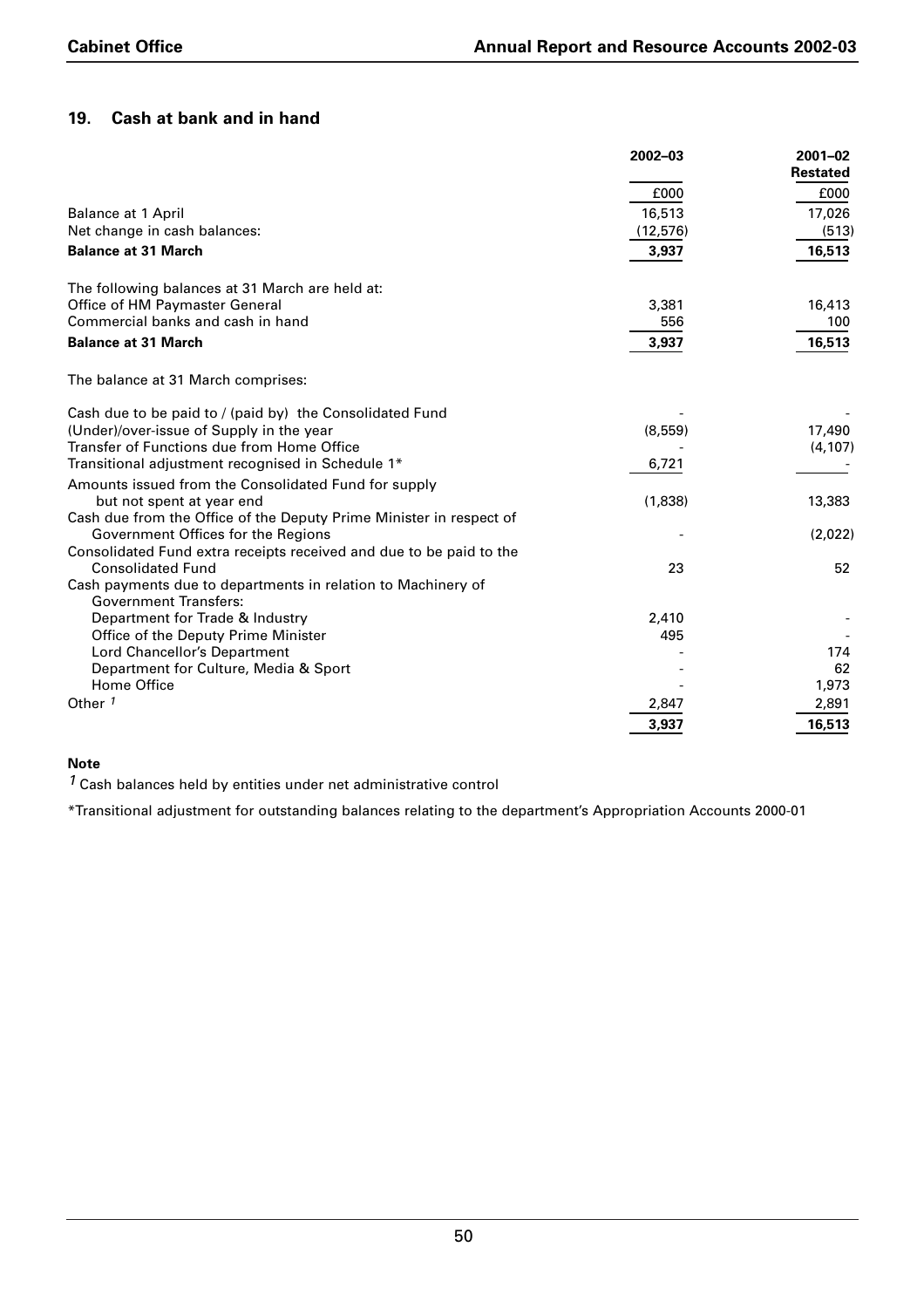## 19. Cash at bank and in hand

| | 2002–03 | 2001–02 Restated |
|---|---|---|
| | £000 | £000 |
| Balance at 1 April | 16,513 | 17,026 |
| Net change in cash balances: | (12,576) | (513) |
| **Balance at 31 March** | **3,937** | **16,513** |
| | | |
| The following balances at 31 March are held at: | | |
| Office of HM Paymaster General | 3,381 | 16,413 |
| Commercial banks and cash in hand | 556 | 100 |
| **Balance at 31 March** | **3,937** | **16,513** |
| | | |
| The balance at 31 March comprises: | | |
| | | |
| Cash due to be paid to / (paid by) the Consolidated Fund | - | - |
| (Under)/over-issue of Supply in the year | (8,559) | 17,490 |
| Transfer of Functions due from Home Office | - | (4,107) |
| Transitional adjustment recognised in Schedule 1* | 6,721 | - |
| Amounts issued from the Consolidated Fund for supply but not spent at year end | (1,838) | 13,383 |
| Cash due from the Office of the Deputy Prime Minister in respect of Government Offices for the Regions | - | (2,022) |
| Consolidated Fund extra receipts received and due to be paid to the Consolidated Fund | 23 | 52 |
| Cash payments due to departments in relation to Machinery of Government Transfers: | | |
| Department for Trade & Industry | 2,410 | - |
| Office of the Deputy Prime Minister | 495 | - |
| Lord Chancellor's Department | - | 174 |
| Department for Culture, Media & Sport | - | 62 |
| Home Office | - | 1,973 |
| Other [1] | 2,847 | 2,891 |
| | **3,937** | **16,513** |

**Note**

[1] Cash balances held by entities under net administrative control

*Transitional adjustment for outstanding balances relating to the department's Appropriation Accounts 2000-01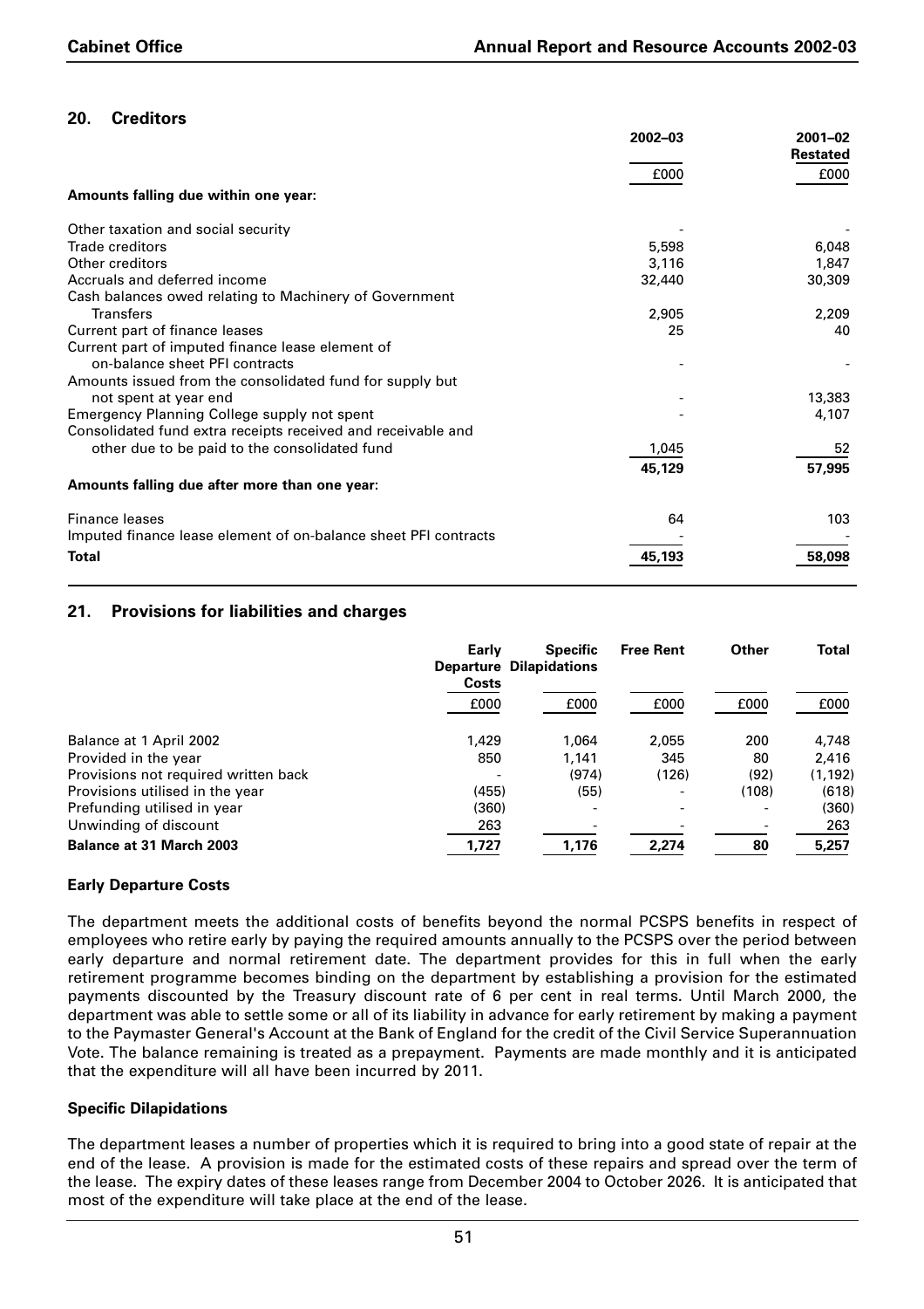## 20. Creditors

| | 2002–03 | 2001–02 Restated |
|---|---|---|
| | £000 | £000 |
| **Amounts falling due within one year:** | | |
| Other taxation and social security | - | - |
| Trade creditors | 5,598 | 6,048 |
| Other creditors | 3,116 | 1,847 |
| Accruals and deferred income | 32,440 | 30,309 |
| Cash balances owed relating to Machinery of Government Transfers | 2,905 | 2,209 |
| Current part of finance leases | 25 | 40 |
| Current part of imputed finance lease element of on-balance sheet PFI contracts | - | - |
| Amounts issued from the consolidated fund for supply but not spent at year end | - | 13,383 |
| Emergency Planning College supply not spent | - | 4,107 |
| Consolidated fund extra receipts received and receivable and other due to be paid to the consolidated fund | 1,045 | 52 |
| | 45,129 | 57,995 |
| **Amounts falling due after more than one year:** | | |
| Finance leases | 64 | 103 |
| Imputed finance lease element of on-balance sheet PFI contracts | - | - |
| **Total** | 45,193 | 58,098 |

## 21. Provisions for liabilities and charges

| | Early Departure Costs | Specific Dilapidations | Free Rent | Other | Total |
|---|---|---|---|---|---|
| | £000 | £000 | £000 | £000 | £000 |
| Balance at 1 April 2002 | 1,429 | 1,064 | 2,055 | 200 | 4,748 |
| Provided in the year | 850 | 1,141 | 345 | 80 | 2,416 |
| Provisions not required written back | - | (974) | (126) | (92) | (1,192) |
| Provisions utilised in the year | (455) | (55) | - | (108) | (618) |
| Prefunding utilised in year | (360) | - | - | - | (360) |
| Unwinding of discount | 263 | - | - | - | 263 |
| **Balance at 31 March 2003** | 1,727 | 1,176 | 2,274 | 80 | 5,257 |

### Early Departure Costs

The department meets the additional costs of benefits beyond the normal PCSPS benefits in respect of employees who retire early by paying the required amounts annually to the PCSPS over the period between early departure and normal retirement date. The department provides for this in full when the early retirement programme becomes binding on the department by establishing a provision for the estimated payments discounted by the Treasury discount rate of 6 per cent in real terms. Until March 2000, the department was able to settle some or all of its liability in advance for early retirement by making a payment to the Paymaster General's Account at the Bank of England for the credit of the Civil Service Superannuation Vote. The balance remaining is treated as a prepayment. Payments are made monthly and it is anticipated that the expenditure will all have been incurred by 2011.

### Specific Dilapidations

The department leases a number of properties which it is required to bring into a good state of repair at the end of the lease. A provision is made for the estimated costs of these repairs and spread over the term of the lease. The expiry dates of these leases range from December 2004 to October 2026. It is anticipated that most of the expenditure will take place at the end of the lease.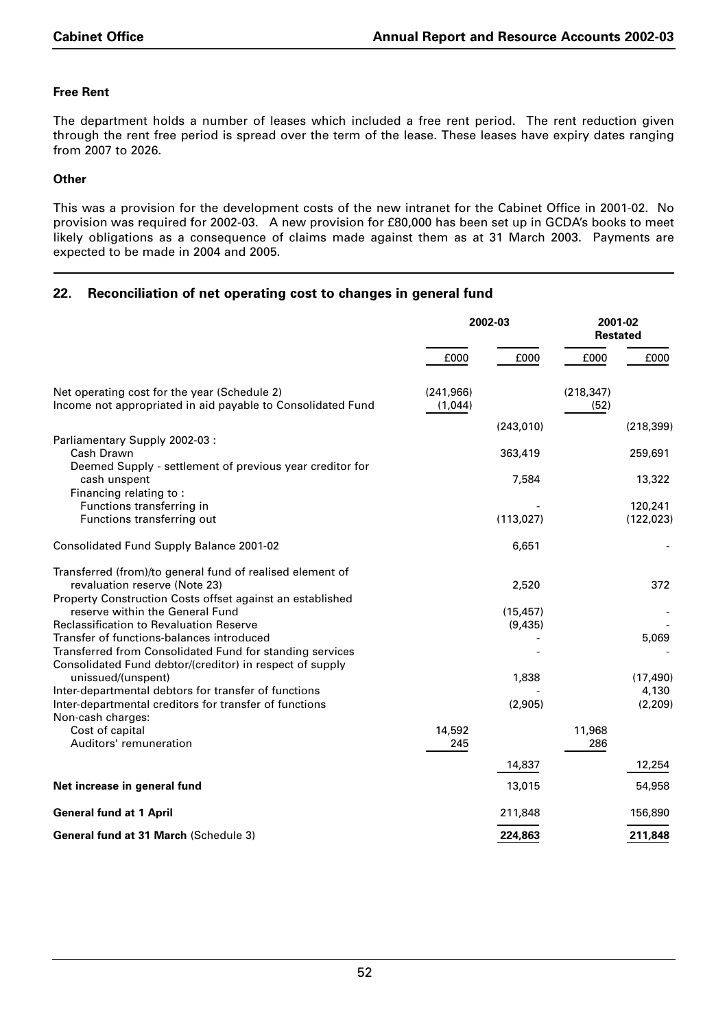### Free Rent

The department holds a number of leases which included a free rent period. The rent reduction given through the rent free period is spread over the term of the lease. These leases have expiry dates ranging from 2007 to 2026.

### Other

This was a provision for the development costs of the new intranet for the Cabinet Office in 2001-02. No provision was required for 2002-03. A new provision for £80,000 has been set up in GCDA's books to meet likely obligations as a consequence of claims made against them as at 31 March 2003. Payments are expected to be made in 2004 and 2005.

## 22. Reconciliation of net operating cost to changes in general fund

| | 2002-03 | | 2001-02 Restated | |
|---|---|---|---|---|
| | £000 | £000 | £000 | £000 |
| Net operating cost for the year (Schedule 2) | (241,966) | | (218,347) | |
| Income not appropriated in aid payable to Consolidated Fund | (1,044) | | (52) | |
| | | (243,010) | | (218,399) |
| Parliamentary Supply 2002-03 : | | | | |
| Cash Drawn | | 363,419 | | 259,691 |
| Deemed Supply - settlement of previous year creditor for cash unspent | | 7,584 | | 13,322 |
| Financing relating to : | | | | |
| Functions transferring in | | - | | 120,241 |
| Functions transferring out | | (113,027) | | (122,023) |
| Consolidated Fund Supply Balance 2001-02 | | 6,651 | | - |
| Transferred (from)/to general fund of realised element of revaluation reserve (Note 23) | | 2,520 | | 372 |
| Property Construction Costs offset against an established reserve within the General Fund | | (15,457) | | - |
| Reclassification to Revaluation Reserve | | (9,435) | | - |
| Transfer of functions-balances introduced | | - | | 5,069 |
| Transferred from Consolidated Fund for standing services | | - | | - |
| Consolidated Fund debtor/(creditor) in respect of supply unissued/(unspent) | | 1,838 | | (17,490) |
| Inter-departmental debtors for transfer of functions | | - | | 4,130 |
| Inter-departmental creditors for transfer of functions | | (2,905) | | (2,209) |
| Non-cash charges: | | | | |
| Cost of capital | 14,592 | | 11,968 | |
| Auditors' remuneration | 245 | | 286 | |
| | | 14,837 | | 12,254 |
| **Net increase in general fund** | | 13,015 | | 54,958 |
| **General fund at 1 April** | | 211,848 | | 156,890 |
| **General fund at 31 March** (Schedule 3) | | **224,863** | | **211,848** |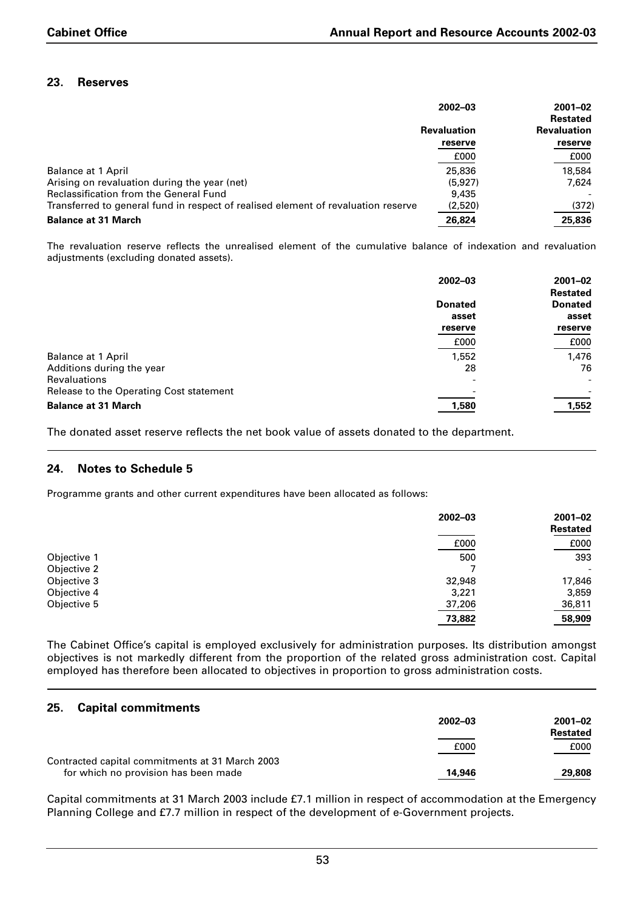## 23. Reserves

| | 2002–03 | 2001–02 Restated |
|---|---|---|
| | Revaluation reserve | Revaluation reserve |
| | £000 | £000 |
| Balance at 1 April | 25,836 | 18,584 |
| Arising on revaluation during the year (net) | (5,927) | 7,624 |
| Reclassification from the General Fund | 9,435 | - |
| Transferred to general fund in respect of realised element of revaluation reserve | (2,520) | (372) |
| **Balance at 31 March** | **26,824** | **25,836** |

The revaluation reserve reflects the unrealised element of the cumulative balance of indexation and revaluation adjustments (excluding donated assets).

| | 2002–03 | 2001–02 Restated |
|---|---|---|
| | Donated asset reserve | Donated asset reserve |
| | £000 | £000 |
| Balance at 1 April | 1,552 | 1,476 |
| Additions during the year | 28 | 76 |
| Revaluations | - | - |
| Release to the Operating Cost statement | - | - |
| **Balance at 31 March** | **1,580** | **1,552** |

The donated asset reserve reflects the net book value of assets donated to the department.

## 24. Notes to Schedule 5

Programme grants and other current expenditures have been allocated as follows:

| | 2002–03 | 2001–02 Restated |
|---|---|---|
| | £000 | £000 |
| Objective 1 | 500 | 393 |
| Objective 2 | 7 | - |
| Objective 3 | 32,948 | 17,846 |
| Objective 4 | 3,221 | 3,859 |
| Objective 5 | 37,206 | 36,811 |
| | **73,882** | **58,909** |

The Cabinet Office's capital is employed exclusively for administration purposes. Its distribution amongst objectives is not markedly different from the proportion of the related gross administration cost. Capital employed has therefore been allocated to objectives in proportion to gross administration costs.

## 25. Capital commitments

| | 2002–03 | 2001–02 Restated |
|---|---|---|
| | £000 | £000 |
| Contracted capital commitments at 31 March 2003 for which no provision has been made | **14,946** | **29,808** |

Capital commitments at 31 March 2003 include £7.1 million in respect of accommodation at the Emergency Planning College and £7.7 million in respect of the development of e-Government projects.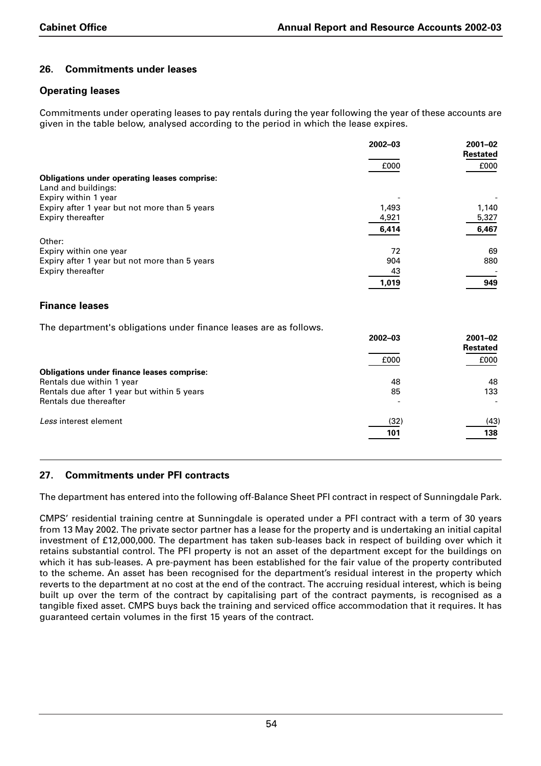## 26. Commitments under leases

### Operating leases

Commitments under operating leases to pay rentals during the year following the year of these accounts are given in the table below, analysed according to the period in which the lease expires.

| | 2002–03 | 2001–02 Restated |
|---|---|---|
| | £000 | £000 |
| **Obligations under operating leases comprise:** | | |
| Land and buildings: | | |
| Expiry within 1 year | - | - |
| Expiry after 1 year but not more than 5 years | 1,493 | 1,140 |
| Expiry thereafter | 4,921 | 5,327 |
| | **6,414** | **6,467** |
| Other: | | |
| Expiry within one year | 72 | 69 |
| Expiry after 1 year but not more than 5 years | 904 | 880 |
| Expiry thereafter | 43 | - |
| | **1,019** | **949** |

### Finance leases

The department's obligations under finance leases are as follows.

| | 2002–03 | 2001–02 Restated |
|---|---|---|
| | £000 | £000 |
| **Obligations under finance leases comprise:** | | |
| Rentals due within 1 year | 48 | 48 |
| Rentals due after 1 year but within 5 years | 85 | 133 |
| Rentals due thereafter | - | - |
| *Less* interest element | (32) | (43) |
| | **101** | **138** |

## 27. Commitments under PFI contracts

The department has entered into the following off-Balance Sheet PFI contract in respect of Sunningdale Park.

CMPS' residential training centre at Sunningdale is operated under a PFI contract with a term of 30 years from 13 May 2002. The private sector partner has a lease for the property and is undertaking an initial capital investment of £12,000,000. The department has taken sub-leases back in respect of building over which it retains substantial control. The PFI property is not an asset of the department except for the buildings on which it has sub-leases. A pre-payment has been established for the fair value of the property contributed to the scheme. An asset has been recognised for the department's residual interest in the property which reverts to the department at no cost at the end of the contract. The accruing residual interest, which is being built up over the term of the contract by capitalising part of the contract payments, is recognised as a tangible fixed asset. CMPS buys back the training and serviced office accommodation that it requires. It has guaranteed certain volumes in the first 15 years of the contract.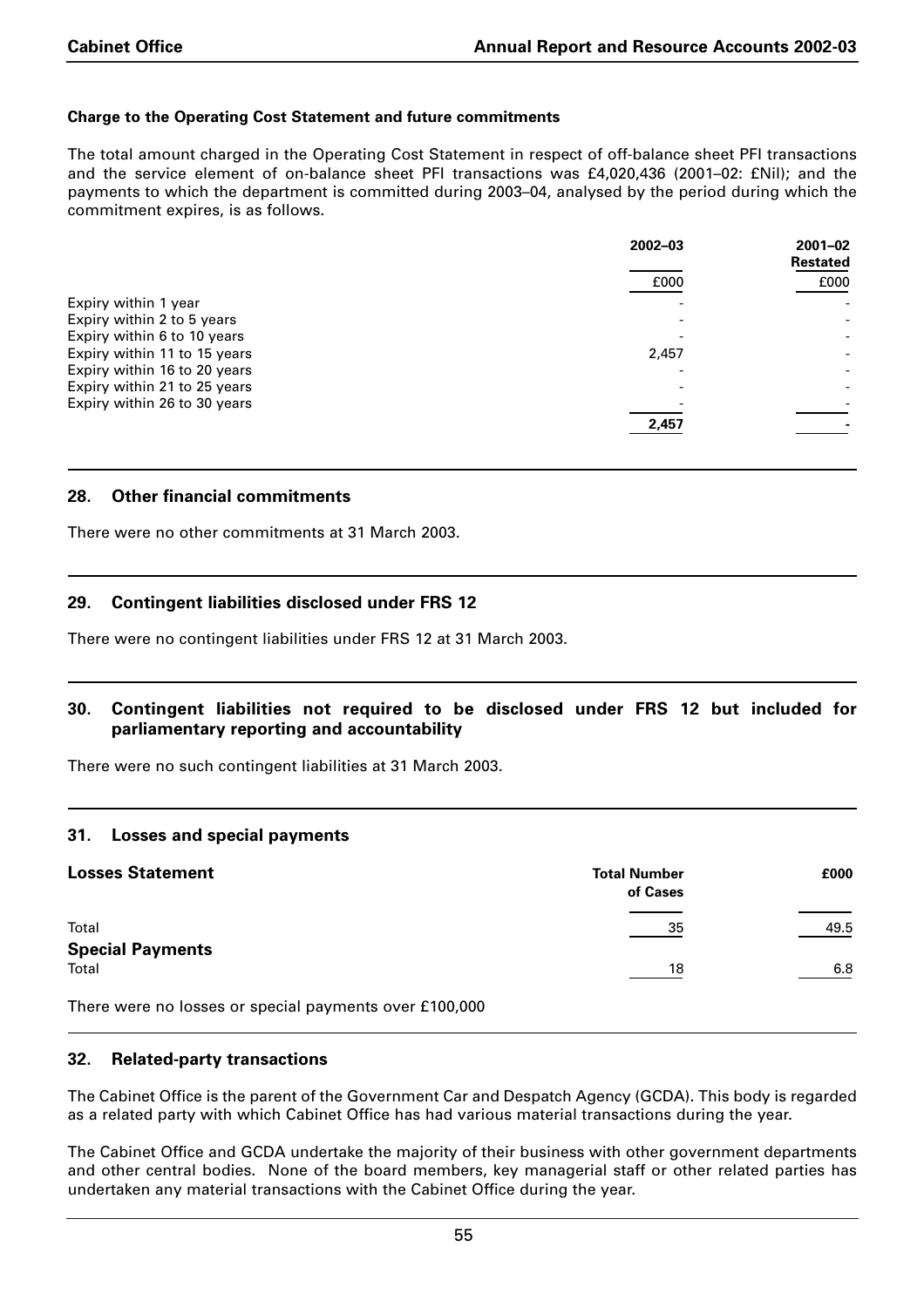**Charge to the Operating Cost Statement and future commitments**

The total amount charged in the Operating Cost Statement in respect of off-balance sheet PFI transactions and the service element of on-balance sheet PFI transactions was £4,020,436 (2001–02: £Nil); and the payments to which the department is committed during 2003–04, analysed by the period during which the commitment expires, is as follows.

| | 2002–03 | 2001–02 Restated |
|---|---|---|
| | £000 | £000 |
| Expiry within 1 year | - | - |
| Expiry within 2 to 5 years | - | - |
| Expiry within 6 to 10 years | - | - |
| Expiry within 11 to 15 years | 2,457 | - |
| Expiry within 16 to 20 years | - | - |
| Expiry within 21 to 25 years | - | - |
| Expiry within 26 to 30 years | - | - |
| | **2,457** | **-** |

## 28. Other financial commitments

There were no other commitments at 31 March 2003.

## 29. Contingent liabilities disclosed under FRS 12

There were no contingent liabilities under FRS 12 at 31 March 2003.

## 30. Contingent liabilities not required to be disclosed under FRS 12 but included for parliamentary reporting and accountability

There were no such contingent liabilities at 31 March 2003.

## 31. Losses and special payments

| **Losses Statement** | **Total Number of Cases** | **£000** |
|---|---|---|
| Total | 35 | 49.5 |
| **Special Payments** | | |
| Total | 18 | 6.8 |

There were no losses or special payments over £100,000

## 32. Related-party transactions

The Cabinet Office is the parent of the Government Car and Despatch Agency (GCDA). This body is regarded as a related party with which Cabinet Office has had various material transactions during the year.

The Cabinet Office and GCDA undertake the majority of their business with other government departments and other central bodies. None of the board members, key managerial staff or other related parties has undertaken any material transactions with the Cabinet Office during the year.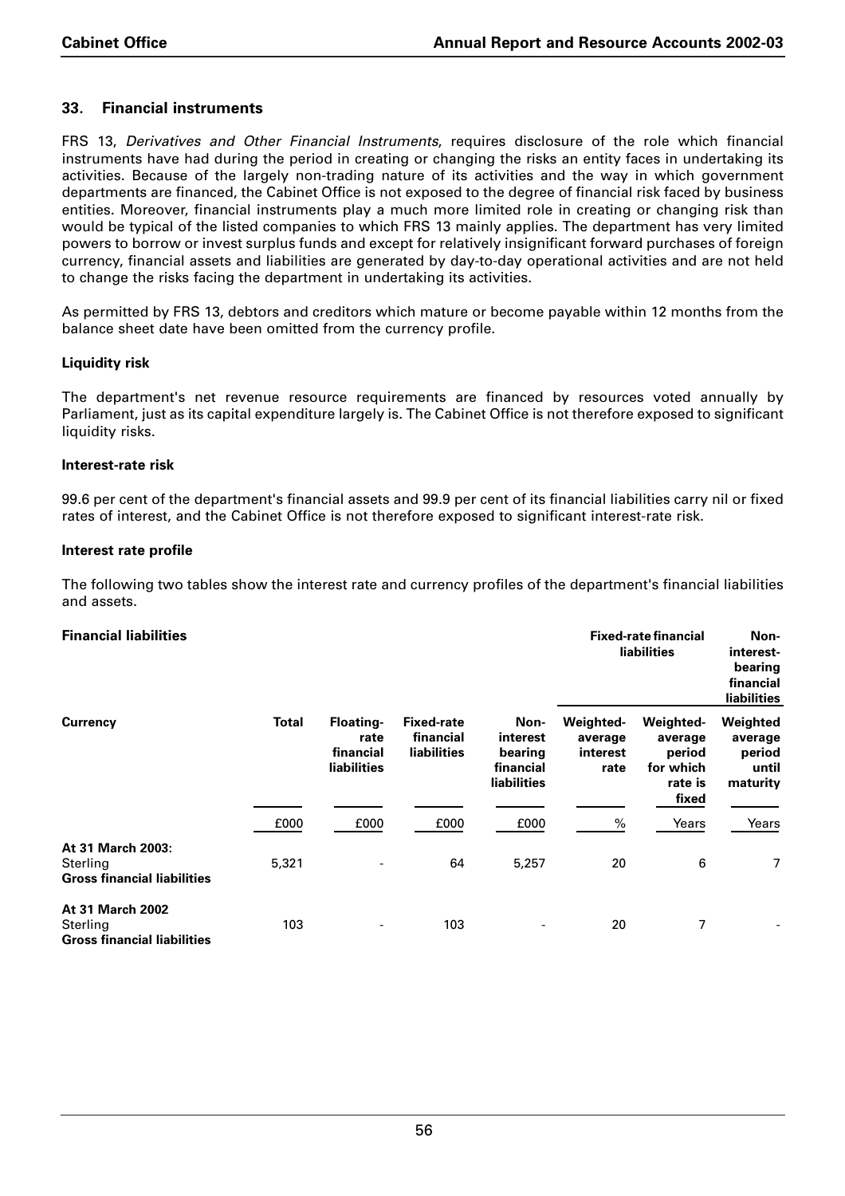## 33. Financial instruments

FRS 13, *Derivatives and Other Financial Instruments*, requires disclosure of the role which financial instruments have had during the period in creating or changing the risks an entity faces in undertaking its activities. Because of the largely non-trading nature of its activities and the way in which government departments are financed, the Cabinet Office is not exposed to the degree of financial risk faced by business entities. Moreover, financial instruments play a much more limited role in creating or changing risk than would be typical of the listed companies to which FRS 13 mainly applies. The department has very limited powers to borrow or invest surplus funds and except for relatively insignificant forward purchases of foreign currency, financial assets and liabilities are generated by day-to-day operational activities and are not held to change the risks facing the department in undertaking its activities.

As permitted by FRS 13, debtors and creditors which mature or become payable within 12 months from the balance sheet date have been omitted from the currency profile.

**Liquidity risk**

The department's net revenue resource requirements are financed by resources voted annually by Parliament, just as its capital expenditure largely is. The Cabinet Office is not therefore exposed to significant liquidity risks.

**Interest-rate risk**

99.6 per cent of the department's financial assets and 99.9 per cent of its financial liabilities carry nil or fixed rates of interest, and the Cabinet Office is not therefore exposed to significant interest-rate risk.

**Interest rate profile**

The following two tables show the interest rate and currency profiles of the department's financial liabilities and assets.

**Financial liabilities**

| | | | | | Fixed-rate financial liabilities | | Non-interest-bearing financial liabilities |
|---|---|---|---|---|---|---|---|
| **Currency** | **Total** | **Floating-rate financial liabilities** | **Fixed-rate financial liabilities** | **Non-interest bearing financial liabilities** | **Weighted-average interest rate** | **Weighted-average period for which rate is fixed** | **Weighted average period until maturity** |
| | £000 | £000 | £000 | £000 | % | Years | Years |
| **At 31 March 2003:** | | | | | | | |
| Sterling | 5,321 | - | 64 | 5,257 | 20 | 6 | 7 |
| **Gross financial liabilities** | | | | | | | |
| **At 31 March 2002** | | | | | | | |
| Sterling | 103 | - | 103 | - | 20 | 7 | - |
| **Gross financial liabilities** | | | | | | | |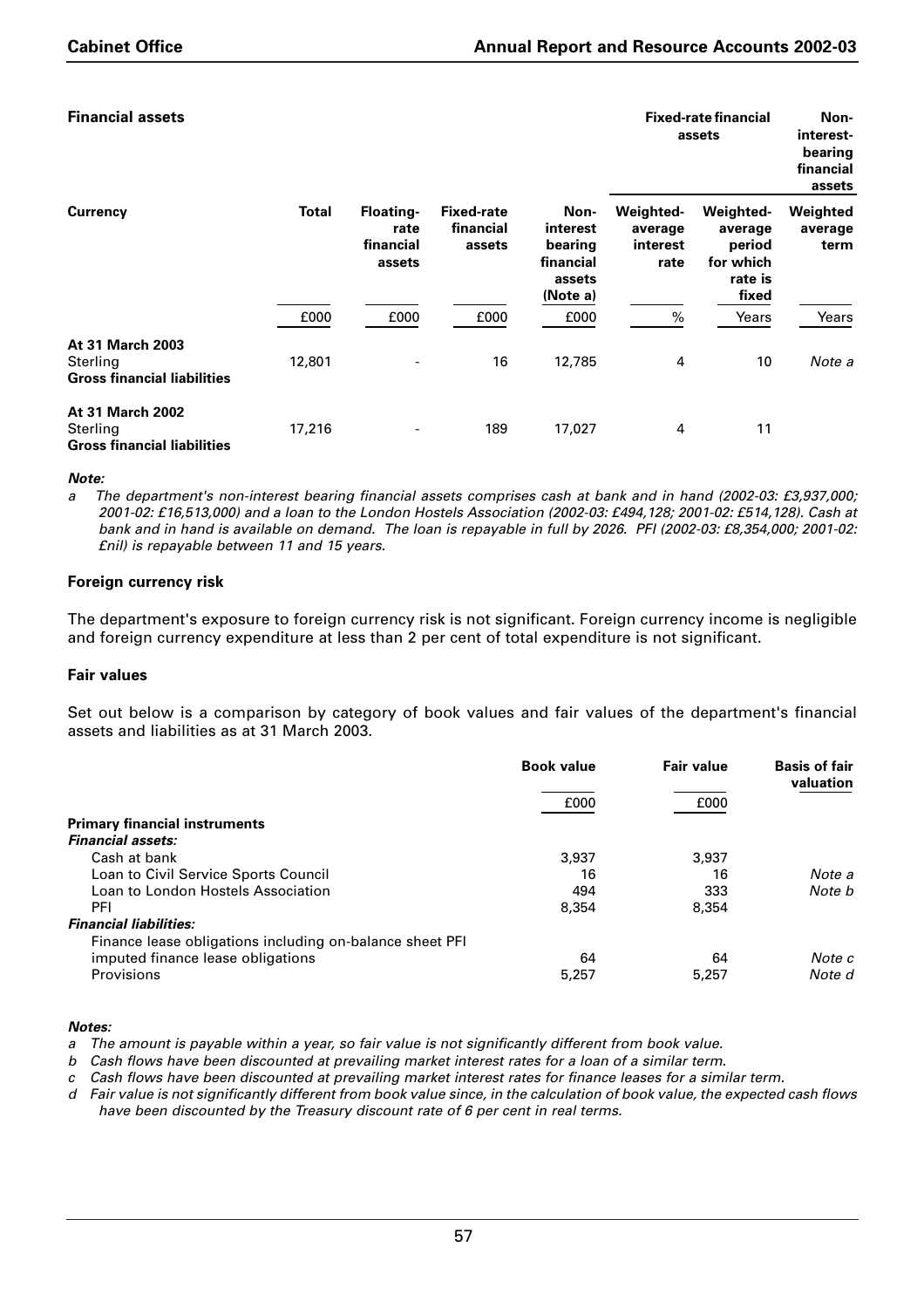### Financial assets

| Currency | Total | Floating-rate financial assets | Fixed-rate financial assets | Non-interest bearing financial assets (Note a) | Fixed-rate financial assets | | Non-interest-bearing financial assets |
|---|---|---|---|---|---|---|---|
| | | | | | Weighted-average interest rate | Weighted-average period for which rate is fixed | Weighted average term |
| | £000 | £000 | £000 | £000 | % | Years | Years |
| **At 31 March 2003** | | | | | | | |
| Sterling | 12,801 | - | 16 | 12,785 | 4 | 10 | *Note a* |
| **Gross financial liabilities** | | | | | | | |
| **At 31 March 2002** | | | | | | | |
| Sterling | 17,216 | - | 189 | 17,027 | 4 | 11 | |
| **Gross financial liabilities** | | | | | | | |

***Note:***

*a The department's non-interest bearing financial assets comprises cash at bank and in hand (2002-03: £3,937,000; 2001-02: £16,513,000) and a loan to the London Hostels Association (2002-03: £494,128; 2001-02: £514,128). Cash at bank and in hand is available on demand. The loan is repayable in full by 2026. PFI (2002-03: £8,354,000; 2001-02: £nil) is repayable between 11 and 15 years.*

### Foreign currency risk

The department's exposure to foreign currency risk is not significant. Foreign currency income is negligible and foreign currency expenditure at less than 2 per cent of total expenditure is not significant.

### Fair values

Set out below is a comparison by category of book values and fair values of the department's financial assets and liabilities as at 31 March 2003.

| | Book value | Fair value | Basis of fair valuation |
|---|---|---|---|
| | £000 | £000 | |
| **Primary financial instruments** | | | |
| ***Financial assets:*** | | | |
| Cash at bank | 3,937 | 3,937 | |
| Loan to Civil Service Sports Council | 16 | 16 | *Note a* |
| Loan to London Hostels Association | 494 | 333 | *Note b* |
| PFI | 8,354 | 8,354 | |
| ***Financial liabilities:*** | | | |
| Finance lease obligations including on-balance sheet PFI imputed finance lease obligations | 64 | 64 | *Note c* |
| Provisions | 5,257 | 5,257 | *Note d* |

***Notes:***

*a The amount is payable within a year, so fair value is not significantly different from book value.*

*b Cash flows have been discounted at prevailing market interest rates for a loan of a similar term.*

*c Cash flows have been discounted at prevailing market interest rates for finance leases for a similar term.*

*d Fair value is not significantly different from book value since, in the calculation of book value, the expected cash flows have been discounted by the Treasury discount rate of 6 per cent in real terms.*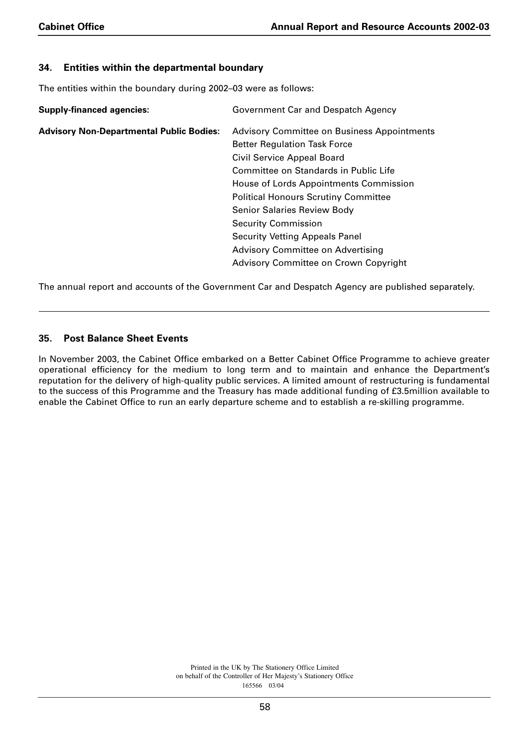## 34. Entities within the departmental boundary

The entities within the boundary during 2002–03 were as follows:

| | |
|---|---|
| **Supply-financed agencies:** | Government Car and Despatch Agency |
| **Advisory Non-Departmental Public Bodies:** | Advisory Committee on Business Appointments |
| | Better Regulation Task Force |
| | Civil Service Appeal Board |
| | Committee on Standards in Public Life |
| | House of Lords Appointments Commission |
| | Political Honours Scrutiny Committee |
| | Senior Salaries Review Body |
| | Security Commission |
| | Security Vetting Appeals Panel |
| | Advisory Committee on Advertising |
| | Advisory Committee on Crown Copyright |

The annual report and accounts of the Government Car and Despatch Agency are published separately.

## 35. Post Balance Sheet Events

In November 2003, the Cabinet Office embarked on a Better Cabinet Office Programme to achieve greater operational efficiency for the medium to long term and to maintain and enhance the Department's reputation for the delivery of high-quality public services. A limited amount of restructuring is fundamental to the success of this Programme and the Treasury has made additional funding of £3.5million available to enable the Cabinet Office to run an early departure scheme and to establish a re-skilling programme.

Printed in the UK by The Stationery Office Limited
on behalf of the Controller of Her Majesty's Stationery Office
165566 03/04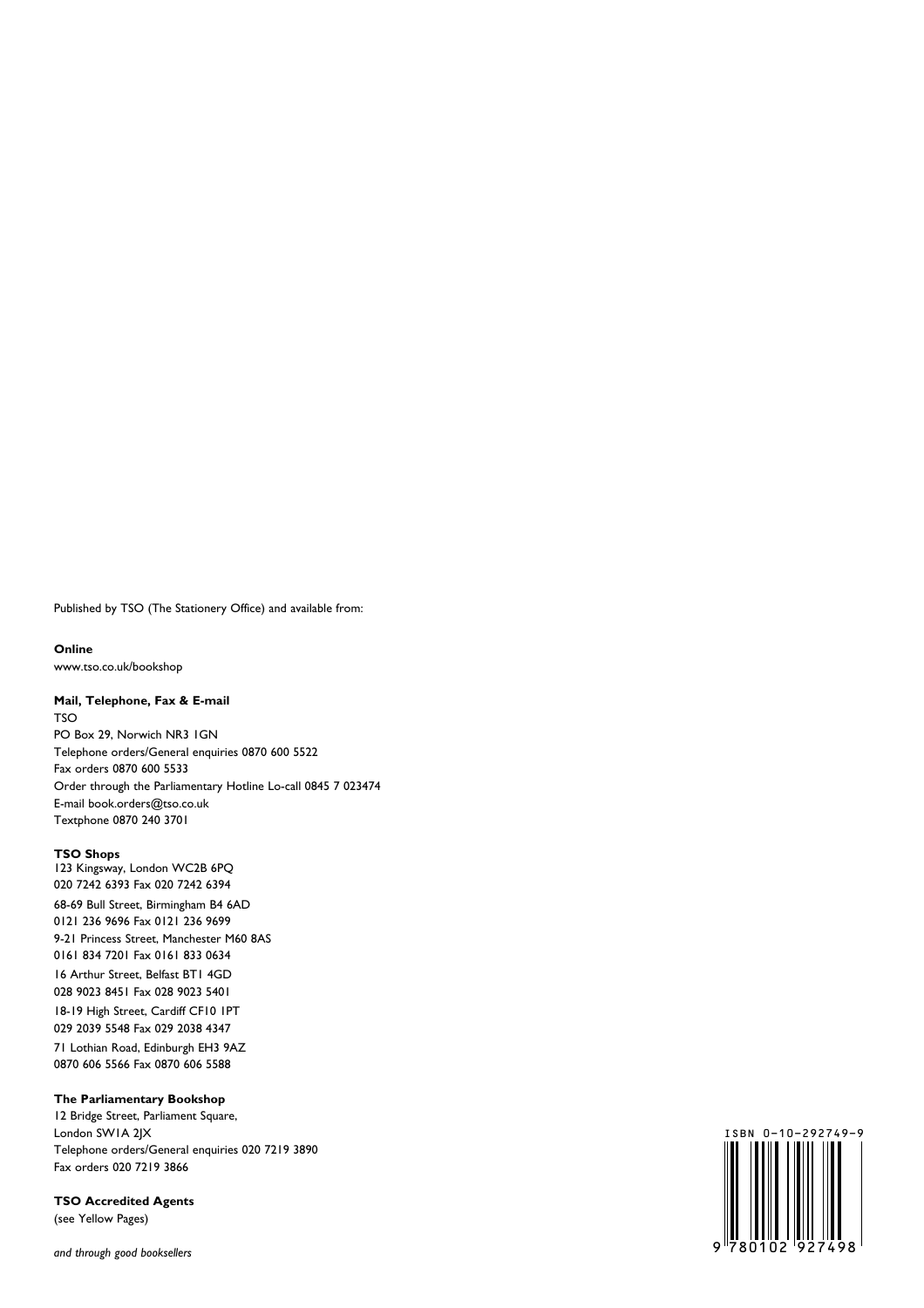Published by TSO (The Stationery Office) and available from:

**Online**
www.tso.co.uk/bookshop

**Mail, Telephone, Fax & E-mail**
TSO
PO Box 29, Norwich NR3 1GN
Telephone orders/General enquiries 0870 600 5522
Fax orders 0870 600 5533
Order through the Parliamentary Hotline Lo-call 0845 7 023474
E-mail book.orders@tso.co.uk
Textphone 0870 240 3701

**TSO Shops**
123 Kingsway, London WC2B 6PQ
020 7242 6393 Fax 020 7242 6394
68-69 Bull Street, Birmingham B4 6AD
0121 236 9696 Fax 0121 236 9699
9-21 Princess Street, Manchester M60 8AS
0161 834 7201 Fax 0161 833 0634
16 Arthur Street, Belfast BT1 4GD
028 9023 8451 Fax 028 9023 5401
18-19 High Street, Cardiff CF10 1PT
029 2039 5548 Fax 029 2038 4347
71 Lothian Road, Edinburgh EH3 9AZ
0870 606 5566 Fax 0870 606 5588

**The Parliamentary Bookshop**
12 Bridge Street, Parliament Square,
London SW1A 2JX
Telephone orders/General enquiries 020 7219 3890
Fax orders 020 7219 3866

**TSO Accredited Agents**
(see Yellow Pages)

*and through good booksellers*

ISBN 0-10-292749-9

9 780102 927498